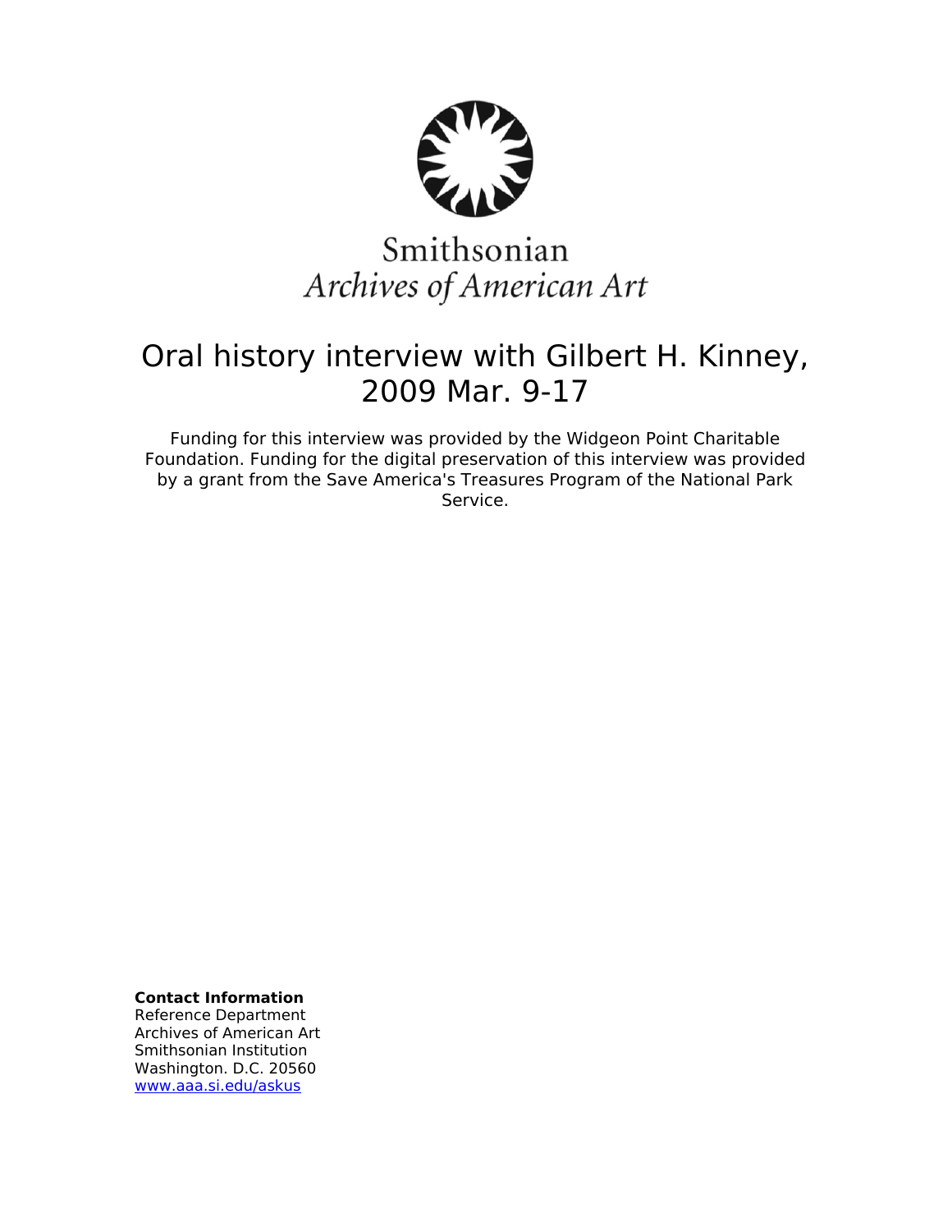Smithsonian
*Archives of American Art*

# Oral history interview with Gilbert H. Kinney, 2009 Mar. 9-17

Funding for this interview was provided by the Widgeon Point Charitable Foundation. Funding for the digital preservation of this interview was provided by a grant from the Save America's Treasures Program of the National Park Service.

**Contact Information**
Reference Department
Archives of American Art
Smithsonian Institution
Washington. D.C. 20560
www.aaa.si.edu/askus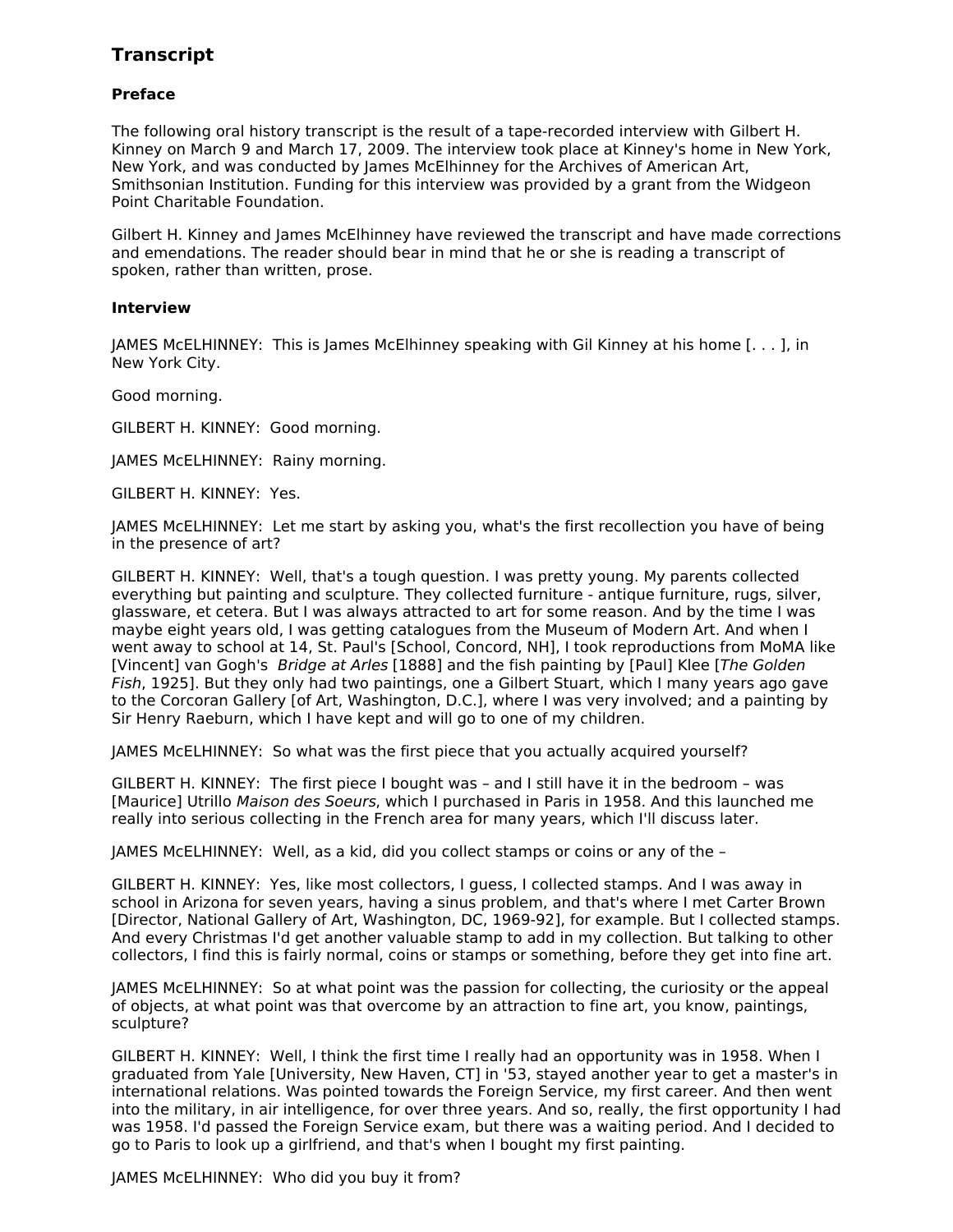## Transcript

### Preface

The following oral history transcript is the result of a tape-recorded interview with Gilbert H. Kinney on March 9 and March 17, 2009. The interview took place at Kinney's home in New York, New York, and was conducted by James McElhinney for the Archives of American Art, Smithsonian Institution. Funding for this interview was provided by a grant from the Widgeon Point Charitable Foundation.

Gilbert H. Kinney and James McElhinney have reviewed the transcript and have made corrections and emendations. The reader should bear in mind that he or she is reading a transcript of spoken, rather than written, prose.

### Interview

JAMES McELHINNEY: This is James McElhinney speaking with Gil Kinney at his home [. . . ], in New York City.

Good morning.

GILBERT H. KINNEY: Good morning.

JAMES McELHINNEY: Rainy morning.

GILBERT H. KINNEY: Yes.

JAMES McELHINNEY: Let me start by asking you, what's the first recollection you have of being in the presence of art?

GILBERT H. KINNEY: Well, that's a tough question. I was pretty young. My parents collected everything but painting and sculpture. They collected furniture - antique furniture, rugs, silver, glassware, et cetera. But I was always attracted to art for some reason. And by the time I was maybe eight years old, I was getting catalogues from the Museum of Modern Art. And when I went away to school at 14, St. Paul's [School, Concord, NH], I took reproductions from MoMA like [Vincent] van Gogh's *Bridge at Arles* [1888] and the fish painting by [Paul] Klee [*The Golden Fish*, 1925]. But they only had two paintings, one a Gilbert Stuart, which I many years ago gave to the Corcoran Gallery [of Art, Washington, D.C.], where I was very involved; and a painting by Sir Henry Raeburn, which I have kept and will go to one of my children.

JAMES McELHINNEY: So what was the first piece that you actually acquired yourself?

GILBERT H. KINNEY: The first piece I bought was – and I still have it in the bedroom – was [Maurice] Utrillo *Maison des Soeurs*, which I purchased in Paris in 1958. And this launched me really into serious collecting in the French area for many years, which I'll discuss later.

JAMES McELHINNEY: Well, as a kid, did you collect stamps or coins or any of the –

GILBERT H. KINNEY: Yes, like most collectors, I guess, I collected stamps. And I was away in school in Arizona for seven years, having a sinus problem, and that's where I met Carter Brown [Director, National Gallery of Art, Washington, DC, 1969-92], for example. But I collected stamps. And every Christmas I'd get another valuable stamp to add in my collection. But talking to other collectors, I find this is fairly normal, coins or stamps or something, before they get into fine art.

JAMES McELHINNEY: So at what point was the passion for collecting, the curiosity or the appeal of objects, at what point was that overcome by an attraction to fine art, you know, paintings, sculpture?

GILBERT H. KINNEY: Well, I think the first time I really had an opportunity was in 1958. When I graduated from Yale [University, New Haven, CT] in '53, stayed another year to get a master's in international relations. Was pointed towards the Foreign Service, my first career. And then went into the military, in air intelligence, for over three years. And so, really, the first opportunity I had was 1958. I'd passed the Foreign Service exam, but there was a waiting period. And I decided to go to Paris to look up a girlfriend, and that's when I bought my first painting.

JAMES McELHINNEY: Who did you buy it from?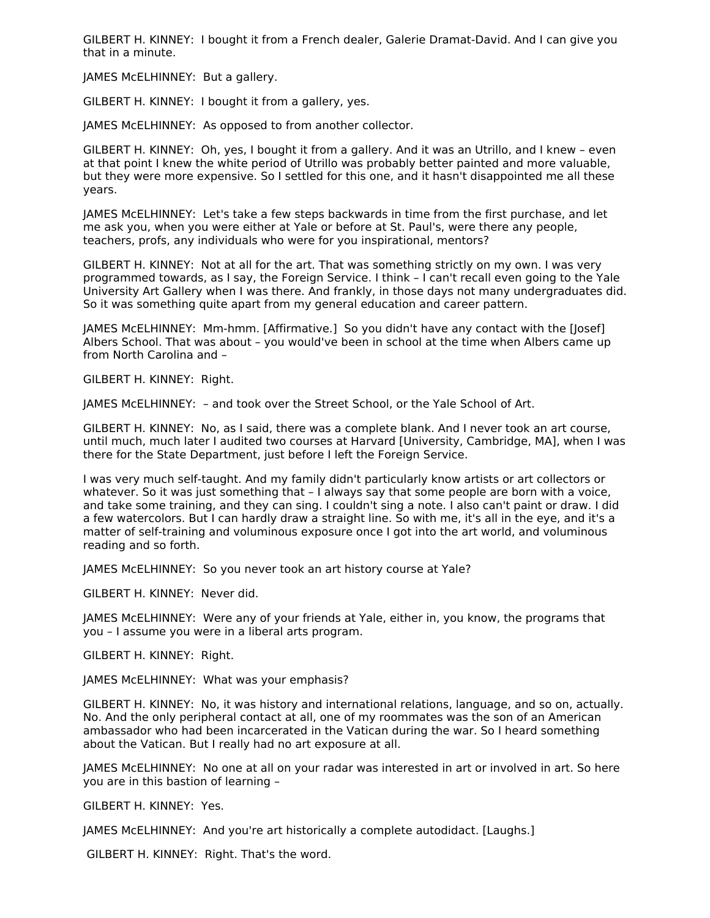GILBERT H. KINNEY: I bought it from a French dealer, Galerie Dramat-David. And I can give you that in a minute.

JAMES McELHINNEY: But a gallery.

GILBERT H. KINNEY: I bought it from a gallery, yes.

JAMES McELHINNEY: As opposed to from another collector.

GILBERT H. KINNEY: Oh, yes, I bought it from a gallery. And it was an Utrillo, and I knew – even at that point I knew the white period of Utrillo was probably better painted and more valuable, but they were more expensive. So I settled for this one, and it hasn't disappointed me all these years.

JAMES McELHINNEY: Let's take a few steps backwards in time from the first purchase, and let me ask you, when you were either at Yale or before at St. Paul's, were there any people, teachers, profs, any individuals who were for you inspirational, mentors?

GILBERT H. KINNEY: Not at all for the art. That was something strictly on my own. I was very programmed towards, as I say, the Foreign Service. I think – I can't recall even going to the Yale University Art Gallery when I was there. And frankly, in those days not many undergraduates did. So it was something quite apart from my general education and career pattern.

JAMES McELHINNEY: Mm-hmm. [Affirmative.] So you didn't have any contact with the [Josef] Albers School. That was about – you would've been in school at the time when Albers came up from North Carolina and –

GILBERT H. KINNEY: Right.

JAMES McELHINNEY: – and took over the Street School, or the Yale School of Art.

GILBERT H. KINNEY: No, as I said, there was a complete blank. And I never took an art course, until much, much later I audited two courses at Harvard [University, Cambridge, MA], when I was there for the State Department, just before I left the Foreign Service.

I was very much self-taught. And my family didn't particularly know artists or art collectors or whatever. So it was just something that – I always say that some people are born with a voice, and take some training, and they can sing. I couldn't sing a note. I also can't paint or draw. I did a few watercolors. But I can hardly draw a straight line. So with me, it's all in the eye, and it's a matter of self-training and voluminous exposure once I got into the art world, and voluminous reading and so forth.

JAMES McELHINNEY: So you never took an art history course at Yale?

GILBERT H. KINNEY: Never did.

JAMES McELHINNEY: Were any of your friends at Yale, either in, you know, the programs that you – I assume you were in a liberal arts program.

GILBERT H. KINNEY: Right.

JAMES McELHINNEY: What was your emphasis?

GILBERT H. KINNEY: No, it was history and international relations, language, and so on, actually. No. And the only peripheral contact at all, one of my roommates was the son of an American ambassador who had been incarcerated in the Vatican during the war. So I heard something about the Vatican. But I really had no art exposure at all.

JAMES McELHINNEY: No one at all on your radar was interested in art or involved in art. So here you are in this bastion of learning –

GILBERT H. KINNEY: Yes.

JAMES McELHINNEY: And you're art historically a complete autodidact. [Laughs.]

GILBERT H. KINNEY: Right. That's the word.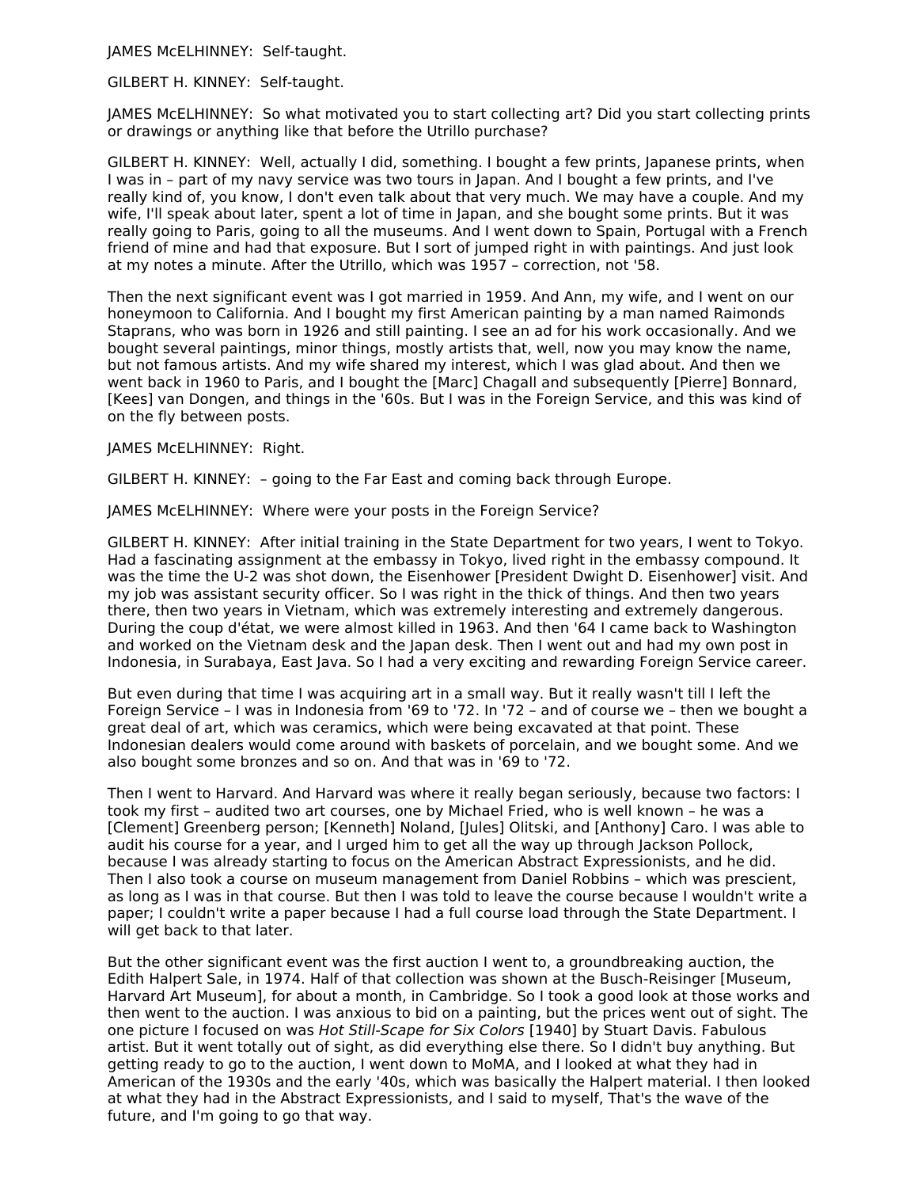JAMES McELHINNEY: Self-taught.

GILBERT H. KINNEY: Self-taught.

JAMES McELHINNEY: So what motivated you to start collecting art? Did you start collecting prints or drawings or anything like that before the Utrillo purchase?

GILBERT H. KINNEY: Well, actually I did, something. I bought a few prints, Japanese prints, when I was in – part of my navy service was two tours in Japan. And I bought a few prints, and I've really kind of, you know, I don't even talk about that very much. We may have a couple. And my wife, I'll speak about later, spent a lot of time in Japan, and she bought some prints. But it was really going to Paris, going to all the museums. And I went down to Spain, Portugal with a French friend of mine and had that exposure. But I sort of jumped right in with paintings. And just look at my notes a minute. After the Utrillo, which was 1957 – correction, not '58.

Then the next significant event was I got married in 1959. And Ann, my wife, and I went on our honeymoon to California. And I bought my first American painting by a man named Raimonds Staprans, who was born in 1926 and still painting. I see an ad for his work occasionally. And we bought several paintings, minor things, mostly artists that, well, now you may know the name, but not famous artists. And my wife shared my interest, which I was glad about. And then we went back in 1960 to Paris, and I bought the [Marc] Chagall and subsequently [Pierre] Bonnard, [Kees] van Dongen, and things in the '60s. But I was in the Foreign Service, and this was kind of on the fly between posts.

JAMES McELHINNEY: Right.

GILBERT H. KINNEY: – going to the Far East and coming back through Europe.

JAMES McELHINNEY: Where were your posts in the Foreign Service?

GILBERT H. KINNEY: After initial training in the State Department for two years, I went to Tokyo. Had a fascinating assignment at the embassy in Tokyo, lived right in the embassy compound. It was the time the U-2 was shot down, the Eisenhower [President Dwight D. Eisenhower] visit. And my job was assistant security officer. So I was right in the thick of things. And then two years there, then two years in Vietnam, which was extremely interesting and extremely dangerous. During the coup d'état, we were almost killed in 1963. And then '64 I came back to Washington and worked on the Vietnam desk and the Japan desk. Then I went out and had my own post in Indonesia, in Surabaya, East Java. So I had a very exciting and rewarding Foreign Service career.

But even during that time I was acquiring art in a small way. But it really wasn't till I left the Foreign Service – I was in Indonesia from '69 to '72. In '72 – and of course we – then we bought a great deal of art, which was ceramics, which were being excavated at that point. These Indonesian dealers would come around with baskets of porcelain, and we bought some. And we also bought some bronzes and so on. And that was in '69 to '72.

Then I went to Harvard. And Harvard was where it really began seriously, because two factors: I took my first – audited two art courses, one by Michael Fried, who is well known – he was a [Clement] Greenberg person; [Kenneth] Noland, [Jules] Olitski, and [Anthony] Caro. I was able to audit his course for a year, and I urged him to get all the way up through Jackson Pollock, because I was already starting to focus on the American Abstract Expressionists, and he did. Then I also took a course on museum management from Daniel Robbins – which was prescient, as long as I was in that course. But then I was told to leave the course because I wouldn't write a paper; I couldn't write a paper because I had a full course load through the State Department. I will get back to that later.

But the other significant event was the first auction I went to, a groundbreaking auction, the Edith Halpert Sale, in 1974. Half of that collection was shown at the Busch-Reisinger [Museum, Harvard Art Museum], for about a month, in Cambridge. So I took a good look at those works and then went to the auction. I was anxious to bid on a painting, but the prices went out of sight. The one picture I focused on was *Hot Still-Scape for Six Colors* [1940] by Stuart Davis. Fabulous artist. But it went totally out of sight, as did everything else there. So I didn't buy anything. But getting ready to go to the auction, I went down to MoMA, and I looked at what they had in American of the 1930s and the early '40s, which was basically the Halpert material. I then looked at what they had in the Abstract Expressionists, and I said to myself, That's the wave of the future, and I'm going to go that way.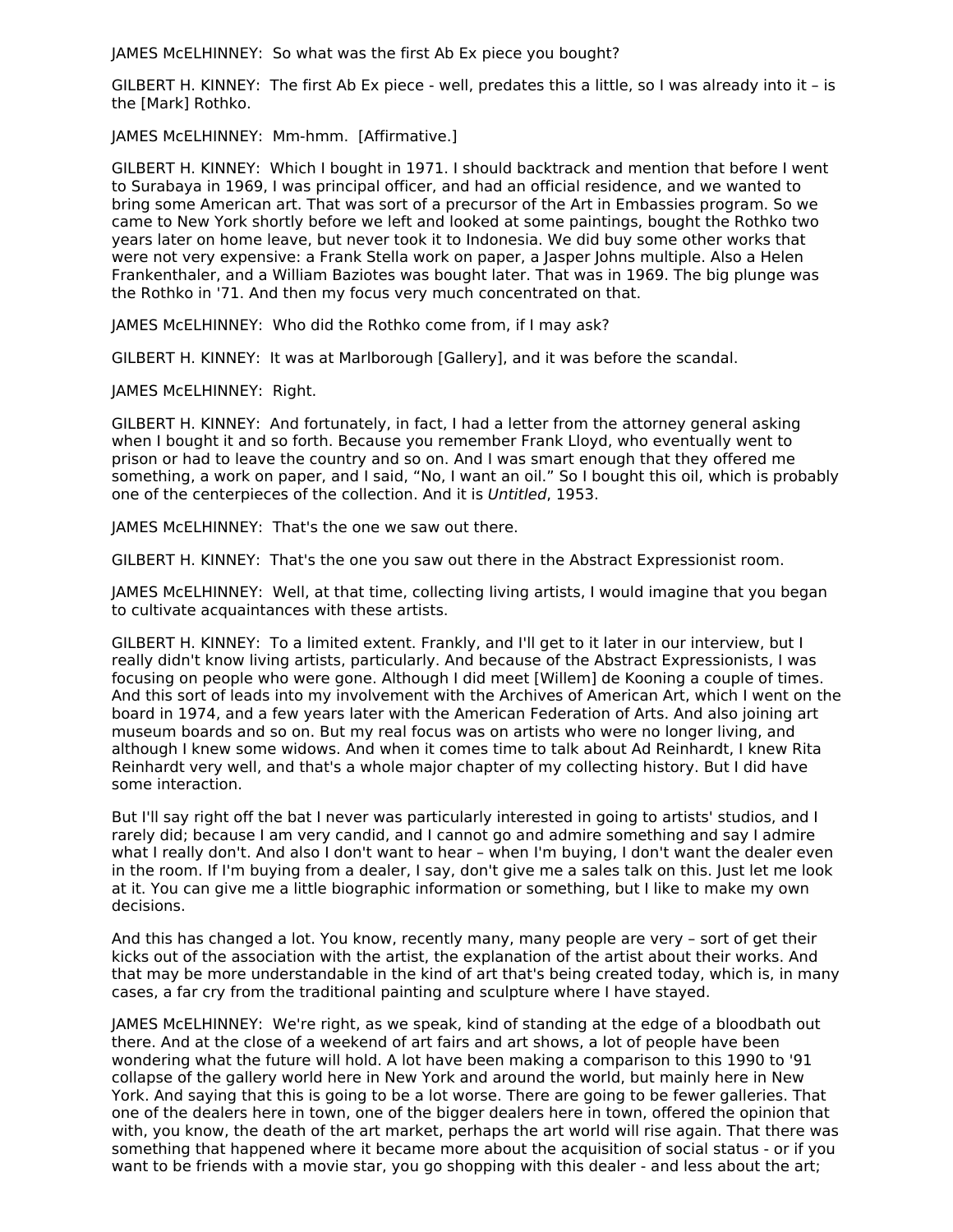JAMES McELHINNEY: So what was the first Ab Ex piece you bought?

GILBERT H. KINNEY: The first Ab Ex piece - well, predates this a little, so I was already into it – is the [Mark] Rothko.

JAMES McELHINNEY: Mm-hmm. [Affirmative.]

GILBERT H. KINNEY: Which I bought in 1971. I should backtrack and mention that before I went to Surabaya in 1969, I was principal officer, and had an official residence, and we wanted to bring some American art. That was sort of a precursor of the Art in Embassies program. So we came to New York shortly before we left and looked at some paintings, bought the Rothko two years later on home leave, but never took it to Indonesia. We did buy some other works that were not very expensive: a Frank Stella work on paper, a Jasper Johns multiple. Also a Helen Frankenthaler, and a William Baziotes was bought later. That was in 1969. The big plunge was the Rothko in '71. And then my focus very much concentrated on that.

JAMES McELHINNEY: Who did the Rothko come from, if I may ask?

GILBERT H. KINNEY: It was at Marlborough [Gallery], and it was before the scandal.

JAMES McELHINNEY: Right.

GILBERT H. KINNEY: And fortunately, in fact, I had a letter from the attorney general asking when I bought it and so forth. Because you remember Frank Lloyd, who eventually went to prison or had to leave the country and so on. And I was smart enough that they offered me something, a work on paper, and I said, "No, I want an oil." So I bought this oil, which is probably one of the centerpieces of the collection. And it is *Untitled*, 1953.

JAMES McELHINNEY: That's the one we saw out there.

GILBERT H. KINNEY: That's the one you saw out there in the Abstract Expressionist room.

JAMES McELHINNEY: Well, at that time, collecting living artists, I would imagine that you began to cultivate acquaintances with these artists.

GILBERT H. KINNEY: To a limited extent. Frankly, and I'll get to it later in our interview, but I really didn't know living artists, particularly. And because of the Abstract Expressionists, I was focusing on people who were gone. Although I did meet [Willem] de Kooning a couple of times. And this sort of leads into my involvement with the Archives of American Art, which I went on the board in 1974, and a few years later with the American Federation of Arts. And also joining art museum boards and so on. But my real focus was on artists who were no longer living, and although I knew some widows. And when it comes time to talk about Ad Reinhardt, I knew Rita Reinhardt very well, and that's a whole major chapter of my collecting history. But I did have some interaction.

But I'll say right off the bat I never was particularly interested in going to artists' studios, and I rarely did; because I am very candid, and I cannot go and admire something and say I admire what I really don't. And also I don't want to hear – when I'm buying, I don't want the dealer even in the room. If I'm buying from a dealer, I say, don't give me a sales talk on this. Just let me look at it. You can give me a little biographic information or something, but I like to make my own decisions.

And this has changed a lot. You know, recently many, many people are very – sort of get their kicks out of the association with the artist, the explanation of the artist about their works. And that may be more understandable in the kind of art that's being created today, which is, in many cases, a far cry from the traditional painting and sculpture where I have stayed.

JAMES McELHINNEY: We're right, as we speak, kind of standing at the edge of a bloodbath out there. And at the close of a weekend of art fairs and art shows, a lot of people have been wondering what the future will hold. A lot have been making a comparison to this 1990 to '91 collapse of the gallery world here in New York and around the world, but mainly here in New York. And saying that this is going to be a lot worse. There are going to be fewer galleries. That one of the dealers here in town, one of the bigger dealers here in town, offered the opinion that with, you know, the death of the art market, perhaps the art world will rise again. That there was something that happened where it became more about the acquisition of social status - or if you want to be friends with a movie star, you go shopping with this dealer - and less about the art;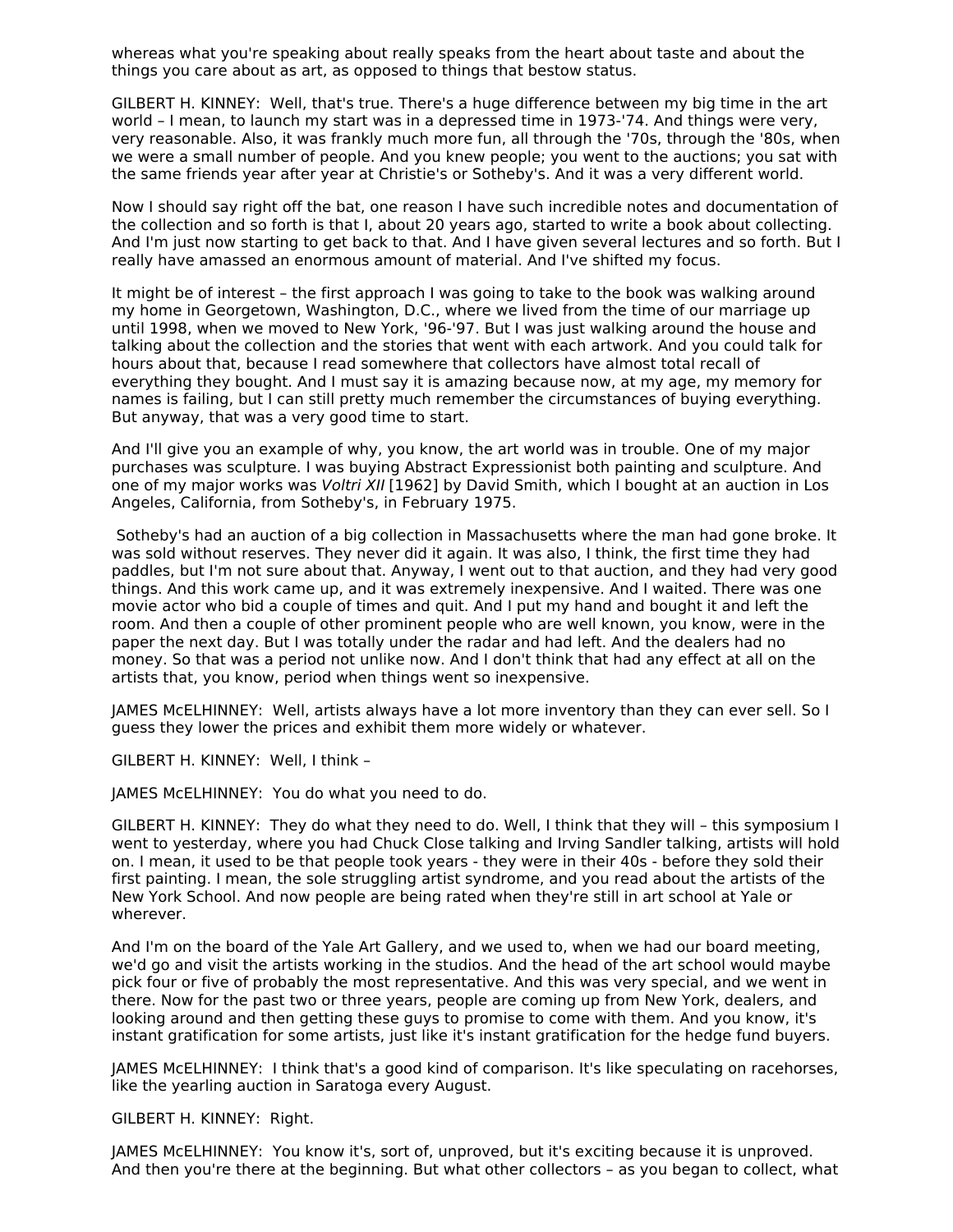whereas what you're speaking about really speaks from the heart about taste and about the things you care about as art, as opposed to things that bestow status.

GILBERT H. KINNEY: Well, that's true. There's a huge difference between my big time in the art world – I mean, to launch my start was in a depressed time in 1973-'74. And things were very, very reasonable. Also, it was frankly much more fun, all through the '70s, through the '80s, when we were a small number of people. And you knew people; you went to the auctions; you sat with the same friends year after year at Christie's or Sotheby's. And it was a very different world.

Now I should say right off the bat, one reason I have such incredible notes and documentation of the collection and so forth is that I, about 20 years ago, started to write a book about collecting. And I'm just now starting to get back to that. And I have given several lectures and so forth. But I really have amassed an enormous amount of material. And I've shifted my focus.

It might be of interest – the first approach I was going to take to the book was walking around my home in Georgetown, Washington, D.C., where we lived from the time of our marriage up until 1998, when we moved to New York, '96-'97. But I was just walking around the house and talking about the collection and the stories that went with each artwork. And you could talk for hours about that, because I read somewhere that collectors have almost total recall of everything they bought. And I must say it is amazing because now, at my age, my memory for names is failing, but I can still pretty much remember the circumstances of buying everything. But anyway, that was a very good time to start.

And I'll give you an example of why, you know, the art world was in trouble. One of my major purchases was sculpture. I was buying Abstract Expressionist both painting and sculpture. And one of my major works was *Voltri XII* [1962] by David Smith, which I bought at an auction in Los Angeles, California, from Sotheby's, in February 1975.

Sotheby's had an auction of a big collection in Massachusetts where the man had gone broke. It was sold without reserves. They never did it again. It was also, I think, the first time they had paddles, but I'm not sure about that. Anyway, I went out to that auction, and they had very good things. And this work came up, and it was extremely inexpensive. And I waited. There was one movie actor who bid a couple of times and quit. And I put my hand and bought it and left the room. And then a couple of other prominent people who are well known, you know, were in the paper the next day. But I was totally under the radar and had left. And the dealers had no money. So that was a period not unlike now. And I don't think that had any effect at all on the artists that, you know, period when things went so inexpensive.

JAMES McELHINNEY: Well, artists always have a lot more inventory than they can ever sell. So I guess they lower the prices and exhibit them more widely or whatever.

GILBERT H. KINNEY: Well, I think –

JAMES McELHINNEY: You do what you need to do.

GILBERT H. KINNEY: They do what they need to do. Well, I think that they will – this symposium I went to yesterday, where you had Chuck Close talking and Irving Sandler talking, artists will hold on. I mean, it used to be that people took years - they were in their 40s - before they sold their first painting. I mean, the sole struggling artist syndrome, and you read about the artists of the New York School. And now people are being rated when they're still in art school at Yale or wherever.

And I'm on the board of the Yale Art Gallery, and we used to, when we had our board meeting, we'd go and visit the artists working in the studios. And the head of the art school would maybe pick four or five of probably the most representative. And this was very special, and we went in there. Now for the past two or three years, people are coming up from New York, dealers, and looking around and then getting these guys to promise to come with them. And you know, it's instant gratification for some artists, just like it's instant gratification for the hedge fund buyers.

JAMES McELHINNEY: I think that's a good kind of comparison. It's like speculating on racehorses, like the yearling auction in Saratoga every August.

GILBERT H. KINNEY: Right.

JAMES McELHINNEY: You know it's, sort of, unproved, but it's exciting because it is unproved. And then you're there at the beginning. But what other collectors – as you began to collect, what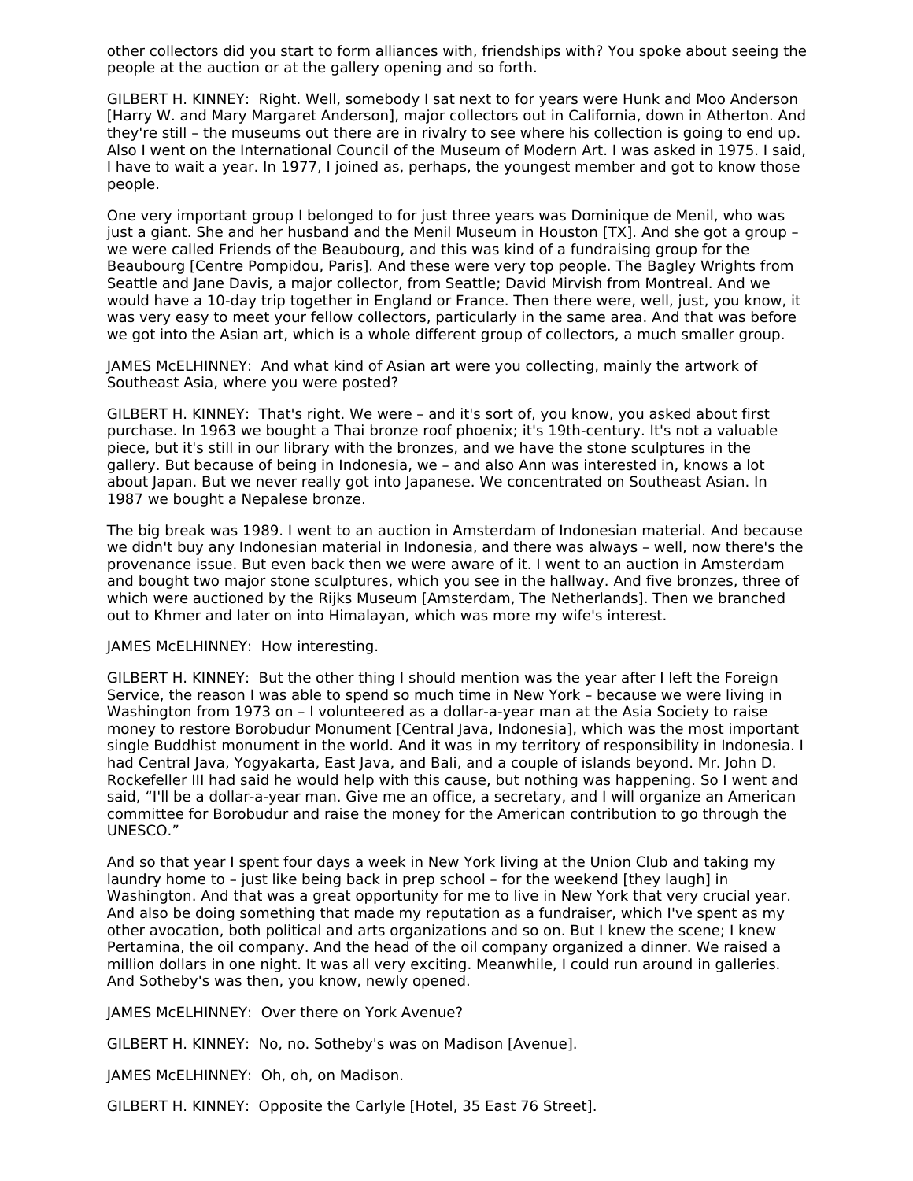other collectors did you start to form alliances with, friendships with? You spoke about seeing the people at the auction or at the gallery opening and so forth.

GILBERT H. KINNEY: Right. Well, somebody I sat next to for years were Hunk and Moo Anderson [Harry W. and Mary Margaret Anderson], major collectors out in California, down in Atherton. And they're still – the museums out there are in rivalry to see where his collection is going to end up. Also I went on the International Council of the Museum of Modern Art. I was asked in 1975. I said, I have to wait a year. In 1977, I joined as, perhaps, the youngest member and got to know those people.

One very important group I belonged to for just three years was Dominique de Menil, who was just a giant. She and her husband and the Menil Museum in Houston [TX]. And she got a group – we were called Friends of the Beaubourg, and this was kind of a fundraising group for the Beaubourg [Centre Pompidou, Paris]. And these were very top people. The Bagley Wrights from Seattle and Jane Davis, a major collector, from Seattle; David Mirvish from Montreal. And we would have a 10-day trip together in England or France. Then there were, well, just, you know, it was very easy to meet your fellow collectors, particularly in the same area. And that was before we got into the Asian art, which is a whole different group of collectors, a much smaller group.

JAMES McELHINNEY: And what kind of Asian art were you collecting, mainly the artwork of Southeast Asia, where you were posted?

GILBERT H. KINNEY: That's right. We were – and it's sort of, you know, you asked about first purchase. In 1963 we bought a Thai bronze roof phoenix; it's 19th-century. It's not a valuable piece, but it's still in our library with the bronzes, and we have the stone sculptures in the gallery. But because of being in Indonesia, we – and also Ann was interested in, knows a lot about Japan. But we never really got into Japanese. We concentrated on Southeast Asian. In 1987 we bought a Nepalese bronze.

The big break was 1989. I went to an auction in Amsterdam of Indonesian material. And because we didn't buy any Indonesian material in Indonesia, and there was always – well, now there's the provenance issue. But even back then we were aware of it. I went to an auction in Amsterdam and bought two major stone sculptures, which you see in the hallway. And five bronzes, three of which were auctioned by the Rijks Museum [Amsterdam, The Netherlands]. Then we branched out to Khmer and later on into Himalayan, which was more my wife's interest.

JAMES McELHINNEY: How interesting.

GILBERT H. KINNEY: But the other thing I should mention was the year after I left the Foreign Service, the reason I was able to spend so much time in New York – because we were living in Washington from 1973 on – I volunteered as a dollar-a-year man at the Asia Society to raise money to restore Borobudur Monument [Central Java, Indonesia], which was the most important single Buddhist monument in the world. And it was in my territory of responsibility in Indonesia. I had Central Java, Yogyakarta, East Java, and Bali, and a couple of islands beyond. Mr. John D. Rockefeller III had said he would help with this cause, but nothing was happening. So I went and said, "I'll be a dollar-a-year man. Give me an office, a secretary, and I will organize an American committee for Borobudur and raise the money for the American contribution to go through the UNESCO."

And so that year I spent four days a week in New York living at the Union Club and taking my laundry home to – just like being back in prep school – for the weekend [they laugh] in Washington. And that was a great opportunity for me to live in New York that very crucial year. And also be doing something that made my reputation as a fundraiser, which I've spent as my other avocation, both political and arts organizations and so on. But I knew the scene; I knew Pertamina, the oil company. And the head of the oil company organized a dinner. We raised a million dollars in one night. It was all very exciting. Meanwhile, I could run around in galleries. And Sotheby's was then, you know, newly opened.

JAMES McELHINNEY: Over there on York Avenue?

GILBERT H. KINNEY: No, no. Sotheby's was on Madison [Avenue].

JAMES McELHINNEY: Oh, oh, on Madison.

GILBERT H. KINNEY: Opposite the Carlyle [Hotel, 35 East 76 Street].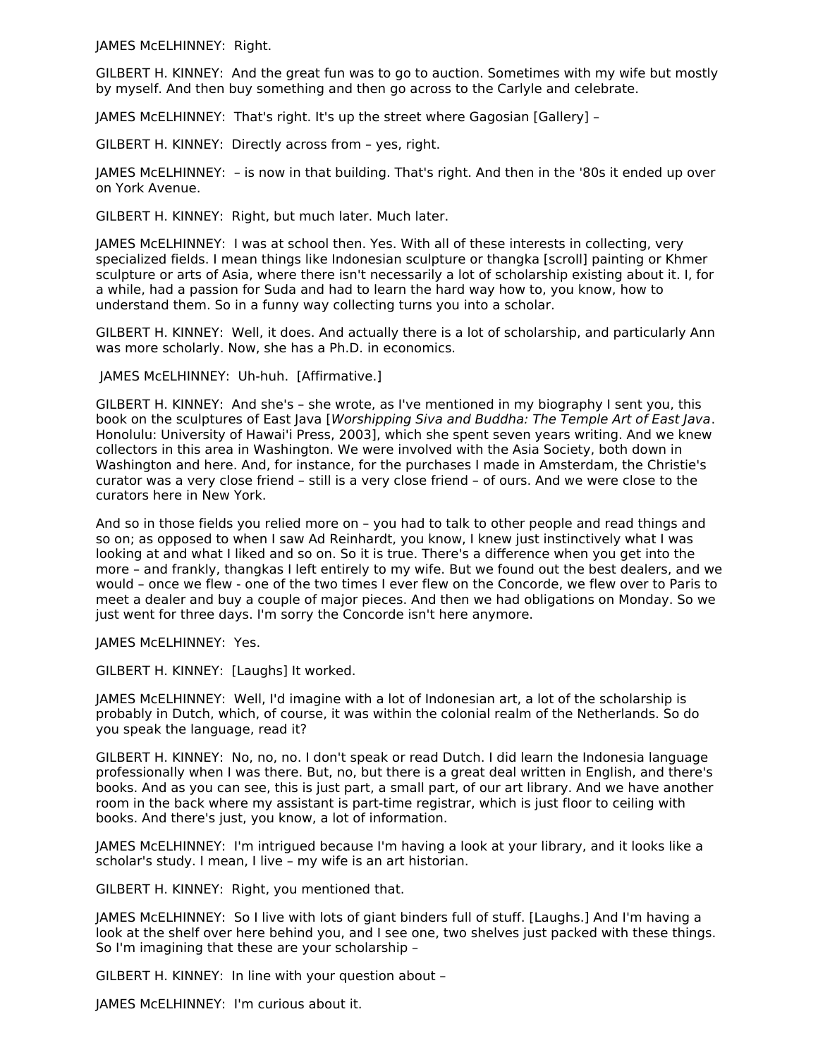JAMES McELHINNEY:  Right.

GILBERT H. KINNEY:  And the great fun was to go to auction. Sometimes with my wife but mostly by myself. And then buy something and then go across to the Carlyle and celebrate.

JAMES McELHINNEY:  That's right. It's up the street where Gagosian [Gallery] –

GILBERT H. KINNEY:  Directly across from – yes, right.

JAMES McELHINNEY:  – is now in that building. That's right. And then in the '80s it ended up over on York Avenue.

GILBERT H. KINNEY:  Right, but much later. Much later.

JAMES McELHINNEY:  I was at school then. Yes. With all of these interests in collecting, very specialized fields. I mean things like Indonesian sculpture or thangka [scroll] painting or Khmer sculpture or arts of Asia, where there isn't necessarily a lot of scholarship existing about it. I, for a while, had a passion for Suda and had to learn the hard way how to, you know, how to understand them. So in a funny way collecting turns you into a scholar.

GILBERT H. KINNEY:  Well, it does. And actually there is a lot of scholarship, and particularly Ann was more scholarly. Now, she has a Ph.D. in economics.

JAMES McELHINNEY:  Uh-huh.  [Affirmative.]

GILBERT H. KINNEY:  And she's – she wrote, as I've mentioned in my biography I sent you, this book on the sculptures of East Java [*Worshipping Siva and Buddha: The Temple Art of East Java*. Honolulu: University of Hawai'i Press, 2003], which she spent seven years writing. And we knew collectors in this area in Washington. We were involved with the Asia Society, both down in Washington and here. And, for instance, for the purchases I made in Amsterdam, the Christie's curator was a very close friend – still is a very close friend – of ours. And we were close to the curators here in New York.

And so in those fields you relied more on – you had to talk to other people and read things and so on; as opposed to when I saw Ad Reinhardt, you know, I knew just instinctively what I was looking at and what I liked and so on. So it is true. There's a difference when you get into the more – and frankly, thangkas I left entirely to my wife. But we found out the best dealers, and we would – once we flew - one of the two times I ever flew on the Concorde, we flew over to Paris to meet a dealer and buy a couple of major pieces. And then we had obligations on Monday. So we just went for three days. I'm sorry the Concorde isn't here anymore.

JAMES McELHINNEY:  Yes.

GILBERT H. KINNEY:  [Laughs] It worked.

JAMES McELHINNEY:  Well, I'd imagine with a lot of Indonesian art, a lot of the scholarship is probably in Dutch, which, of course, it was within the colonial realm of the Netherlands. So do you speak the language, read it?

GILBERT H. KINNEY:  No, no, no. I don't speak or read Dutch. I did learn the Indonesia language professionally when I was there. But, no, but there is a great deal written in English, and there's books. And as you can see, this is just part, a small part, of our art library. And we have another room in the back where my assistant is part-time registrar, which is just floor to ceiling with books. And there's just, you know, a lot of information.

JAMES McELHINNEY:  I'm intrigued because I'm having a look at your library, and it looks like a scholar's study. I mean, I live – my wife is an art historian.

GILBERT H. KINNEY:  Right, you mentioned that.

JAMES McELHINNEY:  So I live with lots of giant binders full of stuff. [Laughs.] And I'm having a look at the shelf over here behind you, and I see one, two shelves just packed with these things. So I'm imagining that these are your scholarship –

GILBERT H. KINNEY:  In line with your question about –

JAMES McELHINNEY:  I'm curious about it.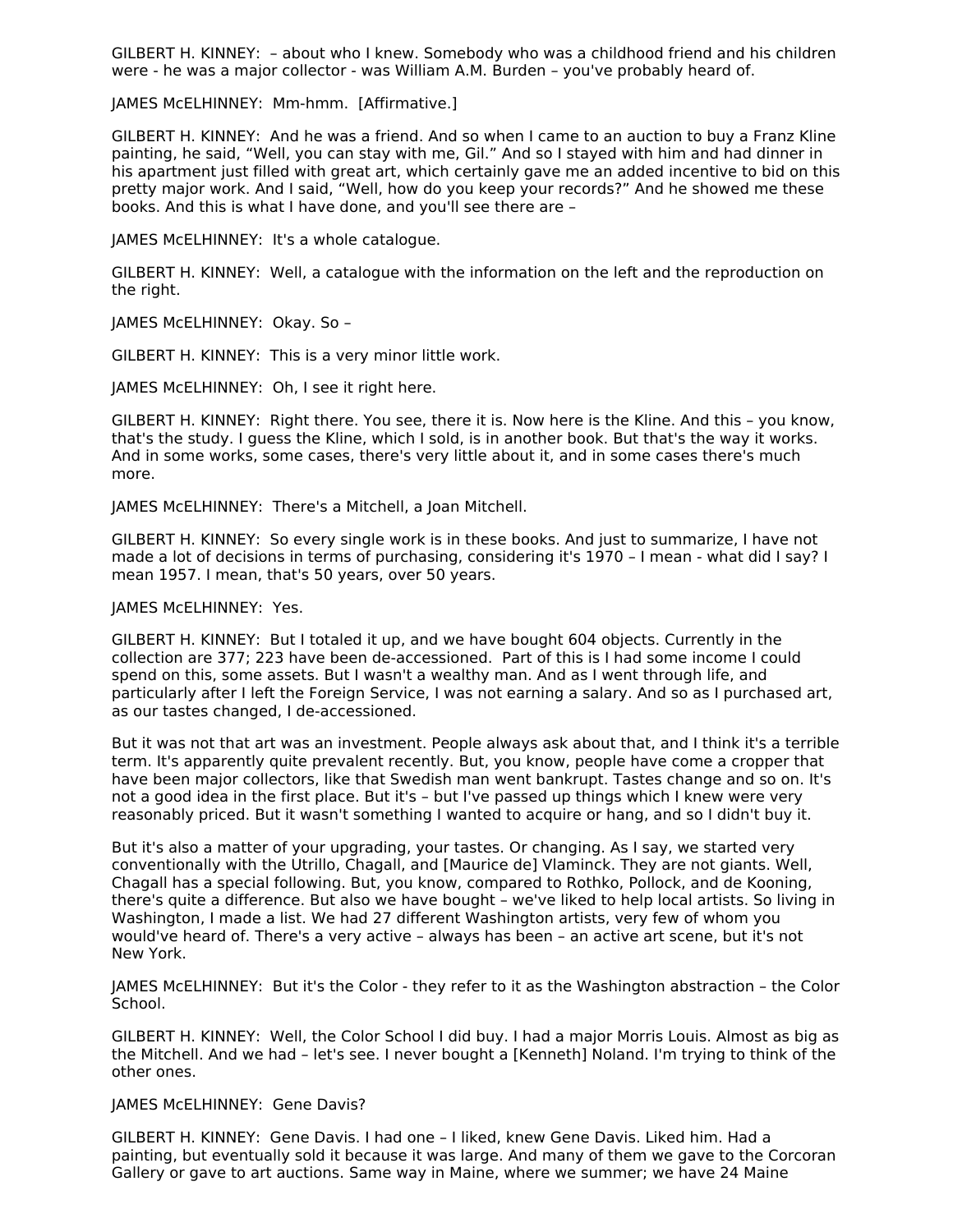GILBERT H. KINNEY: – about who I knew. Somebody who was a childhood friend and his children were - he was a major collector - was William A.M. Burden – you've probably heard of.

JAMES McELHINNEY: Mm-hmm. [Affirmative.]

GILBERT H. KINNEY: And he was a friend. And so when I came to an auction to buy a Franz Kline painting, he said, "Well, you can stay with me, Gil." And so I stayed with him and had dinner in his apartment just filled with great art, which certainly gave me an added incentive to bid on this pretty major work. And I said, "Well, how do you keep your records?" And he showed me these books. And this is what I have done, and you'll see there are –

JAMES McELHINNEY: It's a whole catalogue.

GILBERT H. KINNEY: Well, a catalogue with the information on the left and the reproduction on the right.

JAMES McELHINNEY: Okay. So –

GILBERT H. KINNEY: This is a very minor little work.

JAMES McELHINNEY: Oh, I see it right here.

GILBERT H. KINNEY: Right there. You see, there it is. Now here is the Kline. And this – you know, that's the study. I guess the Kline, which I sold, is in another book. But that's the way it works. And in some works, some cases, there's very little about it, and in some cases there's much more.

JAMES McELHINNEY: There's a Mitchell, a Joan Mitchell.

GILBERT H. KINNEY: So every single work is in these books. And just to summarize, I have not made a lot of decisions in terms of purchasing, considering it's 1970 – I mean - what did I say? I mean 1957. I mean, that's 50 years, over 50 years.

JAMES McELHINNEY: Yes.

GILBERT H. KINNEY: But I totaled it up, and we have bought 604 objects. Currently in the collection are 377; 223 have been de-accessioned. Part of this is I had some income I could spend on this, some assets. But I wasn't a wealthy man. And as I went through life, and particularly after I left the Foreign Service, I was not earning a salary. And so as I purchased art, as our tastes changed, I de-accessioned.

But it was not that art was an investment. People always ask about that, and I think it's a terrible term. It's apparently quite prevalent recently. But, you know, people have come a cropper that have been major collectors, like that Swedish man went bankrupt. Tastes change and so on. It's not a good idea in the first place. But it's – but I've passed up things which I knew were very reasonably priced. But it wasn't something I wanted to acquire or hang, and so I didn't buy it.

But it's also a matter of your upgrading, your tastes. Or changing. As I say, we started very conventionally with the Utrillo, Chagall, and [Maurice de] Vlaminck. They are not giants. Well, Chagall has a special following. But, you know, compared to Rothko, Pollock, and de Kooning, there's quite a difference. But also we have bought – we've liked to help local artists. So living in Washington, I made a list. We had 27 different Washington artists, very few of whom you would've heard of. There's a very active – always has been – an active art scene, but it's not New York.

JAMES McELHINNEY: But it's the Color - they refer to it as the Washington abstraction – the Color School.

GILBERT H. KINNEY: Well, the Color School I did buy. I had a major Morris Louis. Almost as big as the Mitchell. And we had – let's see. I never bought a [Kenneth] Noland. I'm trying to think of the other ones.

JAMES McELHINNEY: Gene Davis?

GILBERT H. KINNEY: Gene Davis. I had one – I liked, knew Gene Davis. Liked him. Had a painting, but eventually sold it because it was large. And many of them we gave to the Corcoran Gallery or gave to art auctions. Same way in Maine, where we summer; we have 24 Maine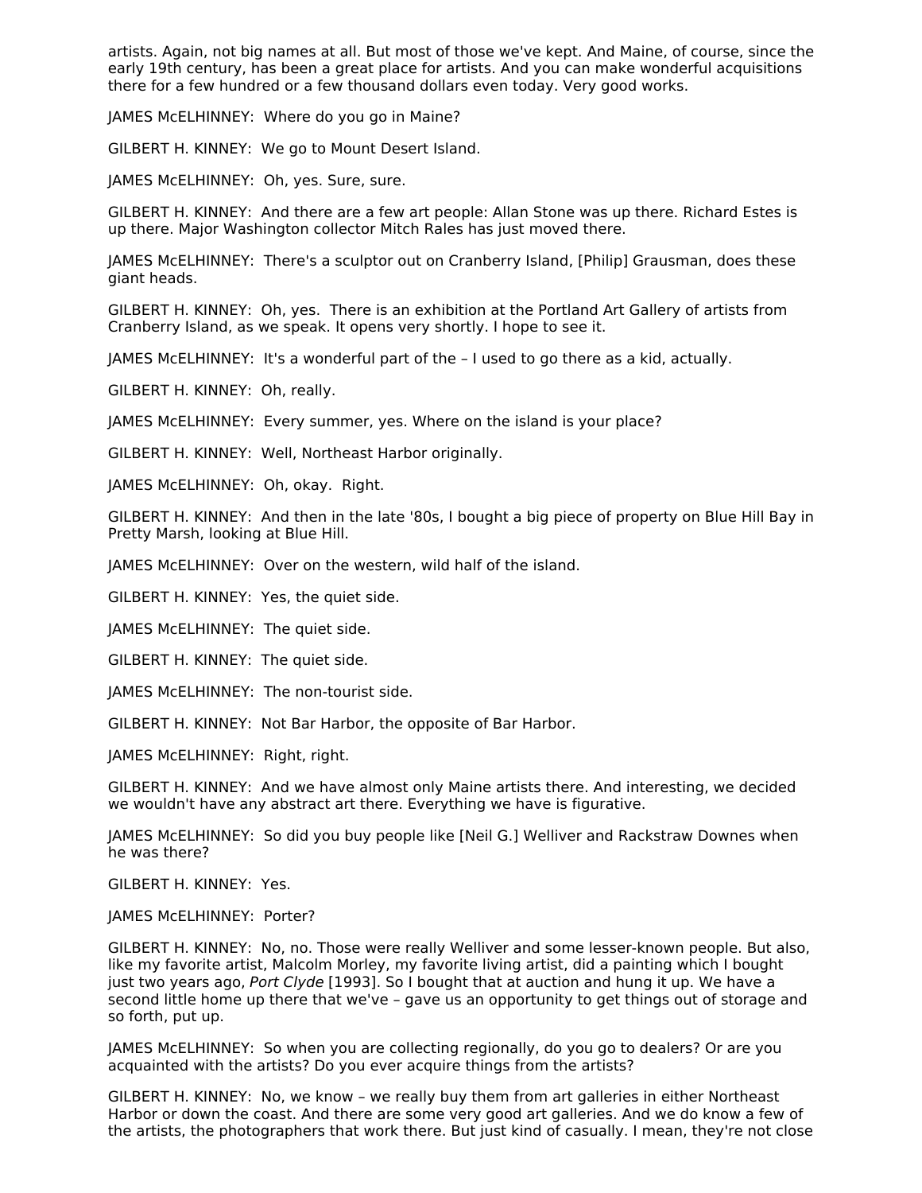artists. Again, not big names at all. But most of those we've kept. And Maine, of course, since the early 19th century, has been a great place for artists. And you can make wonderful acquisitions there for a few hundred or a few thousand dollars even today. Very good works.

JAMES McELHINNEY: Where do you go in Maine?

GILBERT H. KINNEY: We go to Mount Desert Island.

JAMES McELHINNEY: Oh, yes. Sure, sure.

GILBERT H. KINNEY: And there are a few art people: Allan Stone was up there. Richard Estes is up there. Major Washington collector Mitch Rales has just moved there.

JAMES McELHINNEY: There's a sculptor out on Cranberry Island, [Philip] Grausman, does these giant heads.

GILBERT H. KINNEY: Oh, yes. There is an exhibition at the Portland Art Gallery of artists from Cranberry Island, as we speak. It opens very shortly. I hope to see it.

JAMES McELHINNEY: It's a wonderful part of the – I used to go there as a kid, actually.

GILBERT H. KINNEY: Oh, really.

JAMES McELHINNEY: Every summer, yes. Where on the island is your place?

GILBERT H. KINNEY: Well, Northeast Harbor originally.

JAMES McELHINNEY: Oh, okay. Right.

GILBERT H. KINNEY: And then in the late '80s, I bought a big piece of property on Blue Hill Bay in Pretty Marsh, looking at Blue Hill.

JAMES McELHINNEY: Over on the western, wild half of the island.

GILBERT H. KINNEY: Yes, the quiet side.

JAMES McELHINNEY: The quiet side.

GILBERT H. KINNEY: The quiet side.

JAMES McELHINNEY: The non-tourist side.

GILBERT H. KINNEY: Not Bar Harbor, the opposite of Bar Harbor.

JAMES McELHINNEY: Right, right.

GILBERT H. KINNEY: And we have almost only Maine artists there. And interesting, we decided we wouldn't have any abstract art there. Everything we have is figurative.

JAMES McELHINNEY: So did you buy people like [Neil G.] Welliver and Rackstraw Downes when he was there?

GILBERT H. KINNEY: Yes.

JAMES McELHINNEY: Porter?

GILBERT H. KINNEY: No, no. Those were really Welliver and some lesser-known people. But also, like my favorite artist, Malcolm Morley, my favorite living artist, did a painting which I bought just two years ago, *Port Clyde* [1993]. So I bought that at auction and hung it up. We have a second little home up there that we've – gave us an opportunity to get things out of storage and so forth, put up.

JAMES McELHINNEY: So when you are collecting regionally, do you go to dealers? Or are you acquainted with the artists? Do you ever acquire things from the artists?

GILBERT H. KINNEY: No, we know – we really buy them from art galleries in either Northeast Harbor or down the coast. And there are some very good art galleries. And we do know a few of the artists, the photographers that work there. But just kind of casually. I mean, they're not close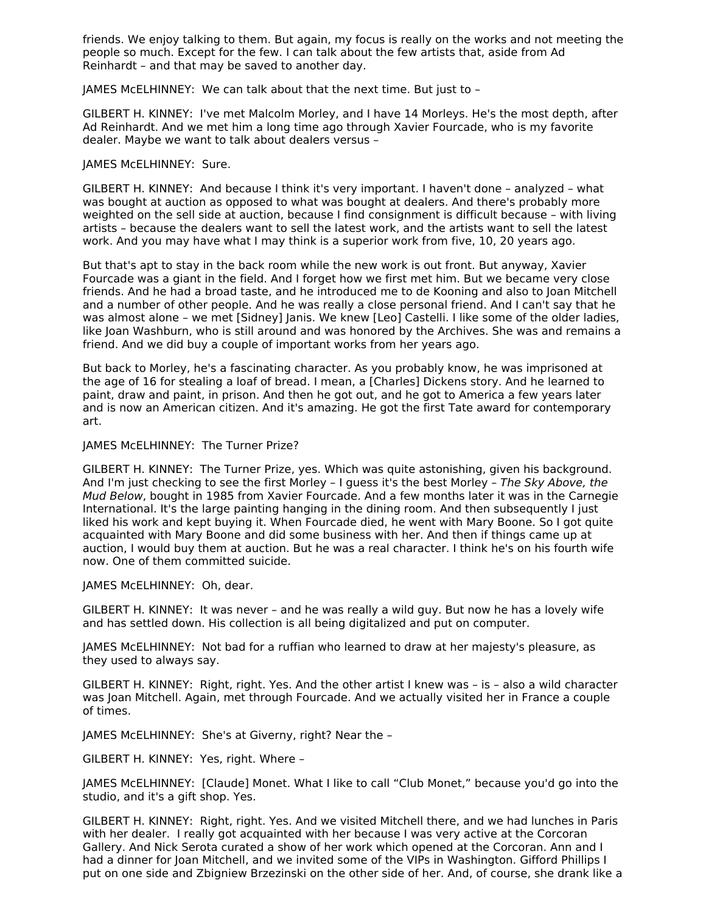friends. We enjoy talking to them. But again, my focus is really on the works and not meeting the people so much. Except for the few. I can talk about the few artists that, aside from Ad Reinhardt – and that may be saved to another day.

JAMES McELHINNEY: We can talk about that the next time. But just to –

GILBERT H. KINNEY: I've met Malcolm Morley, and I have 14 Morleys. He's the most depth, after Ad Reinhardt. And we met him a long time ago through Xavier Fourcade, who is my favorite dealer. Maybe we want to talk about dealers versus –

JAMES McELHINNEY: Sure.

GILBERT H. KINNEY: And because I think it's very important. I haven't done – analyzed – what was bought at auction as opposed to what was bought at dealers. And there's probably more weighted on the sell side at auction, because I find consignment is difficult because – with living artists – because the dealers want to sell the latest work, and the artists want to sell the latest work. And you may have what I may think is a superior work from five, 10, 20 years ago.

But that's apt to stay in the back room while the new work is out front. But anyway, Xavier Fourcade was a giant in the field. And I forget how we first met him. But we became very close friends. And he had a broad taste, and he introduced me to de Kooning and also to Joan Mitchell and a number of other people. And he was really a close personal friend. And I can't say that he was almost alone – we met [Sidney] Janis. We knew [Leo] Castelli. I like some of the older ladies, like Joan Washburn, who is still around and was honored by the Archives. She was and remains a friend. And we did buy a couple of important works from her years ago.

But back to Morley, he's a fascinating character. As you probably know, he was imprisoned at the age of 16 for stealing a loaf of bread. I mean, a [Charles] Dickens story. And he learned to paint, draw and paint, in prison. And then he got out, and he got to America a few years later and is now an American citizen. And it's amazing. He got the first Tate award for contemporary art.

JAMES McELHINNEY: The Turner Prize?

GILBERT H. KINNEY: The Turner Prize, yes. Which was quite astonishing, given his background. And I'm just checking to see the first Morley – I guess it's the best Morley – *The Sky Above, the Mud Below*, bought in 1985 from Xavier Fourcade. And a few months later it was in the Carnegie International. It's the large painting hanging in the dining room. And then subsequently I just liked his work and kept buying it. When Fourcade died, he went with Mary Boone. So I got quite acquainted with Mary Boone and did some business with her. And then if things came up at auction, I would buy them at auction. But he was a real character. I think he's on his fourth wife now. One of them committed suicide.

JAMES McELHINNEY: Oh, dear.

GILBERT H. KINNEY: It was never – and he was really a wild guy. But now he has a lovely wife and has settled down. His collection is all being digitalized and put on computer.

JAMES McELHINNEY: Not bad for a ruffian who learned to draw at her majesty's pleasure, as they used to always say.

GILBERT H. KINNEY: Right, right. Yes. And the other artist I knew was – is – also a wild character was Joan Mitchell. Again, met through Fourcade. And we actually visited her in France a couple of times.

JAMES McELHINNEY: She's at Giverny, right? Near the –

GILBERT H. KINNEY: Yes, right. Where –

JAMES McELHINNEY: [Claude] Monet. What I like to call "Club Monet," because you'd go into the studio, and it's a gift shop. Yes.

GILBERT H. KINNEY: Right, right. Yes. And we visited Mitchell there, and we had lunches in Paris with her dealer. I really got acquainted with her because I was very active at the Corcoran Gallery. And Nick Serota curated a show of her work which opened at the Corcoran. Ann and I had a dinner for Joan Mitchell, and we invited some of the VIPs in Washington. Gifford Phillips I put on one side and Zbigniew Brzezinski on the other side of her. And, of course, she drank like a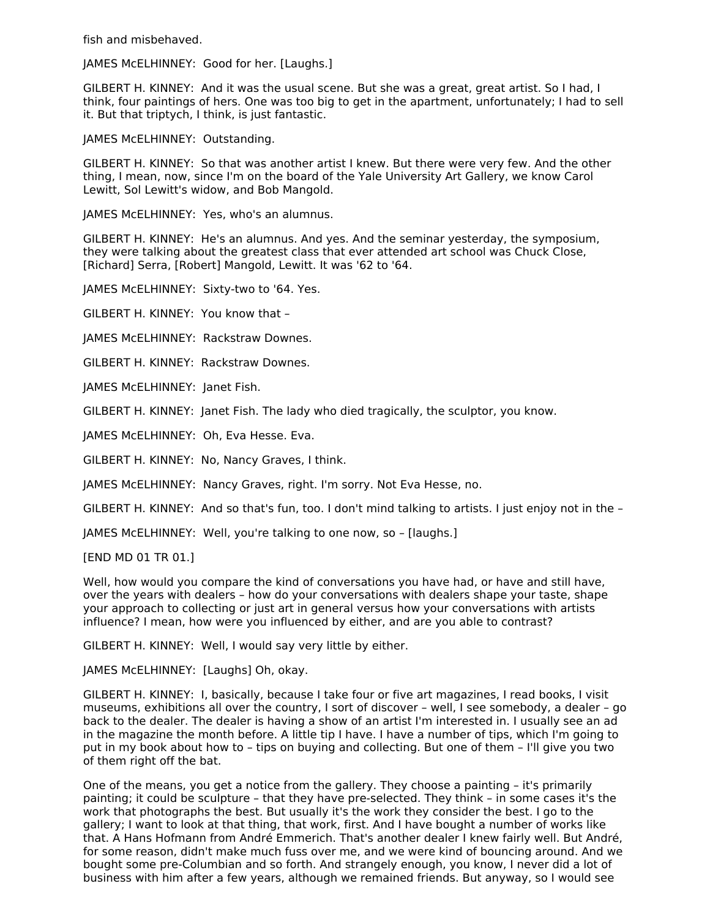fish and misbehaved.

JAMES McELHINNEY: Good for her. [Laughs.]

GILBERT H. KINNEY: And it was the usual scene. But she was a great, great artist. So I had, I think, four paintings of hers. One was too big to get in the apartment, unfortunately; I had to sell it. But that triptych, I think, is just fantastic.

JAMES McELHINNEY: Outstanding.

GILBERT H. KINNEY: So that was another artist I knew. But there were very few. And the other thing, I mean, now, since I'm on the board of the Yale University Art Gallery, we know Carol Lewitt, Sol Lewitt's widow, and Bob Mangold.

JAMES McELHINNEY: Yes, who's an alumnus.

GILBERT H. KINNEY: He's an alumnus. And yes. And the seminar yesterday, the symposium, they were talking about the greatest class that ever attended art school was Chuck Close, [Richard] Serra, [Robert] Mangold, Lewitt. It was '62 to '64.

JAMES McELHINNEY: Sixty-two to '64. Yes.

GILBERT H. KINNEY: You know that –

JAMES McELHINNEY: Rackstraw Downes.

GILBERT H. KINNEY: Rackstraw Downes.

JAMES McELHINNEY: Janet Fish.

GILBERT H. KINNEY: Janet Fish. The lady who died tragically, the sculptor, you know.

JAMES McELHINNEY: Oh, Eva Hesse. Eva.

GILBERT H. KINNEY: No, Nancy Graves, I think.

JAMES McELHINNEY: Nancy Graves, right. I'm sorry. Not Eva Hesse, no.

GILBERT H. KINNEY: And so that's fun, too. I don't mind talking to artists. I just enjoy not in the –

JAMES McELHINNEY: Well, you're talking to one now, so – [laughs.]

[END MD 01 TR 01.]

Well, how would you compare the kind of conversations you have had, or have and still have, over the years with dealers – how do your conversations with dealers shape your taste, shape your approach to collecting or just art in general versus how your conversations with artists influence? I mean, how were you influenced by either, and are you able to contrast?

GILBERT H. KINNEY: Well, I would say very little by either.

JAMES McELHINNEY: [Laughs] Oh, okay.

GILBERT H. KINNEY: I, basically, because I take four or five art magazines, I read books, I visit museums, exhibitions all over the country, I sort of discover – well, I see somebody, a dealer – go back to the dealer. The dealer is having a show of an artist I'm interested in. I usually see an ad in the magazine the month before. A little tip I have. I have a number of tips, which I'm going to put in my book about how to – tips on buying and collecting. But one of them – I'll give you two of them right off the bat.

One of the means, you get a notice from the gallery. They choose a painting – it's primarily painting; it could be sculpture – that they have pre-selected. They think – in some cases it's the work that photographs the best. But usually it's the work they consider the best. I go to the gallery; I want to look at that thing, that work, first. And I have bought a number of works like that. A Hans Hofmann from André Emmerich. That's another dealer I knew fairly well. But André, for some reason, didn't make much fuss over me, and we were kind of bouncing around. And we bought some pre-Columbian and so forth. And strangely enough, you know, I never did a lot of business with him after a few years, although we remained friends. But anyway, so I would see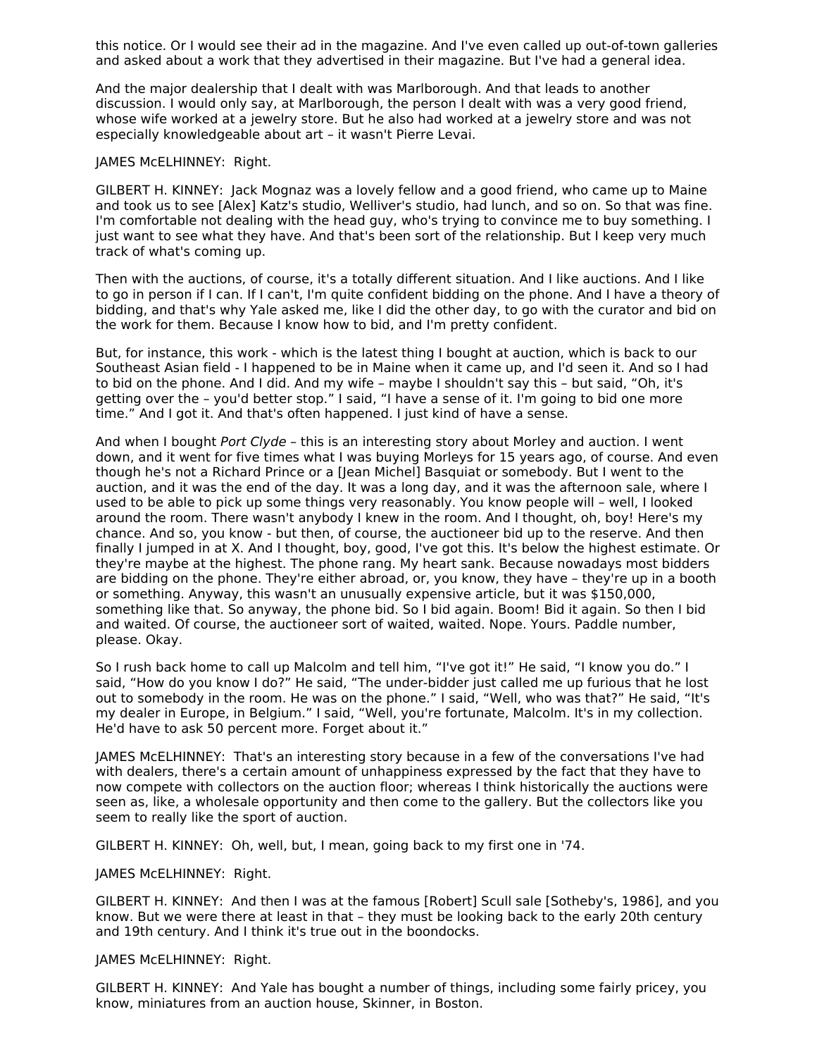this notice. Or I would see their ad in the magazine. And I've even called up out-of-town galleries and asked about a work that they advertised in their magazine. But I've had a general idea.

And the major dealership that I dealt with was Marlborough. And that leads to another discussion. I would only say, at Marlborough, the person I dealt with was a very good friend, whose wife worked at a jewelry store. But he also had worked at a jewelry store and was not especially knowledgeable about art – it wasn't Pierre Levai.

JAMES McELHINNEY: Right.

GILBERT H. KINNEY: Jack Mognaz was a lovely fellow and a good friend, who came up to Maine and took us to see [Alex] Katz's studio, Welliver's studio, had lunch, and so on. So that was fine. I'm comfortable not dealing with the head guy, who's trying to convince me to buy something. I just want to see what they have. And that's been sort of the relationship. But I keep very much track of what's coming up.

Then with the auctions, of course, it's a totally different situation. And I like auctions. And I like to go in person if I can. If I can't, I'm quite confident bidding on the phone. And I have a theory of bidding, and that's why Yale asked me, like I did the other day, to go with the curator and bid on the work for them. Because I know how to bid, and I'm pretty confident.

But, for instance, this work - which is the latest thing I bought at auction, which is back to our Southeast Asian field - I happened to be in Maine when it came up, and I'd seen it. And so I had to bid on the phone. And I did. And my wife – maybe I shouldn't say this – but said, "Oh, it's getting over the – you'd better stop." I said, "I have a sense of it. I'm going to bid one more time." And I got it. And that's often happened. I just kind of have a sense.

And when I bought *Port Clyde* – this is an interesting story about Morley and auction. I went down, and it went for five times what I was buying Morleys for 15 years ago, of course. And even though he's not a Richard Prince or a [Jean Michel] Basquiat or somebody. But I went to the auction, and it was the end of the day. It was a long day, and it was the afternoon sale, where I used to be able to pick up some things very reasonably. You know people will – well, I looked around the room. There wasn't anybody I knew in the room. And I thought, oh, boy! Here's my chance. And so, you know - but then, of course, the auctioneer bid up to the reserve. And then finally I jumped in at X. And I thought, boy, good, I've got this. It's below the highest estimate. Or they're maybe at the highest. The phone rang. My heart sank. Because nowadays most bidders are bidding on the phone. They're either abroad, or, you know, they have – they're up in a booth or something. Anyway, this wasn't an unusually expensive article, but it was $150,000, something like that. So anyway, the phone bid. So I bid again. Boom! Bid it again. So then I bid and waited. Of course, the auctioneer sort of waited, waited. Nope. Yours. Paddle number, please. Okay.

So I rush back home to call up Malcolm and tell him, "I've got it!" He said, "I know you do." I said, "How do you know I do?" He said, "The under-bidder just called me up furious that he lost out to somebody in the room. He was on the phone." I said, "Well, who was that?" He said, "It's my dealer in Europe, in Belgium." I said, "Well, you're fortunate, Malcolm. It's in my collection. He'd have to ask 50 percent more. Forget about it."

JAMES McELHINNEY: That's an interesting story because in a few of the conversations I've had with dealers, there's a certain amount of unhappiness expressed by the fact that they have to now compete with collectors on the auction floor; whereas I think historically the auctions were seen as, like, a wholesale opportunity and then come to the gallery. But the collectors like you seem to really like the sport of auction.

GILBERT H. KINNEY: Oh, well, but, I mean, going back to my first one in '74.

JAMES McELHINNEY: Right.

GILBERT H. KINNEY: And then I was at the famous [Robert] Scull sale [Sotheby's, 1986], and you know. But we were there at least in that – they must be looking back to the early 20th century and 19th century. And I think it's true out in the boondocks.

JAMES McELHINNEY: Right.

GILBERT H. KINNEY: And Yale has bought a number of things, including some fairly pricey, you know, miniatures from an auction house, Skinner, in Boston.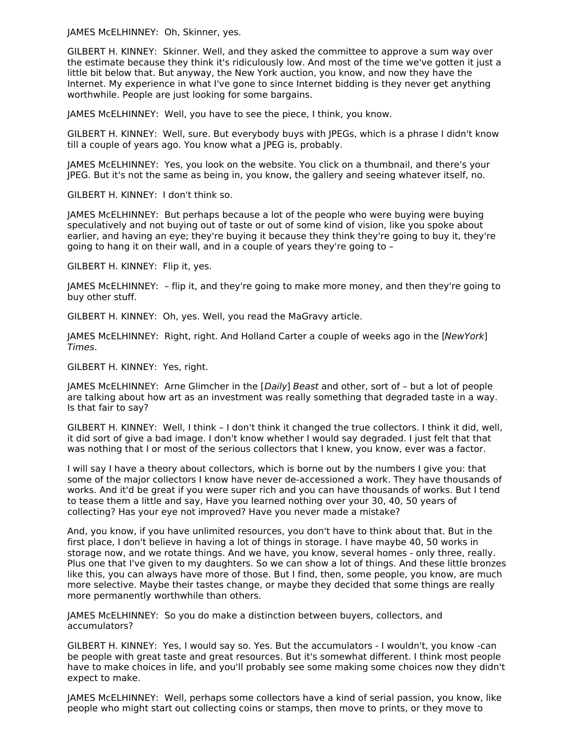JAMES McELHINNEY: Oh, Skinner, yes.

GILBERT H. KINNEY: Skinner. Well, and they asked the committee to approve a sum way over the estimate because they think it's ridiculously low. And most of the time we've gotten it just a little bit below that. But anyway, the New York auction, you know, and now they have the Internet. My experience in what I've gone to since Internet bidding is they never get anything worthwhile. People are just looking for some bargains.

JAMES McELHINNEY: Well, you have to see the piece, I think, you know.

GILBERT H. KINNEY: Well, sure. But everybody buys with JPEGs, which is a phrase I didn't know till a couple of years ago. You know what a JPEG is, probably.

JAMES McELHINNEY: Yes, you look on the website. You click on a thumbnail, and there's your JPEG. But it's not the same as being in, you know, the gallery and seeing whatever itself, no.

GILBERT H. KINNEY: I don't think so.

JAMES McELHINNEY: But perhaps because a lot of the people who were buying were buying speculatively and not buying out of taste or out of some kind of vision, like you spoke about earlier, and having an eye; they're buying it because they think they're going to buy it, they're going to hang it on their wall, and in a couple of years they're going to –

GILBERT H. KINNEY: Flip it, yes.

JAMES McELHINNEY: – flip it, and they're going to make more money, and then they're going to buy other stuff.

GILBERT H. KINNEY: Oh, yes. Well, you read the MaGravy article.

JAMES McELHINNEY: Right, right. And Holland Carter a couple of weeks ago in the [*NewYork*] *Times*.

GILBERT H. KINNEY: Yes, right.

JAMES McELHINNEY: Arne Glimcher in the [*Daily*] *Beast* and other, sort of – but a lot of people are talking about how art as an investment was really something that degraded taste in a way. Is that fair to say?

GILBERT H. KINNEY: Well, I think – I don't think it changed the true collectors. I think it did, well, it did sort of give a bad image. I don't know whether I would say degraded. I just felt that that was nothing that I or most of the serious collectors that I knew, you know, ever was a factor.

I will say I have a theory about collectors, which is borne out by the numbers I give you: that some of the major collectors I know have never de-accessioned a work. They have thousands of works. And it'd be great if you were super rich and you can have thousands of works. But I tend to tease them a little and say, Have you learned nothing over your 30, 40, 50 years of collecting? Has your eye not improved? Have you never made a mistake?

And, you know, if you have unlimited resources, you don't have to think about that. But in the first place, I don't believe in having a lot of things in storage. I have maybe 40, 50 works in storage now, and we rotate things. And we have, you know, several homes - only three, really. Plus one that I've given to my daughters. So we can show a lot of things. And these little bronzes like this, you can always have more of those. But I find, then, some people, you know, are much more selective. Maybe their tastes change, or maybe they decided that some things are really more permanently worthwhile than others.

JAMES McELHINNEY: So you do make a distinction between buyers, collectors, and accumulators?

GILBERT H. KINNEY: Yes, I would say so. Yes. But the accumulators - I wouldn't, you know -can be people with great taste and great resources. But it's somewhat different. I think most people have to make choices in life, and you'll probably see some making some choices now they didn't expect to make.

JAMES McELHINNEY: Well, perhaps some collectors have a kind of serial passion, you know, like people who might start out collecting coins or stamps, then move to prints, or they move to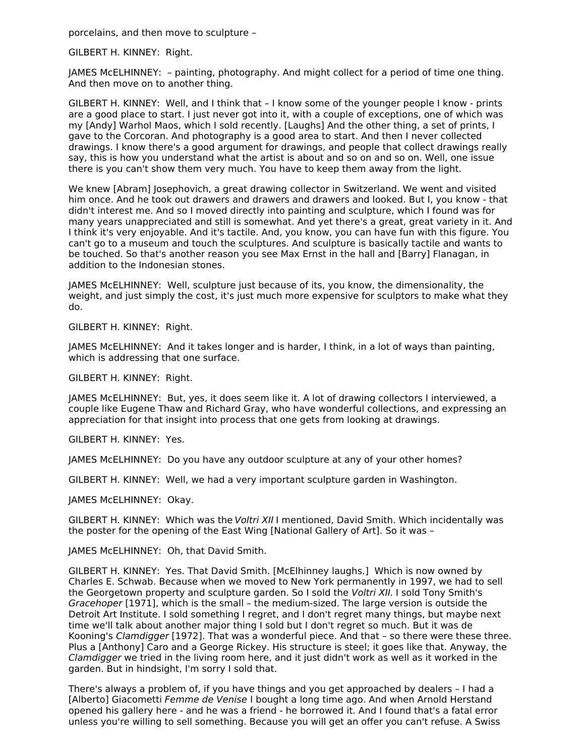porcelains, and then move to sculpture –

GILBERT H. KINNEY: Right.

JAMES McELHINNEY: – painting, photography. And might collect for a period of time one thing. And then move on to another thing.

GILBERT H. KINNEY: Well, and I think that – I know some of the younger people I know - prints are a good place to start. I just never got into it, with a couple of exceptions, one of which was my [Andy] Warhol Maos, which I sold recently. [Laughs] And the other thing, a set of prints, I gave to the Corcoran. And photography is a good area to start. And then I never collected drawings. I know there's a good argument for drawings, and people that collect drawings really say, this is how you understand what the artist is about and so on and so on. Well, one issue there is you can't show them very much. You have to keep them away from the light.

We knew [Abram] Josephovich, a great drawing collector in Switzerland. We went and visited him once. And he took out drawers and drawers and drawers and looked. But I, you know - that didn't interest me. And so I moved directly into painting and sculpture, which I found was for many years unappreciated and still is somewhat. And yet there's a great, great variety in it. And I think it's very enjoyable. And it's tactile. And, you know, you can have fun with this figure. You can't go to a museum and touch the sculptures. And sculpture is basically tactile and wants to be touched. So that's another reason you see Max Ernst in the hall and [Barry] Flanagan, in addition to the Indonesian stones.

JAMES McELHINNEY: Well, sculpture just because of its, you know, the dimensionality, the weight, and just simply the cost, it's just much more expensive for sculptors to make what they do.

GILBERT H. KINNEY: Right.

JAMES McELHINNEY: And it takes longer and is harder, I think, in a lot of ways than painting, which is addressing that one surface.

GILBERT H. KINNEY: Right.

JAMES McELHINNEY: But, yes, it does seem like it. A lot of drawing collectors I interviewed, a couple like Eugene Thaw and Richard Gray, who have wonderful collections, and expressing an appreciation for that insight into process that one gets from looking at drawings.

GILBERT H. KINNEY: Yes.

JAMES McELHINNEY: Do you have any outdoor sculpture at any of your other homes?

GILBERT H. KINNEY: Well, we had a very important sculpture garden in Washington.

JAMES McELHINNEY: Okay.

GILBERT H. KINNEY: Which was the *Voltri XII* I mentioned, David Smith. Which incidentally was the poster for the opening of the East Wing [National Gallery of Art]. So it was –

JAMES McELHINNEY: Oh, that David Smith.

GILBERT H. KINNEY: Yes. That David Smith. [McElhinney laughs.] Which is now owned by Charles E. Schwab. Because when we moved to New York permanently in 1997, we had to sell the Georgetown property and sculpture garden. So I sold the *Voltri XII*. I sold Tony Smith's *Gracehoper* [1971], which is the small – the medium-sized. The large version is outside the Detroit Art Institute. I sold something I regret, and I don't regret many things, but maybe next time we'll talk about another major thing I sold but I don't regret so much. But it was de Kooning's *Clamdigger* [1972]. That was a wonderful piece. And that – so there were these three. Plus a [Anthony] Caro and a George Rickey. His structure is steel; it goes like that. Anyway, the *Clamdigger* we tried in the living room here, and it just didn't work as well as it worked in the garden. But in hindsight, I'm sorry I sold that.

There's always a problem of, if you have things and you get approached by dealers – I had a [Alberto] Giacometti *Femme de Venise* I bought a long time ago. And when Arnold Herstand opened his gallery here - and he was a friend - he borrowed it. And I found that's a fatal error unless you're willing to sell something. Because you will get an offer you can't refuse. A Swiss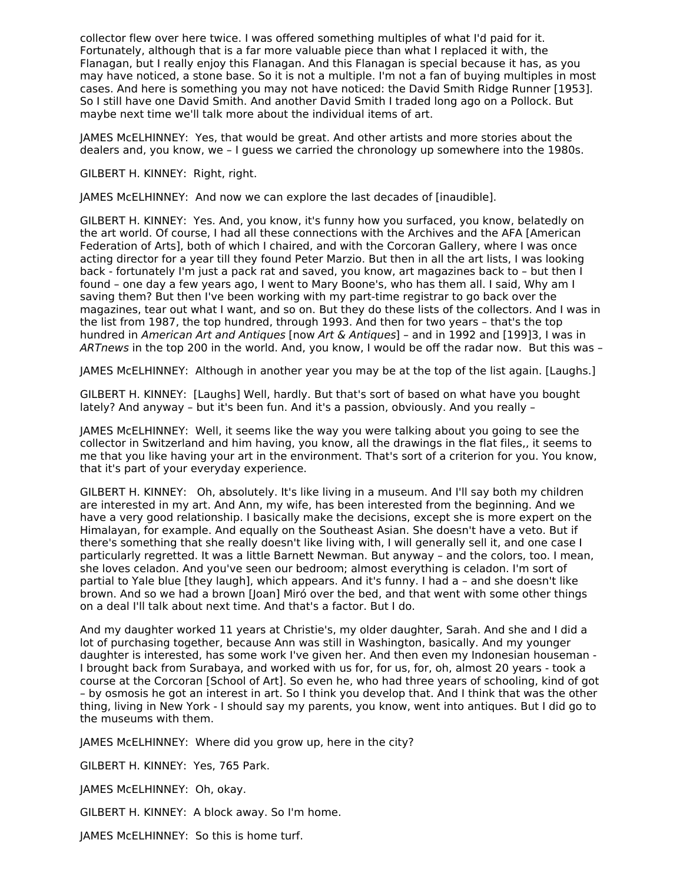collector flew over here twice. I was offered something multiples of what I'd paid for it. Fortunately, although that is a far more valuable piece than what I replaced it with, the Flanagan, but I really enjoy this Flanagan. And this Flanagan is special because it has, as you may have noticed, a stone base. So it is not a multiple. I'm not a fan of buying multiples in most cases. And here is something you may not have noticed: the David Smith Ridge Runner [1953]. So I still have one David Smith. And another David Smith I traded long ago on a Pollock. But maybe next time we'll talk more about the individual items of art.

JAMES McELHINNEY: Yes, that would be great. And other artists and more stories about the dealers and, you know, we – I guess we carried the chronology up somewhere into the 1980s.

GILBERT H. KINNEY: Right, right.

JAMES McELHINNEY: And now we can explore the last decades of [inaudible].

GILBERT H. KINNEY: Yes. And, you know, it's funny how you surfaced, you know, belatedly on the art world. Of course, I had all these connections with the Archives and the AFA [American Federation of Arts], both of which I chaired, and with the Corcoran Gallery, where I was once acting director for a year till they found Peter Marzio. But then in all the art lists, I was looking back - fortunately I'm just a pack rat and saved, you know, art magazines back to – but then I found – one day a few years ago, I went to Mary Boone's, who has them all. I said, Why am I saving them? But then I've been working with my part-time registrar to go back over the magazines, tear out what I want, and so on. But they do these lists of the collectors. And I was in the list from 1987, the top hundred, through 1993. And then for two years – that's the top hundred in *American Art and Antiques* [now *Art & Antiques*] – and in 1992 and [199]3, I was in *ARTnews* in the top 200 in the world. And, you know, I would be off the radar now. But this was –

JAMES McELHINNEY: Although in another year you may be at the top of the list again. [Laughs.]

GILBERT H. KINNEY: [Laughs] Well, hardly. But that's sort of based on what have you bought lately? And anyway – but it's been fun. And it's a passion, obviously. And you really –

JAMES McELHINNEY: Well, it seems like the way you were talking about you going to see the collector in Switzerland and him having, you know, all the drawings in the flat files,, it seems to me that you like having your art in the environment. That's sort of a criterion for you. You know, that it's part of your everyday experience.

GILBERT H. KINNEY: Oh, absolutely. It's like living in a museum. And I'll say both my children are interested in my art. And Ann, my wife, has been interested from the beginning. And we have a very good relationship. I basically make the decisions, except she is more expert on the Himalayan, for example. And equally on the Southeast Asian. She doesn't have a veto. But if there's something that she really doesn't like living with, I will generally sell it, and one case I particularly regretted. It was a little Barnett Newman. But anyway – and the colors, too. I mean, she loves celadon. And you've seen our bedroom; almost everything is celadon. I'm sort of partial to Yale blue [they laugh], which appears. And it's funny. I had a – and she doesn't like brown. And so we had a brown [Joan] Miró over the bed, and that went with some other things on a deal I'll talk about next time. And that's a factor. But I do.

And my daughter worked 11 years at Christie's, my older daughter, Sarah. And she and I did a lot of purchasing together, because Ann was still in Washington, basically. And my younger daughter is interested, has some work I've given her. And then even my Indonesian houseman - I brought back from Surabaya, and worked with us for, for us, for, oh, almost 20 years - took a course at the Corcoran [School of Art]. So even he, who had three years of schooling, kind of got – by osmosis he got an interest in art. So I think you develop that. And I think that was the other thing, living in New York - I should say my parents, you know, went into antiques. But I did go to the museums with them.

JAMES McELHINNEY: Where did you grow up, here in the city?

GILBERT H. KINNEY: Yes, 765 Park.

JAMES McELHINNEY: Oh, okay.

GILBERT H. KINNEY: A block away. So I'm home.

JAMES McELHINNEY: So this is home turf.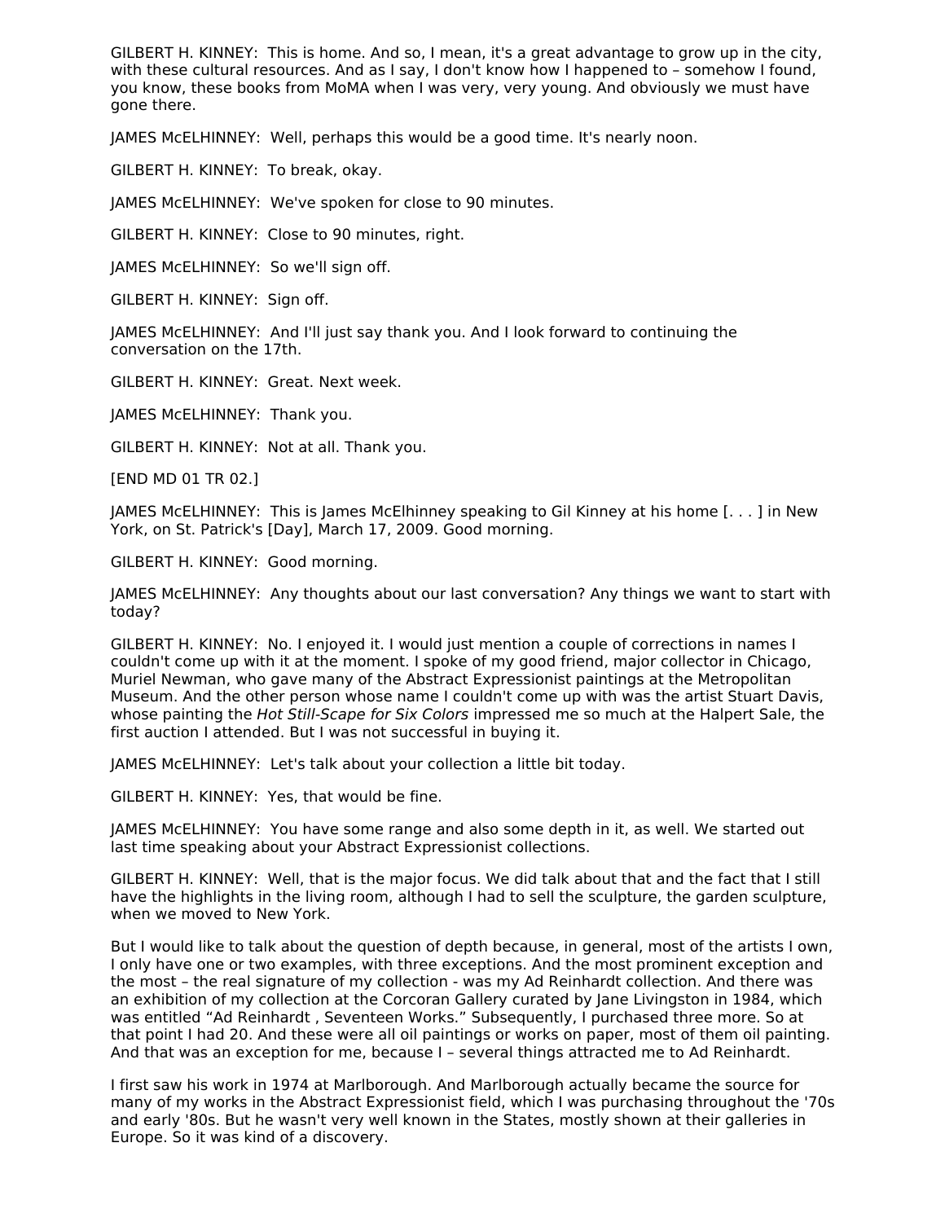GILBERT H. KINNEY: This is home. And so, I mean, it's a great advantage to grow up in the city, with these cultural resources. And as I say, I don't know how I happened to – somehow I found, you know, these books from MoMA when I was very, very young. And obviously we must have gone there.

JAMES McELHINNEY: Well, perhaps this would be a good time. It's nearly noon.

GILBERT H. KINNEY: To break, okay.

JAMES McELHINNEY: We've spoken for close to 90 minutes.

GILBERT H. KINNEY: Close to 90 minutes, right.

JAMES McELHINNEY: So we'll sign off.

GILBERT H. KINNEY: Sign off.

JAMES McELHINNEY: And I'll just say thank you. And I look forward to continuing the conversation on the 17th.

GILBERT H. KINNEY: Great. Next week.

JAMES McELHINNEY: Thank you.

GILBERT H. KINNEY: Not at all. Thank you.

[END MD 01 TR 02.]

JAMES McELHINNEY: This is James McElhinney speaking to Gil Kinney at his home [. . . ] in New York, on St. Patrick's [Day], March 17, 2009. Good morning.

GILBERT H. KINNEY: Good morning.

JAMES McELHINNEY: Any thoughts about our last conversation? Any things we want to start with today?

GILBERT H. KINNEY: No. I enjoyed it. I would just mention a couple of corrections in names I couldn't come up with it at the moment. I spoke of my good friend, major collector in Chicago, Muriel Newman, who gave many of the Abstract Expressionist paintings at the Metropolitan Museum. And the other person whose name I couldn't come up with was the artist Stuart Davis, whose painting the *Hot Still-Scape for Six Colors* impressed me so much at the Halpert Sale, the first auction I attended. But I was not successful in buying it.

JAMES McELHINNEY: Let's talk about your collection a little bit today.

GILBERT H. KINNEY: Yes, that would be fine.

JAMES McELHINNEY: You have some range and also some depth in it, as well. We started out last time speaking about your Abstract Expressionist collections.

GILBERT H. KINNEY: Well, that is the major focus. We did talk about that and the fact that I still have the highlights in the living room, although I had to sell the sculpture, the garden sculpture, when we moved to New York.

But I would like to talk about the question of depth because, in general, most of the artists I own, I only have one or two examples, with three exceptions. And the most prominent exception and the most – the real signature of my collection - was my Ad Reinhardt collection. And there was an exhibition of my collection at the Corcoran Gallery curated by Jane Livingston in 1984, which was entitled "Ad Reinhardt , Seventeen Works." Subsequently, I purchased three more. So at that point I had 20. And these were all oil paintings or works on paper, most of them oil painting. And that was an exception for me, because I – several things attracted me to Ad Reinhardt.

I first saw his work in 1974 at Marlborough. And Marlborough actually became the source for many of my works in the Abstract Expressionist field, which I was purchasing throughout the '70s and early '80s. But he wasn't very well known in the States, mostly shown at their galleries in Europe. So it was kind of a discovery.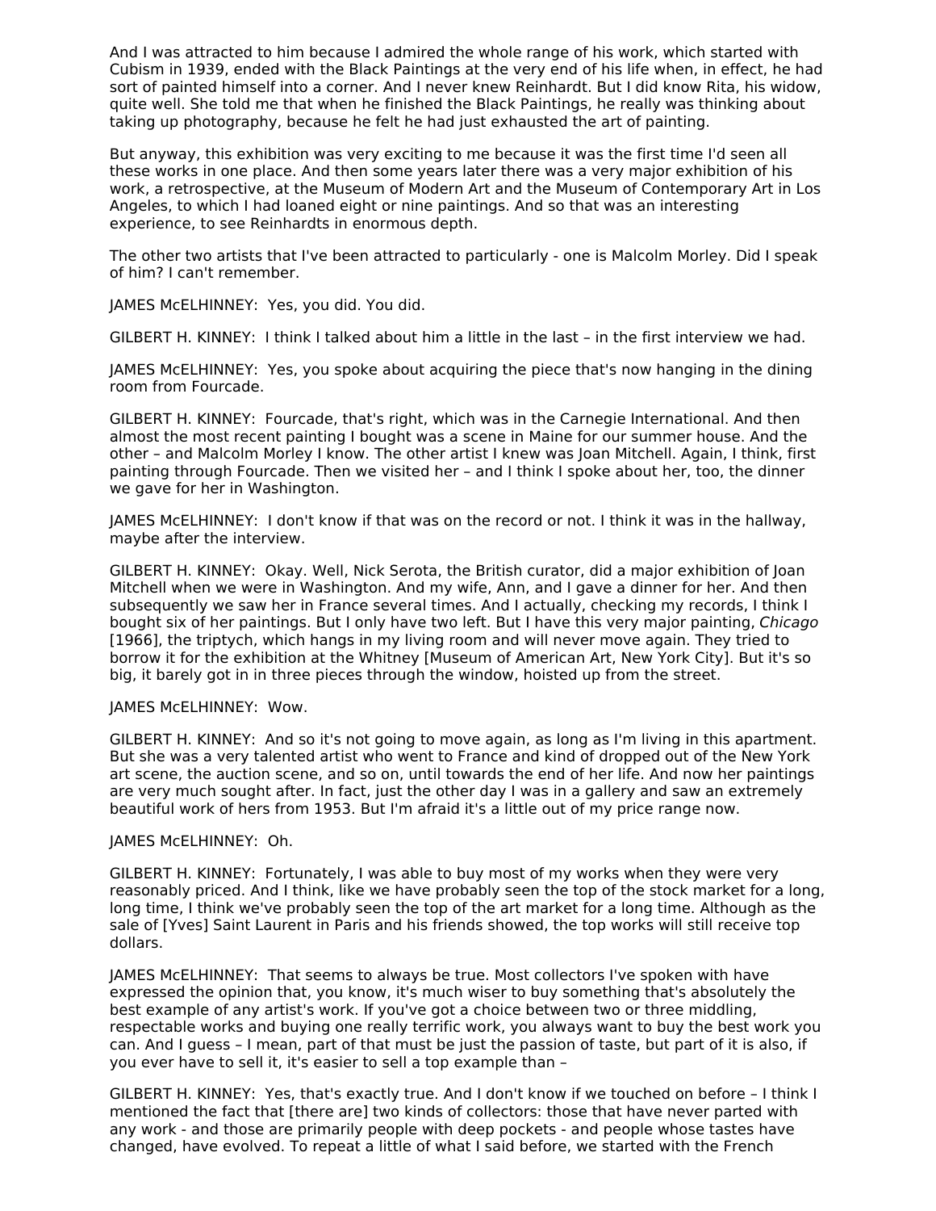And I was attracted to him because I admired the whole range of his work, which started with Cubism in 1939, ended with the Black Paintings at the very end of his life when, in effect, he had sort of painted himself into a corner. And I never knew Reinhardt. But I did know Rita, his widow, quite well. She told me that when he finished the Black Paintings, he really was thinking about taking up photography, because he felt he had just exhausted the art of painting.

But anyway, this exhibition was very exciting to me because it was the first time I'd seen all these works in one place. And then some years later there was a very major exhibition of his work, a retrospective, at the Museum of Modern Art and the Museum of Contemporary Art in Los Angeles, to which I had loaned eight or nine paintings. And so that was an interesting experience, to see Reinhardts in enormous depth.

The other two artists that I've been attracted to particularly - one is Malcolm Morley. Did I speak of him? I can't remember.

JAMES McELHINNEY: Yes, you did. You did.

GILBERT H. KINNEY: I think I talked about him a little in the last – in the first interview we had.

JAMES McELHINNEY: Yes, you spoke about acquiring the piece that's now hanging in the dining room from Fourcade.

GILBERT H. KINNEY: Fourcade, that's right, which was in the Carnegie International. And then almost the most recent painting I bought was a scene in Maine for our summer house. And the other – and Malcolm Morley I know. The other artist I knew was Joan Mitchell. Again, I think, first painting through Fourcade. Then we visited her – and I think I spoke about her, too, the dinner we gave for her in Washington.

JAMES McELHINNEY: I don't know if that was on the record or not. I think it was in the hallway, maybe after the interview.

GILBERT H. KINNEY: Okay. Well, Nick Serota, the British curator, did a major exhibition of Joan Mitchell when we were in Washington. And my wife, Ann, and I gave a dinner for her. And then subsequently we saw her in France several times. And I actually, checking my records, I think I bought six of her paintings. But I only have two left. But I have this very major painting, *Chicago* [1966], the triptych, which hangs in my living room and will never move again. They tried to borrow it for the exhibition at the Whitney [Museum of American Art, New York City]. But it's so big, it barely got in in three pieces through the window, hoisted up from the street.

JAMES McELHINNEY: Wow.

GILBERT H. KINNEY: And so it's not going to move again, as long as I'm living in this apartment. But she was a very talented artist who went to France and kind of dropped out of the New York art scene, the auction scene, and so on, until towards the end of her life. And now her paintings are very much sought after. In fact, just the other day I was in a gallery and saw an extremely beautiful work of hers from 1953. But I'm afraid it's a little out of my price range now.

JAMES McELHINNEY: Oh.

GILBERT H. KINNEY: Fortunately, I was able to buy most of my works when they were very reasonably priced. And I think, like we have probably seen the top of the stock market for a long, long time, I think we've probably seen the top of the art market for a long time. Although as the sale of [Yves] Saint Laurent in Paris and his friends showed, the top works will still receive top dollars.

JAMES McELHINNEY: That seems to always be true. Most collectors I've spoken with have expressed the opinion that, you know, it's much wiser to buy something that's absolutely the best example of any artist's work. If you've got a choice between two or three middling, respectable works and buying one really terrific work, you always want to buy the best work you can. And I guess – I mean, part of that must be just the passion of taste, but part of it is also, if you ever have to sell it, it's easier to sell a top example than –

GILBERT H. KINNEY: Yes, that's exactly true. And I don't know if we touched on before – I think I mentioned the fact that [there are] two kinds of collectors: those that have never parted with any work - and those are primarily people with deep pockets - and people whose tastes have changed, have evolved. To repeat a little of what I said before, we started with the French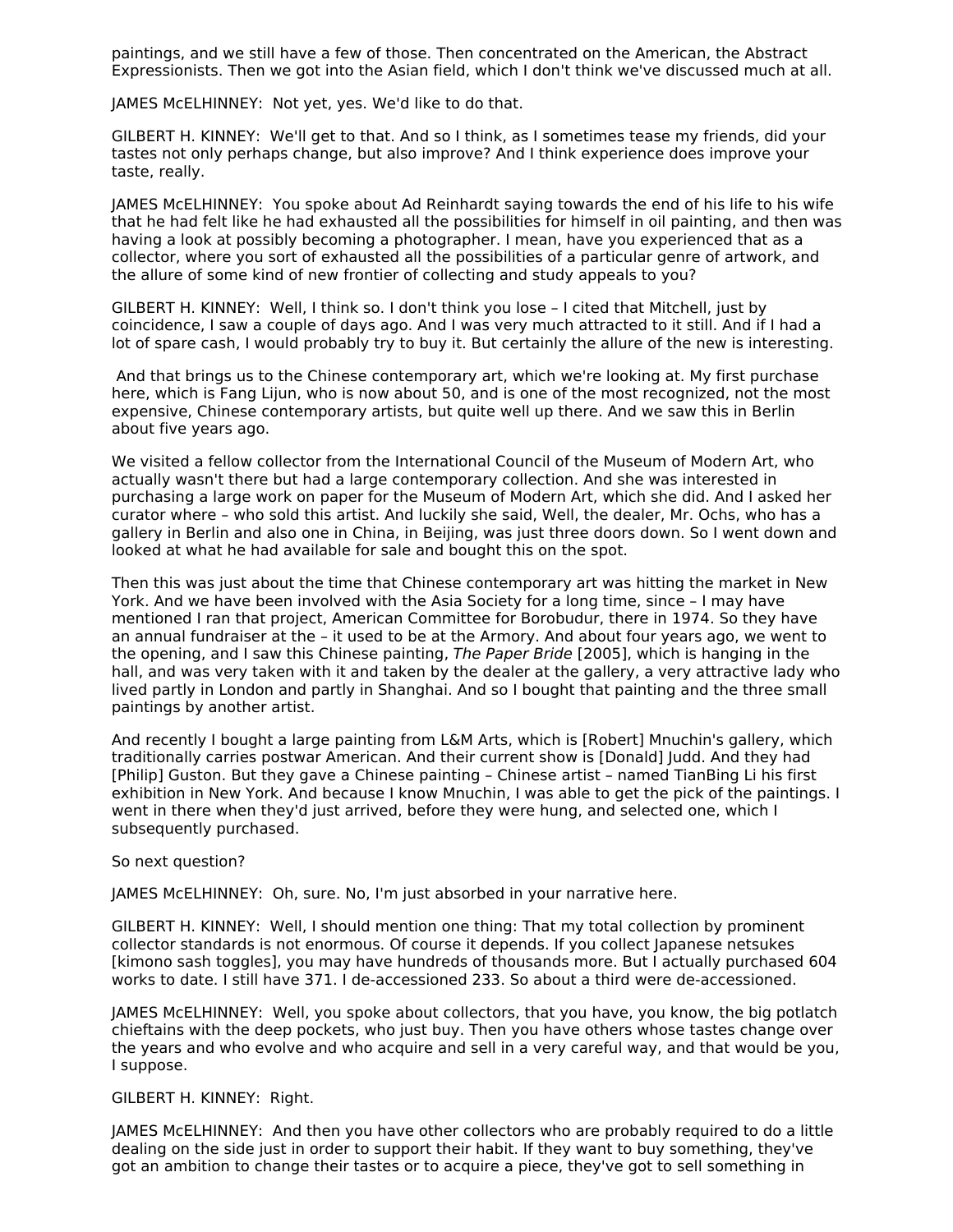paintings, and we still have a few of those. Then concentrated on the American, the Abstract Expressionists. Then we got into the Asian field, which I don't think we've discussed much at all.

JAMES McELHINNEY: Not yet, yes. We'd like to do that.

GILBERT H. KINNEY: We'll get to that. And so I think, as I sometimes tease my friends, did your tastes not only perhaps change, but also improve? And I think experience does improve your taste, really.

JAMES McELHINNEY: You spoke about Ad Reinhardt saying towards the end of his life to his wife that he had felt like he had exhausted all the possibilities for himself in oil painting, and then was having a look at possibly becoming a photographer. I mean, have you experienced that as a collector, where you sort of exhausted all the possibilities of a particular genre of artwork, and the allure of some kind of new frontier of collecting and study appeals to you?

GILBERT H. KINNEY: Well, I think so. I don't think you lose – I cited that Mitchell, just by coincidence, I saw a couple of days ago. And I was very much attracted to it still. And if I had a lot of spare cash, I would probably try to buy it. But certainly the allure of the new is interesting.

And that brings us to the Chinese contemporary art, which we're looking at. My first purchase here, which is Fang Lijun, who is now about 50, and is one of the most recognized, not the most expensive, Chinese contemporary artists, but quite well up there. And we saw this in Berlin about five years ago.

We visited a fellow collector from the International Council of the Museum of Modern Art, who actually wasn't there but had a large contemporary collection. And she was interested in purchasing a large work on paper for the Museum of Modern Art, which she did. And I asked her curator where – who sold this artist. And luckily she said, Well, the dealer, Mr. Ochs, who has a gallery in Berlin and also one in China, in Beijing, was just three doors down. So I went down and looked at what he had available for sale and bought this on the spot.

Then this was just about the time that Chinese contemporary art was hitting the market in New York. And we have been involved with the Asia Society for a long time, since – I may have mentioned I ran that project, American Committee for Borobudur, there in 1974. So they have an annual fundraiser at the – it used to be at the Armory. And about four years ago, we went to the opening, and I saw this Chinese painting, *The Paper Bride* [2005], which is hanging in the hall, and was very taken with it and taken by the dealer at the gallery, a very attractive lady who lived partly in London and partly in Shanghai. And so I bought that painting and the three small paintings by another artist.

And recently I bought a large painting from L&M Arts, which is [Robert] Mnuchin's gallery, which traditionally carries postwar American. And their current show is [Donald] Judd. And they had [Philip] Guston. But they gave a Chinese painting – Chinese artist – named TianBing Li his first exhibition in New York. And because I know Mnuchin, I was able to get the pick of the paintings. I went in there when they'd just arrived, before they were hung, and selected one, which I subsequently purchased.

So next question?

JAMES McELHINNEY: Oh, sure. No, I'm just absorbed in your narrative here.

GILBERT H. KINNEY: Well, I should mention one thing: That my total collection by prominent collector standards is not enormous. Of course it depends. If you collect Japanese netsukes [kimono sash toggles], you may have hundreds of thousands more. But I actually purchased 604 works to date. I still have 371. I de-accessioned 233. So about a third were de-accessioned.

JAMES McELHINNEY: Well, you spoke about collectors, that you have, you know, the big potlatch chieftains with the deep pockets, who just buy. Then you have others whose tastes change over the years and who evolve and who acquire and sell in a very careful way, and that would be you, I suppose.

GILBERT H. KINNEY: Right.

JAMES McELHINNEY: And then you have other collectors who are probably required to do a little dealing on the side just in order to support their habit. If they want to buy something, they've got an ambition to change their tastes or to acquire a piece, they've got to sell something in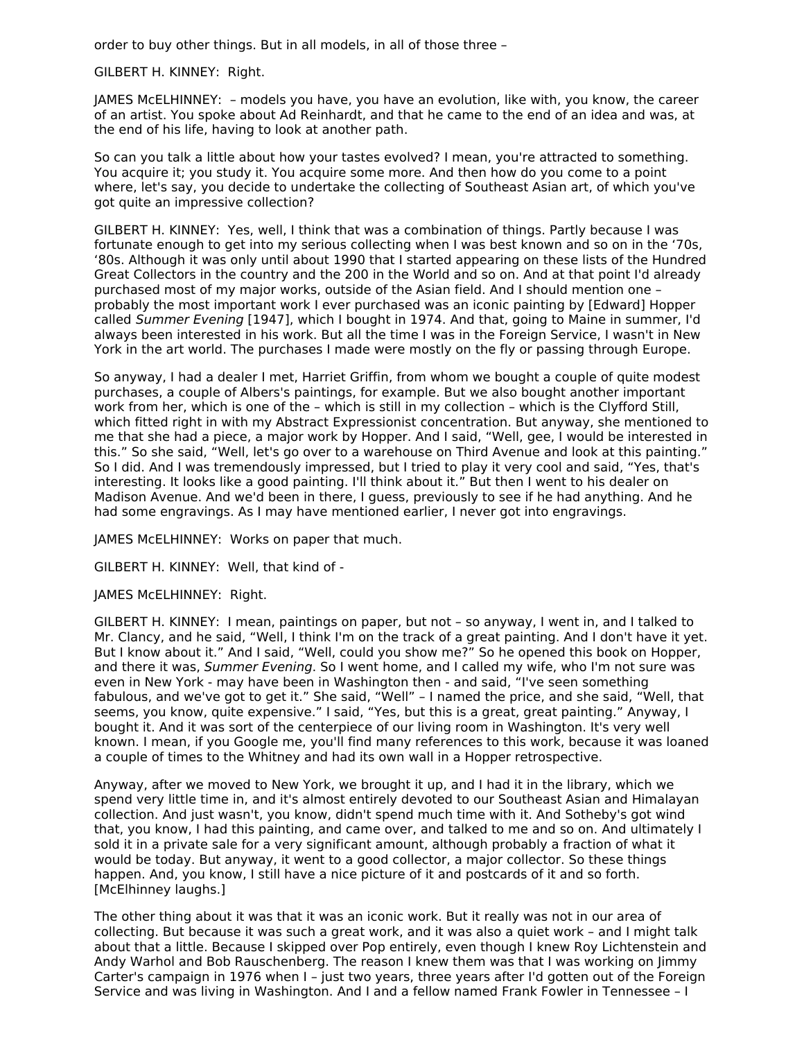order to buy other things. But in all models, in all of those three –

GILBERT H. KINNEY: Right.

JAMES McELHINNEY: – models you have, you have an evolution, like with, you know, the career of an artist. You spoke about Ad Reinhardt, and that he came to the end of an idea and was, at the end of his life, having to look at another path.

So can you talk a little about how your tastes evolved? I mean, you're attracted to something. You acquire it; you study it. You acquire some more. And then how do you come to a point where, let's say, you decide to undertake the collecting of Southeast Asian art, of which you've got quite an impressive collection?

GILBERT H. KINNEY: Yes, well, I think that was a combination of things. Partly because I was fortunate enough to get into my serious collecting when I was best known and so on in the '70s, '80s. Although it was only until about 1990 that I started appearing on these lists of the Hundred Great Collectors in the country and the 200 in the World and so on. And at that point I'd already purchased most of my major works, outside of the Asian field. And I should mention one – probably the most important work I ever purchased was an iconic painting by [Edward] Hopper called *Summer Evening* [1947], which I bought in 1974. And that, going to Maine in summer, I'd always been interested in his work. But all the time I was in the Foreign Service, I wasn't in New York in the art world. The purchases I made were mostly on the fly or passing through Europe.

So anyway, I had a dealer I met, Harriet Griffin, from whom we bought a couple of quite modest purchases, a couple of Albers's paintings, for example. But we also bought another important work from her, which is one of the – which is still in my collection – which is the Clyfford Still, which fitted right in with my Abstract Expressionist concentration. But anyway, she mentioned to me that she had a piece, a major work by Hopper. And I said, "Well, gee, I would be interested in this." So she said, "Well, let's go over to a warehouse on Third Avenue and look at this painting." So I did. And I was tremendously impressed, but I tried to play it very cool and said, "Yes, that's interesting. It looks like a good painting. I'll think about it." But then I went to his dealer on Madison Avenue. And we'd been in there, I guess, previously to see if he had anything. And he had some engravings. As I may have mentioned earlier, I never got into engravings.

JAMES McELHINNEY: Works on paper that much.

GILBERT H. KINNEY: Well, that kind of -

JAMES McELHINNEY: Right.

GILBERT H. KINNEY: I mean, paintings on paper, but not – so anyway, I went in, and I talked to Mr. Clancy, and he said, "Well, I think I'm on the track of a great painting. And I don't have it yet. But I know about it." And I said, "Well, could you show me?" So he opened this book on Hopper, and there it was, *Summer Evening*. So I went home, and I called my wife, who I'm not sure was even in New York - may have been in Washington then - and said, "I've seen something fabulous, and we've got to get it." She said, "Well" – I named the price, and she said, "Well, that seems, you know, quite expensive." I said, "Yes, but this is a great, great painting." Anyway, I bought it. And it was sort of the centerpiece of our living room in Washington. It's very well known. I mean, if you Google me, you'll find many references to this work, because it was loaned a couple of times to the Whitney and had its own wall in a Hopper retrospective.

Anyway, after we moved to New York, we brought it up, and I had it in the library, which we spend very little time in, and it's almost entirely devoted to our Southeast Asian and Himalayan collection. And just wasn't, you know, didn't spend much time with it. And Sotheby's got wind that, you know, I had this painting, and came over, and talked to me and so on. And ultimately I sold it in a private sale for a very significant amount, although probably a fraction of what it would be today. But anyway, it went to a good collector, a major collector. So these things happen. And, you know, I still have a nice picture of it and postcards of it and so forth. [McElhinney laughs.]

The other thing about it was that it was an iconic work. But it really was not in our area of collecting. But because it was such a great work, and it was also a quiet work – and I might talk about that a little. Because I skipped over Pop entirely, even though I knew Roy Lichtenstein and Andy Warhol and Bob Rauschenberg. The reason I knew them was that I was working on Jimmy Carter's campaign in 1976 when I – just two years, three years after I'd gotten out of the Foreign Service and was living in Washington. And I and a fellow named Frank Fowler in Tennessee – I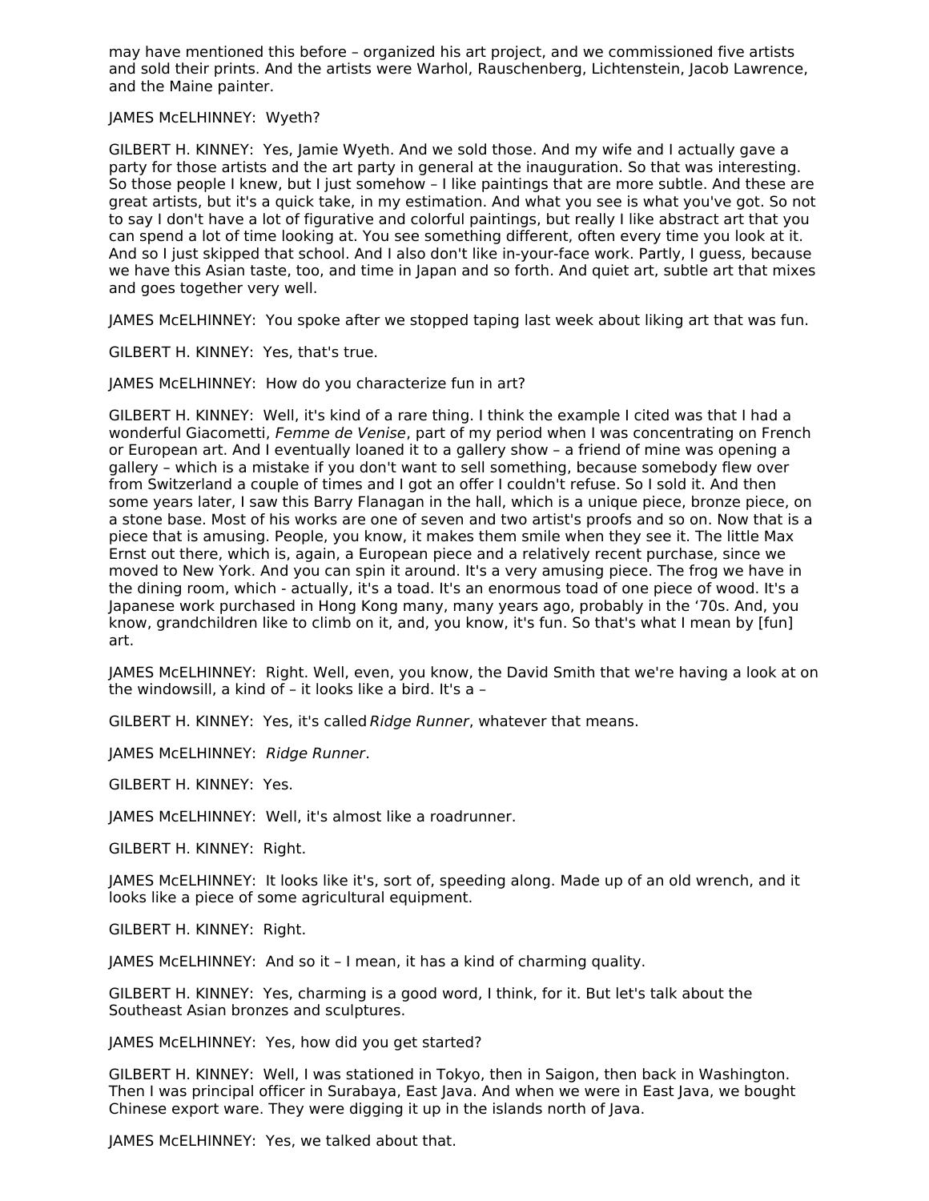may have mentioned this before – organized his art project, and we commissioned five artists and sold their prints. And the artists were Warhol, Rauschenberg, Lichtenstein, Jacob Lawrence, and the Maine painter.

JAMES McELHINNEY: Wyeth?

GILBERT H. KINNEY: Yes, Jamie Wyeth. And we sold those. And my wife and I actually gave a party for those artists and the art party in general at the inauguration. So that was interesting. So those people I knew, but I just somehow – I like paintings that are more subtle. And these are great artists, but it's a quick take, in my estimation. And what you see is what you've got. So not to say I don't have a lot of figurative and colorful paintings, but really I like abstract art that you can spend a lot of time looking at. You see something different, often every time you look at it. And so I just skipped that school. And I also don't like in-your-face work. Partly, I guess, because we have this Asian taste, too, and time in Japan and so forth. And quiet art, subtle art that mixes and goes together very well.

JAMES McELHINNEY: You spoke after we stopped taping last week about liking art that was fun.

GILBERT H. KINNEY: Yes, that's true.

JAMES McELHINNEY: How do you characterize fun in art?

GILBERT H. KINNEY: Well, it's kind of a rare thing. I think the example I cited was that I had a wonderful Giacometti, *Femme de Venise*, part of my period when I was concentrating on French or European art. And I eventually loaned it to a gallery show – a friend of mine was opening a gallery – which is a mistake if you don't want to sell something, because somebody flew over from Switzerland a couple of times and I got an offer I couldn't refuse. So I sold it. And then some years later, I saw this Barry Flanagan in the hall, which is a unique piece, bronze piece, on a stone base. Most of his works are one of seven and two artist's proofs and so on. Now that is a piece that is amusing. People, you know, it makes them smile when they see it. The little Max Ernst out there, which is, again, a European piece and a relatively recent purchase, since we moved to New York. And you can spin it around. It's a very amusing piece. The frog we have in the dining room, which - actually, it's a toad. It's an enormous toad of one piece of wood. It's a Japanese work purchased in Hong Kong many, many years ago, probably in the '70s. And, you know, grandchildren like to climb on it, and, you know, it's fun. So that's what I mean by [fun] art.

JAMES McELHINNEY: Right. Well, even, you know, the David Smith that we're having a look at on the windowsill, a kind of – it looks like a bird. It's a –

GILBERT H. KINNEY: Yes, it's called *Ridge Runner*, whatever that means.

JAMES McELHINNEY: *Ridge Runner*.

GILBERT H. KINNEY: Yes.

JAMES McELHINNEY: Well, it's almost like a roadrunner.

GILBERT H. KINNEY: Right.

JAMES McELHINNEY: It looks like it's, sort of, speeding along. Made up of an old wrench, and it looks like a piece of some agricultural equipment.

GILBERT H. KINNEY: Right.

JAMES McELHINNEY: And so it – I mean, it has a kind of charming quality.

GILBERT H. KINNEY: Yes, charming is a good word, I think, for it. But let's talk about the Southeast Asian bronzes and sculptures.

JAMES McELHINNEY: Yes, how did you get started?

GILBERT H. KINNEY: Well, I was stationed in Tokyo, then in Saigon, then back in Washington. Then I was principal officer in Surabaya, East Java. And when we were in East Java, we bought Chinese export ware. They were digging it up in the islands north of Java.

JAMES McELHINNEY: Yes, we talked about that.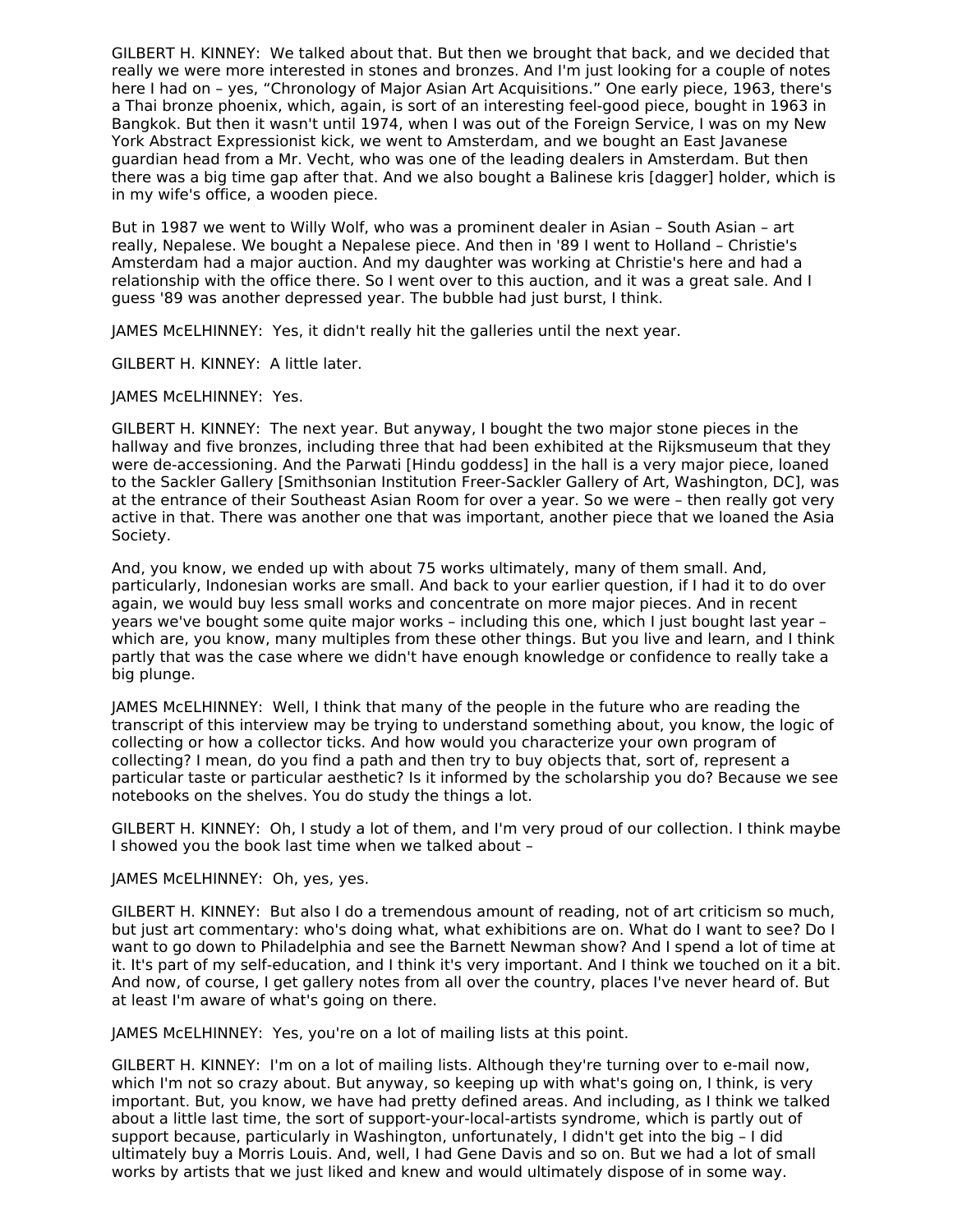GILBERT H. KINNEY: We talked about that. But then we brought that back, and we decided that really we were more interested in stones and bronzes. And I'm just looking for a couple of notes here I had on – yes, “Chronology of Major Asian Art Acquisitions.” One early piece, 1963, there's a Thai bronze phoenix, which, again, is sort of an interesting feel-good piece, bought in 1963 in Bangkok. But then it wasn't until 1974, when I was out of the Foreign Service, I was on my New York Abstract Expressionist kick, we went to Amsterdam, and we bought an East Javanese guardian head from a Mr. Vecht, who was one of the leading dealers in Amsterdam. But then there was a big time gap after that. And we also bought a Balinese kris [dagger] holder, which is in my wife's office, a wooden piece.

But in 1987 we went to Willy Wolf, who was a prominent dealer in Asian – South Asian – art really, Nepalese. We bought a Nepalese piece. And then in '89 I went to Holland – Christie's Amsterdam had a major auction. And my daughter was working at Christie's here and had a relationship with the office there. So I went over to this auction, and it was a great sale. And I guess '89 was another depressed year. The bubble had just burst, I think.

JAMES McELHINNEY: Yes, it didn't really hit the galleries until the next year.

GILBERT H. KINNEY: A little later.

JAMES McELHINNEY: Yes.

GILBERT H. KINNEY: The next year. But anyway, I bought the two major stone pieces in the hallway and five bronzes, including three that had been exhibited at the Rijksmuseum that they were de-accessioning. And the Parwati [Hindu goddess] in the hall is a very major piece, loaned to the Sackler Gallery [Smithsonian Institution Freer-Sackler Gallery of Art, Washington, DC], was at the entrance of their Southeast Asian Room for over a year. So we were – then really got very active in that. There was another one that was important, another piece that we loaned the Asia Society.

And, you know, we ended up with about 75 works ultimately, many of them small. And, particularly, Indonesian works are small. And back to your earlier question, if I had it to do over again, we would buy less small works and concentrate on more major pieces. And in recent years we've bought some quite major works – including this one, which I just bought last year – which are, you know, many multiples from these other things. But you live and learn, and I think partly that was the case where we didn't have enough knowledge or confidence to really take a big plunge.

JAMES McELHINNEY: Well, I think that many of the people in the future who are reading the transcript of this interview may be trying to understand something about, you know, the logic of collecting or how a collector ticks. And how would you characterize your own program of collecting? I mean, do you find a path and then try to buy objects that, sort of, represent a particular taste or particular aesthetic? Is it informed by the scholarship you do? Because we see notebooks on the shelves. You do study the things a lot.

GILBERT H. KINNEY: Oh, I study a lot of them, and I'm very proud of our collection. I think maybe I showed you the book last time when we talked about –

JAMES McELHINNEY: Oh, yes, yes.

GILBERT H. KINNEY: But also I do a tremendous amount of reading, not of art criticism so much, but just art commentary: who's doing what, what exhibitions are on. What do I want to see? Do I want to go down to Philadelphia and see the Barnett Newman show? And I spend a lot of time at it. It's part of my self-education, and I think it's very important. And I think we touched on it a bit. And now, of course, I get gallery notes from all over the country, places I've never heard of. But at least I'm aware of what's going on there.

JAMES McELHINNEY: Yes, you're on a lot of mailing lists at this point.

GILBERT H. KINNEY: I'm on a lot of mailing lists. Although they're turning over to e-mail now, which I'm not so crazy about. But anyway, so keeping up with what's going on, I think, is very important. But, you know, we have had pretty defined areas. And including, as I think we talked about a little last time, the sort of support-your-local-artists syndrome, which is partly out of support because, particularly in Washington, unfortunately, I didn't get into the big – I did ultimately buy a Morris Louis. And, well, I had Gene Davis and so on. But we had a lot of small works by artists that we just liked and knew and would ultimately dispose of in some way.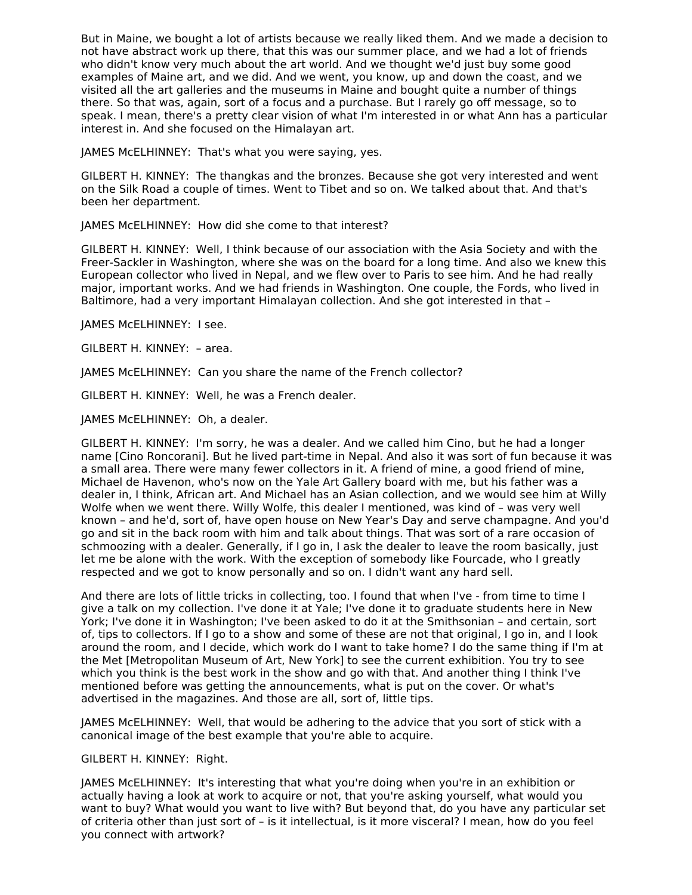But in Maine, we bought a lot of artists because we really liked them. And we made a decision to not have abstract work up there, that this was our summer place, and we had a lot of friends who didn't know very much about the art world. And we thought we'd just buy some good examples of Maine art, and we did. And we went, you know, up and down the coast, and we visited all the art galleries and the museums in Maine and bought quite a number of things there. So that was, again, sort of a focus and a purchase. But I rarely go off message, so to speak. I mean, there's a pretty clear vision of what I'm interested in or what Ann has a particular interest in. And she focused on the Himalayan art.

JAMES McELHINNEY: That's what you were saying, yes.

GILBERT H. KINNEY: The thangkas and the bronzes. Because she got very interested and went on the Silk Road a couple of times. Went to Tibet and so on. We talked about that. And that's been her department.

JAMES McELHINNEY: How did she come to that interest?

GILBERT H. KINNEY: Well, I think because of our association with the Asia Society and with the Freer-Sackler in Washington, where she was on the board for a long time. And also we knew this European collector who lived in Nepal, and we flew over to Paris to see him. And he had really major, important works. And we had friends in Washington. One couple, the Fords, who lived in Baltimore, had a very important Himalayan collection. And she got interested in that –

JAMES McELHINNEY: I see.

GILBERT H. KINNEY: – area.

JAMES McELHINNEY: Can you share the name of the French collector?

GILBERT H. KINNEY: Well, he was a French dealer.

JAMES McELHINNEY: Oh, a dealer.

GILBERT H. KINNEY: I'm sorry, he was a dealer. And we called him Cino, but he had a longer name [Cino Roncorani]. But he lived part-time in Nepal. And also it was sort of fun because it was a small area. There were many fewer collectors in it. A friend of mine, a good friend of mine, Michael de Havenon, who's now on the Yale Art Gallery board with me, but his father was a dealer in, I think, African art. And Michael has an Asian collection, and we would see him at Willy Wolfe when we went there. Willy Wolfe, this dealer I mentioned, was kind of – was very well known – and he'd, sort of, have open house on New Year's Day and serve champagne. And you'd go and sit in the back room with him and talk about things. That was sort of a rare occasion of schmoozing with a dealer. Generally, if I go in, I ask the dealer to leave the room basically, just let me be alone with the work. With the exception of somebody like Fourcade, who I greatly respected and we got to know personally and so on. I didn't want any hard sell.

And there are lots of little tricks in collecting, too. I found that when I've - from time to time I give a talk on my collection. I've done it at Yale; I've done it to graduate students here in New York; I've done it in Washington; I've been asked to do it at the Smithsonian – and certain, sort of, tips to collectors. If I go to a show and some of these are not that original, I go in, and I look around the room, and I decide, which work do I want to take home? I do the same thing if I'm at the Met [Metropolitan Museum of Art, New York] to see the current exhibition. You try to see which you think is the best work in the show and go with that. And another thing I think I've mentioned before was getting the announcements, what is put on the cover. Or what's advertised in the magazines. And those are all, sort of, little tips.

JAMES McELHINNEY: Well, that would be adhering to the advice that you sort of stick with a canonical image of the best example that you're able to acquire.

GILBERT H. KINNEY: Right.

JAMES McELHINNEY: It's interesting that what you're doing when you're in an exhibition or actually having a look at work to acquire or not, that you're asking yourself, what would you want to buy? What would you want to live with? But beyond that, do you have any particular set of criteria other than just sort of – is it intellectual, is it more visceral? I mean, how do you feel you connect with artwork?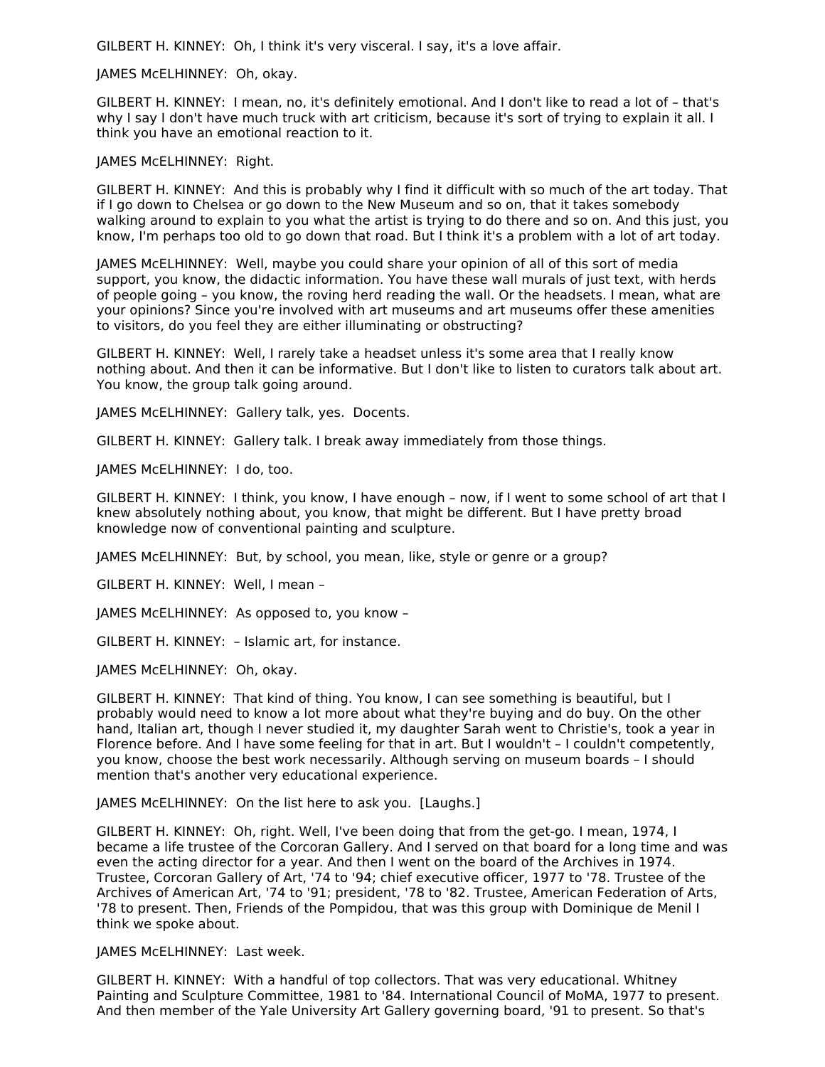GILBERT H. KINNEY: Oh, I think it's very visceral. I say, it's a love affair.

JAMES McELHINNEY: Oh, okay.

GILBERT H. KINNEY: I mean, no, it's definitely emotional. And I don't like to read a lot of – that's why I say I don't have much truck with art criticism, because it's sort of trying to explain it all. I think you have an emotional reaction to it.

JAMES McELHINNEY: Right.

GILBERT H. KINNEY: And this is probably why I find it difficult with so much of the art today. That if I go down to Chelsea or go down to the New Museum and so on, that it takes somebody walking around to explain to you what the artist is trying to do there and so on. And this just, you know, I'm perhaps too old to go down that road. But I think it's a problem with a lot of art today.

JAMES McELHINNEY: Well, maybe you could share your opinion of all of this sort of media support, you know, the didactic information. You have these wall murals of just text, with herds of people going – you know, the roving herd reading the wall. Or the headsets. I mean, what are your opinions? Since you're involved with art museums and art museums offer these amenities to visitors, do you feel they are either illuminating or obstructing?

GILBERT H. KINNEY: Well, I rarely take a headset unless it's some area that I really know nothing about. And then it can be informative. But I don't like to listen to curators talk about art. You know, the group talk going around.

JAMES McELHINNEY: Gallery talk, yes. Docents.

GILBERT H. KINNEY: Gallery talk. I break away immediately from those things.

JAMES McELHINNEY: I do, too.

GILBERT H. KINNEY: I think, you know, I have enough – now, if I went to some school of art that I knew absolutely nothing about, you know, that might be different. But I have pretty broad knowledge now of conventional painting and sculpture.

JAMES McELHINNEY: But, by school, you mean, like, style or genre or a group?

GILBERT H. KINNEY: Well, I mean –

JAMES McELHINNEY: As opposed to, you know –

GILBERT H. KINNEY: – Islamic art, for instance.

JAMES McELHINNEY: Oh, okay.

GILBERT H. KINNEY: That kind of thing. You know, I can see something is beautiful, but I probably would need to know a lot more about what they're buying and do buy. On the other hand, Italian art, though I never studied it, my daughter Sarah went to Christie's, took a year in Florence before. And I have some feeling for that in art. But I wouldn't – I couldn't competently, you know, choose the best work necessarily. Although serving on museum boards – I should mention that's another very educational experience.

JAMES McELHINNEY: On the list here to ask you. [Laughs.]

GILBERT H. KINNEY: Oh, right. Well, I've been doing that from the get-go. I mean, 1974, I became a life trustee of the Corcoran Gallery. And I served on that board for a long time and was even the acting director for a year. And then I went on the board of the Archives in 1974. Trustee, Corcoran Gallery of Art, '74 to '94; chief executive officer, 1977 to '78. Trustee of the Archives of American Art, '74 to '91; president, '78 to '82. Trustee, American Federation of Arts, '78 to present. Then, Friends of the Pompidou, that was this group with Dominique de Menil I think we spoke about.

JAMES McELHINNEY: Last week.

GILBERT H. KINNEY: With a handful of top collectors. That was very educational. Whitney Painting and Sculpture Committee, 1981 to '84. International Council of MoMA, 1977 to present. And then member of the Yale University Art Gallery governing board, '91 to present. So that's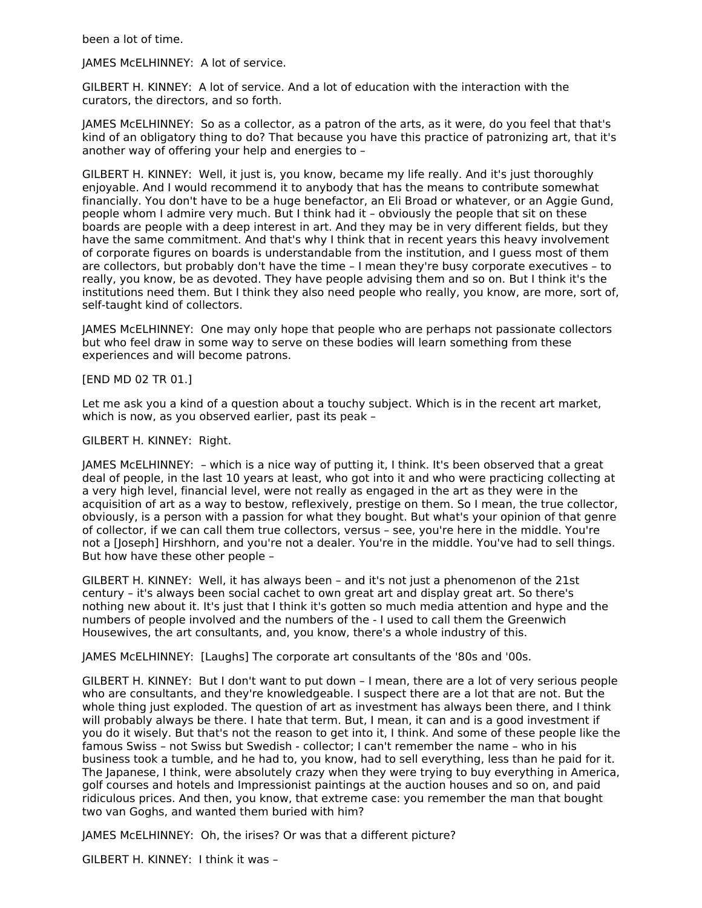been a lot of time.

JAMES McELHINNEY: A lot of service.

GILBERT H. KINNEY: A lot of service. And a lot of education with the interaction with the curators, the directors, and so forth.

JAMES McELHINNEY: So as a collector, as a patron of the arts, as it were, do you feel that that's kind of an obligatory thing to do? That because you have this practice of patronizing art, that it's another way of offering your help and energies to –

GILBERT H. KINNEY: Well, it just is, you know, became my life really. And it's just thoroughly enjoyable. And I would recommend it to anybody that has the means to contribute somewhat financially. You don't have to be a huge benefactor, an Eli Broad or whatever, or an Aggie Gund, people whom I admire very much. But I think had it – obviously the people that sit on these boards are people with a deep interest in art. And they may be in very different fields, but they have the same commitment. And that's why I think that in recent years this heavy involvement of corporate figures on boards is understandable from the institution, and I guess most of them are collectors, but probably don't have the time – I mean they're busy corporate executives – to really, you know, be as devoted. They have people advising them and so on. But I think it's the institutions need them. But I think they also need people who really, you know, are more, sort of, self-taught kind of collectors.

JAMES McELHINNEY: One may only hope that people who are perhaps not passionate collectors but who feel draw in some way to serve on these bodies will learn something from these experiences and will become patrons.

[END MD 02 TR 01.]

Let me ask you a kind of a question about a touchy subject. Which is in the recent art market, which is now, as you observed earlier, past its peak –

GILBERT H. KINNEY: Right.

JAMES McELHINNEY: – which is a nice way of putting it, I think. It's been observed that a great deal of people, in the last 10 years at least, who got into it and who were practicing collecting at a very high level, financial level, were not really as engaged in the art as they were in the acquisition of art as a way to bestow, reflexively, prestige on them. So I mean, the true collector, obviously, is a person with a passion for what they bought. But what's your opinion of that genre of collector, if we can call them true collectors, versus – see, you're here in the middle. You're not a [Joseph] Hirshhorn, and you're not a dealer. You're in the middle. You've had to sell things. But how have these other people –

GILBERT H. KINNEY: Well, it has always been – and it's not just a phenomenon of the 21st century – it's always been social cachet to own great art and display great art. So there's nothing new about it. It's just that I think it's gotten so much media attention and hype and the numbers of people involved and the numbers of the - I used to call them the Greenwich Housewives, the art consultants, and, you know, there's a whole industry of this.

JAMES McELHINNEY: [Laughs] The corporate art consultants of the '80s and '00s.

GILBERT H. KINNEY: But I don't want to put down – I mean, there are a lot of very serious people who are consultants, and they're knowledgeable. I suspect there are a lot that are not. But the whole thing just exploded. The question of art as investment has always been there, and I think will probably always be there. I hate that term. But, I mean, it can and is a good investment if you do it wisely. But that's not the reason to get into it, I think. And some of these people like the famous Swiss – not Swiss but Swedish - collector; I can't remember the name – who in his business took a tumble, and he had to, you know, had to sell everything, less than he paid for it. The Japanese, I think, were absolutely crazy when they were trying to buy everything in America, golf courses and hotels and Impressionist paintings at the auction houses and so on, and paid ridiculous prices. And then, you know, that extreme case: you remember the man that bought two van Goghs, and wanted them buried with him?

JAMES McELHINNEY: Oh, the irises? Or was that a different picture?

GILBERT H. KINNEY: I think it was –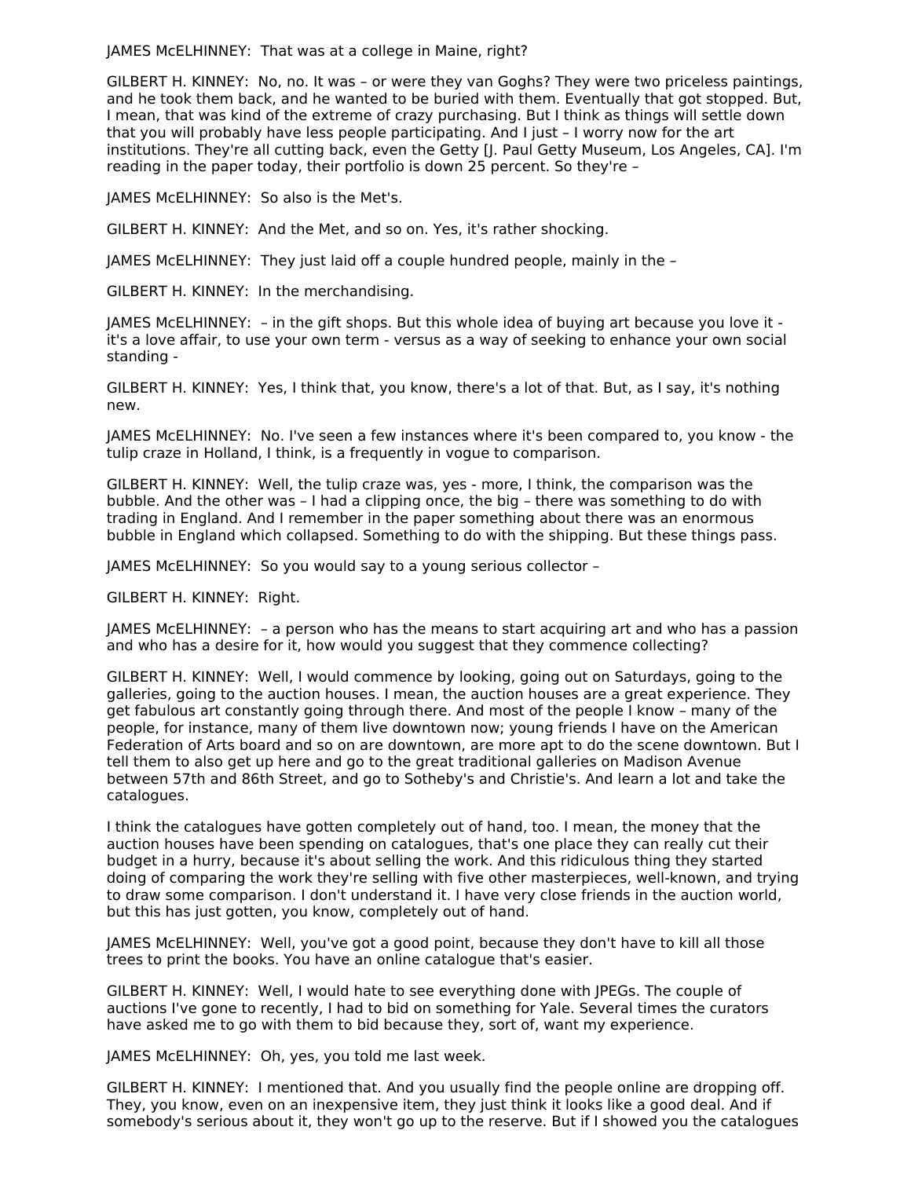JAMES McELHINNEY: That was at a college in Maine, right?

GILBERT H. KINNEY: No, no. It was – or were they van Goghs? They were two priceless paintings, and he took them back, and he wanted to be buried with them. Eventually that got stopped. But, I mean, that was kind of the extreme of crazy purchasing. But I think as things will settle down that you will probably have less people participating. And I just – I worry now for the art institutions. They're all cutting back, even the Getty [J. Paul Getty Museum, Los Angeles, CA]. I'm reading in the paper today, their portfolio is down 25 percent. So they're –

JAMES McELHINNEY: So also is the Met's.

GILBERT H. KINNEY: And the Met, and so on. Yes, it's rather shocking.

JAMES McELHINNEY: They just laid off a couple hundred people, mainly in the –

GILBERT H. KINNEY: In the merchandising.

JAMES McELHINNEY: – in the gift shops. But this whole idea of buying art because you love it - it's a love affair, to use your own term - versus as a way of seeking to enhance your own social standing -

GILBERT H. KINNEY: Yes, I think that, you know, there's a lot of that. But, as I say, it's nothing new.

JAMES McELHINNEY: No. I've seen a few instances where it's been compared to, you know - the tulip craze in Holland, I think, is a frequently in vogue to comparison.

GILBERT H. KINNEY: Well, the tulip craze was, yes - more, I think, the comparison was the bubble. And the other was – I had a clipping once, the big – there was something to do with trading in England. And I remember in the paper something about there was an enormous bubble in England which collapsed. Something to do with the shipping. But these things pass.

JAMES McELHINNEY: So you would say to a young serious collector –

GILBERT H. KINNEY: Right.

JAMES McELHINNEY: – a person who has the means to start acquiring art and who has a passion and who has a desire for it, how would you suggest that they commence collecting?

GILBERT H. KINNEY: Well, I would commence by looking, going out on Saturdays, going to the galleries, going to the auction houses. I mean, the auction houses are a great experience. They get fabulous art constantly going through there. And most of the people I know – many of the people, for instance, many of them live downtown now; young friends I have on the American Federation of Arts board and so on are downtown, are more apt to do the scene downtown. But I tell them to also get up here and go to the great traditional galleries on Madison Avenue between 57th and 86th Street, and go to Sotheby's and Christie's. And learn a lot and take the catalogues.

I think the catalogues have gotten completely out of hand, too. I mean, the money that the auction houses have been spending on catalogues, that's one place they can really cut their budget in a hurry, because it's about selling the work. And this ridiculous thing they started doing of comparing the work they're selling with five other masterpieces, well-known, and trying to draw some comparison. I don't understand it. I have very close friends in the auction world, but this has just gotten, you know, completely out of hand.

JAMES McELHINNEY: Well, you've got a good point, because they don't have to kill all those trees to print the books. You have an online catalogue that's easier.

GILBERT H. KINNEY: Well, I would hate to see everything done with JPEGs. The couple of auctions I've gone to recently, I had to bid on something for Yale. Several times the curators have asked me to go with them to bid because they, sort of, want my experience.

JAMES McELHINNEY: Oh, yes, you told me last week.

GILBERT H. KINNEY: I mentioned that. And you usually find the people online are dropping off. They, you know, even on an inexpensive item, they just think it looks like a good deal. And if somebody's serious about it, they won't go up to the reserve. But if I showed you the catalogues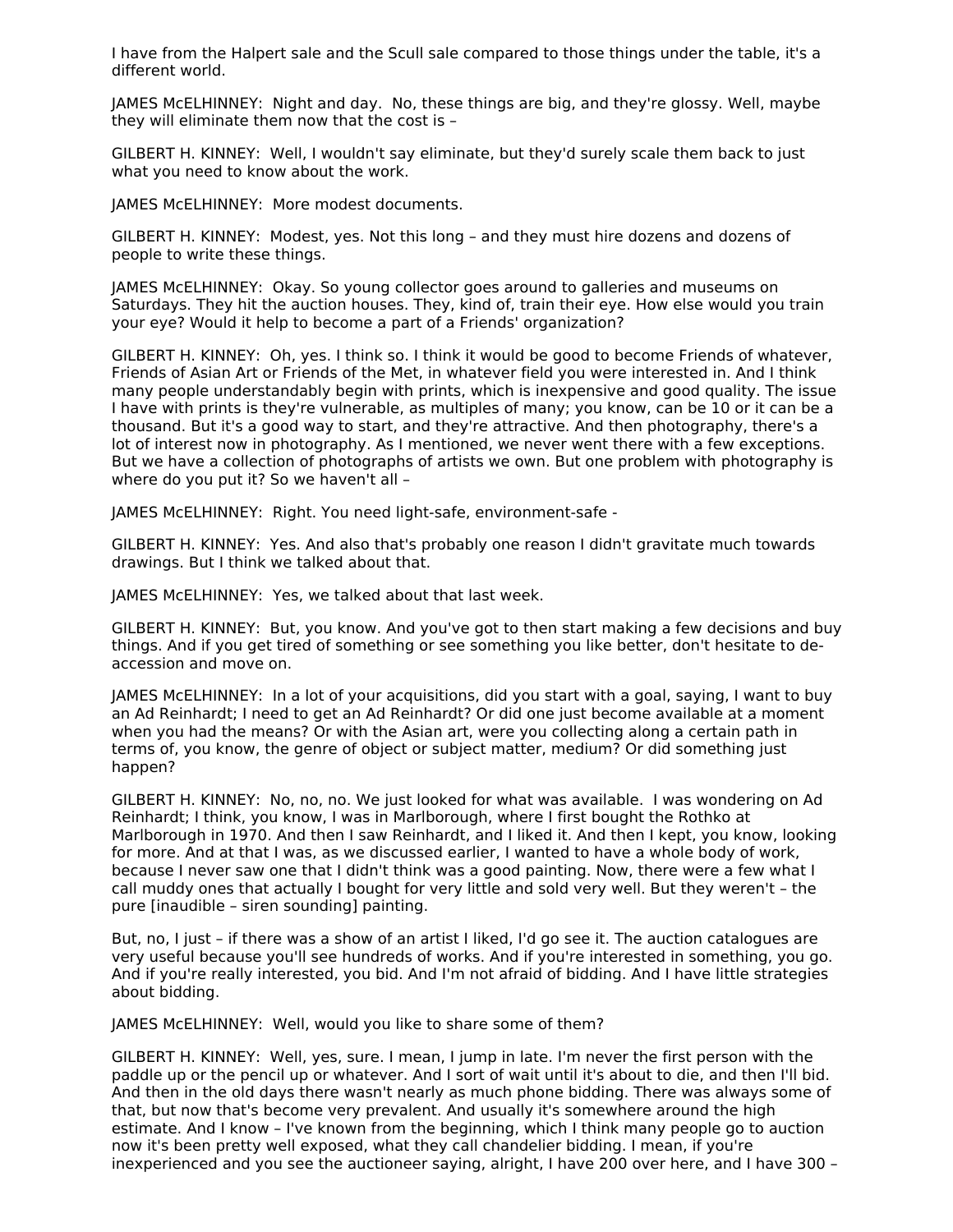I have from the Halpert sale and the Scull sale compared to those things under the table, it's a different world.

JAMES McELHINNEY: Night and day. No, these things are big, and they're glossy. Well, maybe they will eliminate them now that the cost is –

GILBERT H. KINNEY: Well, I wouldn't say eliminate, but they'd surely scale them back to just what you need to know about the work.

JAMES McELHINNEY: More modest documents.

GILBERT H. KINNEY: Modest, yes. Not this long – and they must hire dozens and dozens of people to write these things.

JAMES McELHINNEY: Okay. So young collector goes around to galleries and museums on Saturdays. They hit the auction houses. They, kind of, train their eye. How else would you train your eye? Would it help to become a part of a Friends' organization?

GILBERT H. KINNEY: Oh, yes. I think so. I think it would be good to become Friends of whatever, Friends of Asian Art or Friends of the Met, in whatever field you were interested in. And I think many people understandably begin with prints, which is inexpensive and good quality. The issue I have with prints is they're vulnerable, as multiples of many; you know, can be 10 or it can be a thousand. But it's a good way to start, and they're attractive. And then photography, there's a lot of interest now in photography. As I mentioned, we never went there with a few exceptions. But we have a collection of photographs of artists we own. But one problem with photography is where do you put it? So we haven't all –

JAMES McELHINNEY: Right. You need light-safe, environment-safe -

GILBERT H. KINNEY: Yes. And also that's probably one reason I didn't gravitate much towards drawings. But I think we talked about that.

JAMES McELHINNEY: Yes, we talked about that last week.

GILBERT H. KINNEY: But, you know. And you've got to then start making a few decisions and buy things. And if you get tired of something or see something you like better, don't hesitate to de-accession and move on.

JAMES McELHINNEY: In a lot of your acquisitions, did you start with a goal, saying, I want to buy an Ad Reinhardt; I need to get an Ad Reinhardt? Or did one just become available at a moment when you had the means? Or with the Asian art, were you collecting along a certain path in terms of, you know, the genre of object or subject matter, medium? Or did something just happen?

GILBERT H. KINNEY: No, no, no. We just looked for what was available. I was wondering on Ad Reinhardt; I think, you know, I was in Marlborough, where I first bought the Rothko at Marlborough in 1970. And then I saw Reinhardt, and I liked it. And then I kept, you know, looking for more. And at that I was, as we discussed earlier, I wanted to have a whole body of work, because I never saw one that I didn't think was a good painting. Now, there were a few what I call muddy ones that actually I bought for very little and sold very well. But they weren't – the pure [inaudible – siren sounding] painting.

But, no, I just – if there was a show of an artist I liked, I'd go see it. The auction catalogues are very useful because you'll see hundreds of works. And if you're interested in something, you go. And if you're really interested, you bid. And I'm not afraid of bidding. And I have little strategies about bidding.

JAMES McELHINNEY: Well, would you like to share some of them?

GILBERT H. KINNEY: Well, yes, sure. I mean, I jump in late. I'm never the first person with the paddle up or the pencil up or whatever. And I sort of wait until it's about to die, and then I'll bid. And then in the old days there wasn't nearly as much phone bidding. There was always some of that, but now that's become very prevalent. And usually it's somewhere around the high estimate. And I know – I've known from the beginning, which I think many people go to auction now it's been pretty well exposed, what they call chandelier bidding. I mean, if you're inexperienced and you see the auctioneer saying, alright, I have 200 over here, and I have 300 –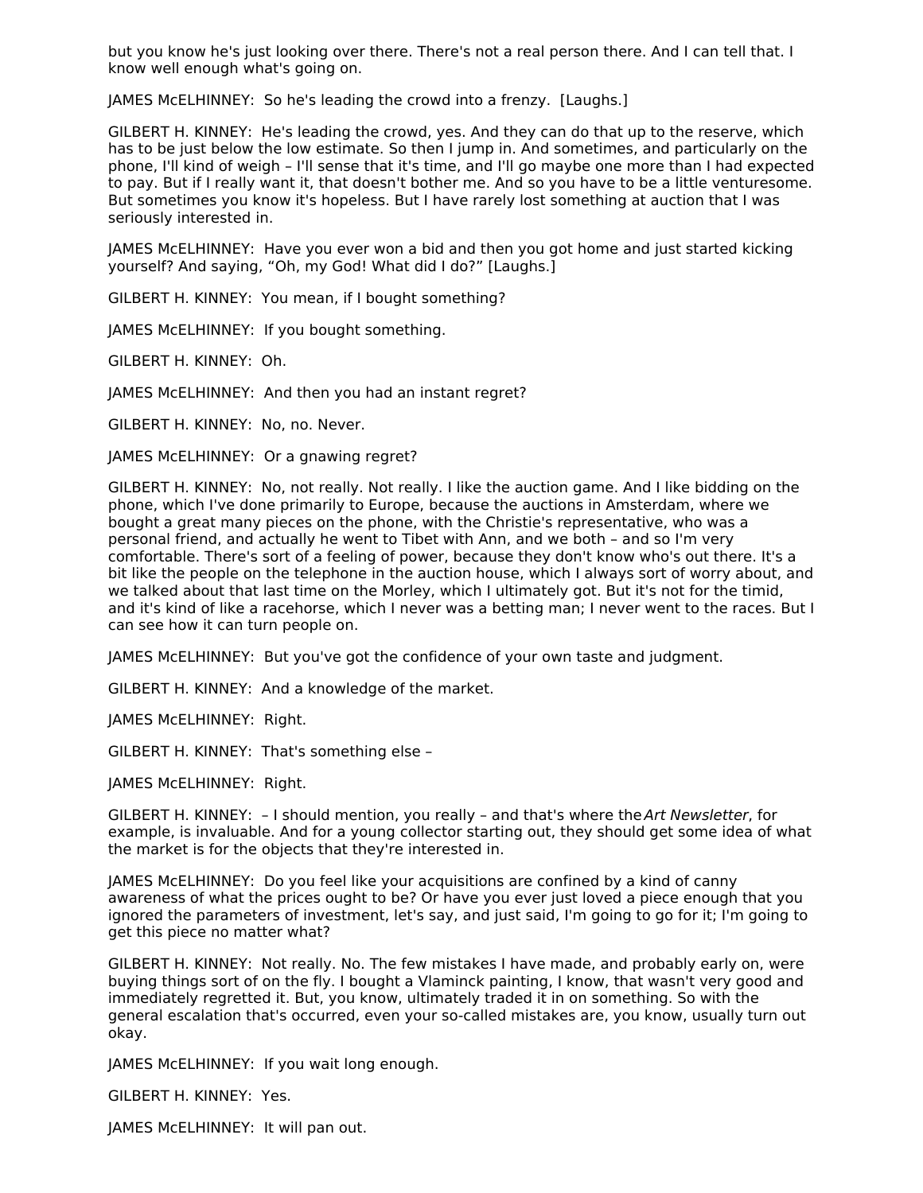but you know he's just looking over there. There's not a real person there. And I can tell that. I know well enough what's going on.

JAMES McELHINNEY: So he's leading the crowd into a frenzy. [Laughs.]

GILBERT H. KINNEY: He's leading the crowd, yes. And they can do that up to the reserve, which has to be just below the low estimate. So then I jump in. And sometimes, and particularly on the phone, I'll kind of weigh – I'll sense that it's time, and I'll go maybe one more than I had expected to pay. But if I really want it, that doesn't bother me. And so you have to be a little venturesome. But sometimes you know it's hopeless. But I have rarely lost something at auction that I was seriously interested in.

JAMES McELHINNEY: Have you ever won a bid and then you got home and just started kicking yourself? And saying, "Oh, my God! What did I do?" [Laughs.]

GILBERT H. KINNEY: You mean, if I bought something?

JAMES McELHINNEY: If you bought something.

GILBERT H. KINNEY: Oh.

JAMES McELHINNEY: And then you had an instant regret?

GILBERT H. KINNEY: No, no. Never.

JAMES McELHINNEY: Or a gnawing regret?

GILBERT H. KINNEY: No, not really. Not really. I like the auction game. And I like bidding on the phone, which I've done primarily to Europe, because the auctions in Amsterdam, where we bought a great many pieces on the phone, with the Christie's representative, who was a personal friend, and actually he went to Tibet with Ann, and we both – and so I'm very comfortable. There's sort of a feeling of power, because they don't know who's out there. It's a bit like the people on the telephone in the auction house, which I always sort of worry about, and we talked about that last time on the Morley, which I ultimately got. But it's not for the timid, and it's kind of like a racehorse, which I never was a betting man; I never went to the races. But I can see how it can turn people on.

JAMES McELHINNEY: But you've got the confidence of your own taste and judgment.

GILBERT H. KINNEY: And a knowledge of the market.

JAMES McELHINNEY: Right.

GILBERT H. KINNEY: That's something else –

JAMES McELHINNEY: Right.

GILBERT H. KINNEY: – I should mention, you really – and that's where the *Art Newsletter*, for example, is invaluable. And for a young collector starting out, they should get some idea of what the market is for the objects that they're interested in.

JAMES McELHINNEY: Do you feel like your acquisitions are confined by a kind of canny awareness of what the prices ought to be? Or have you ever just loved a piece enough that you ignored the parameters of investment, let's say, and just said, I'm going to go for it; I'm going to get this piece no matter what?

GILBERT H. KINNEY: Not really. No. The few mistakes I have made, and probably early on, were buying things sort of on the fly. I bought a Vlaminck painting, I know, that wasn't very good and immediately regretted it. But, you know, ultimately traded it in on something. So with the general escalation that's occurred, even your so-called mistakes are, you know, usually turn out okay.

JAMES McELHINNEY: If you wait long enough.

GILBERT H. KINNEY: Yes.

JAMES McELHINNEY: It will pan out.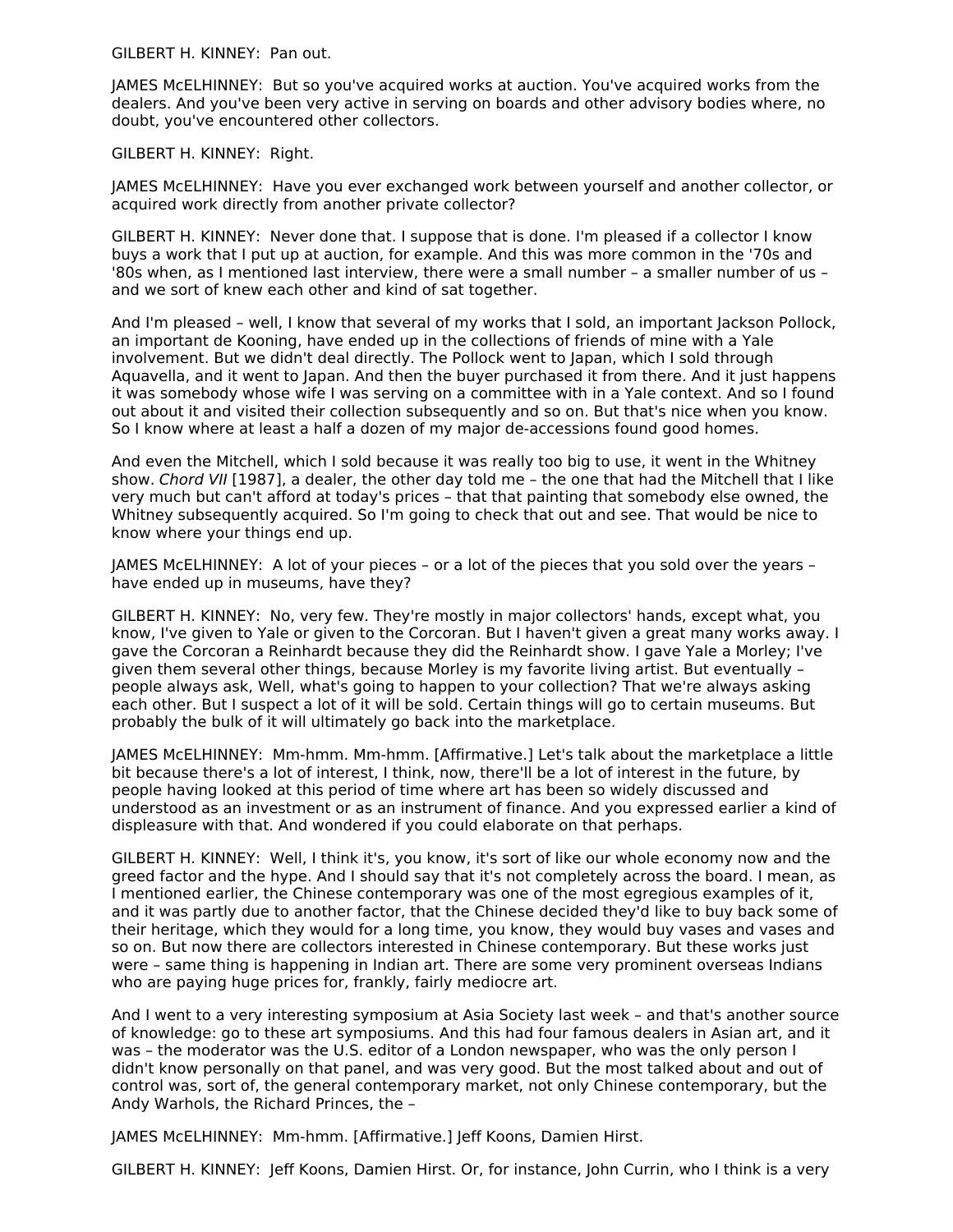GILBERT H. KINNEY: Pan out.

JAMES McELHINNEY: But so you've acquired works at auction. You've acquired works from the dealers. And you've been very active in serving on boards and other advisory bodies where, no doubt, you've encountered other collectors.

GILBERT H. KINNEY: Right.

JAMES McELHINNEY: Have you ever exchanged work between yourself and another collector, or acquired work directly from another private collector?

GILBERT H. KINNEY: Never done that. I suppose that is done. I'm pleased if a collector I know buys a work that I put up at auction, for example. And this was more common in the '70s and '80s when, as I mentioned last interview, there were a small number – a smaller number of us – and we sort of knew each other and kind of sat together.

And I'm pleased – well, I know that several of my works that I sold, an important Jackson Pollock, an important de Kooning, have ended up in the collections of friends of mine with a Yale involvement. But we didn't deal directly. The Pollock went to Japan, which I sold through Aquavella, and it went to Japan. And then the buyer purchased it from there. And it just happens it was somebody whose wife I was serving on a committee with in a Yale context. And so I found out about it and visited their collection subsequently and so on. But that's nice when you know. So I know where at least a half a dozen of my major de-accessions found good homes.

And even the Mitchell, which I sold because it was really too big to use, it went in the Whitney show. *Chord VII* [1987], a dealer, the other day told me – the one that had the Mitchell that I like very much but can't afford at today's prices – that that painting that somebody else owned, the Whitney subsequently acquired. So I'm going to check that out and see. That would be nice to know where your things end up.

JAMES McELHINNEY: A lot of your pieces – or a lot of the pieces that you sold over the years – have ended up in museums, have they?

GILBERT H. KINNEY: No, very few. They're mostly in major collectors' hands, except what, you know, I've given to Yale or given to the Corcoran. But I haven't given a great many works away. I gave the Corcoran a Reinhardt because they did the Reinhardt show. I gave Yale a Morley; I've given them several other things, because Morley is my favorite living artist. But eventually – people always ask, Well, what's going to happen to your collection? That we're always asking each other. But I suspect a lot of it will be sold. Certain things will go to certain museums. But probably the bulk of it will ultimately go back into the marketplace.

JAMES McELHINNEY: Mm-hmm. Mm-hmm. [Affirmative.] Let's talk about the marketplace a little bit because there's a lot of interest, I think, now, there'll be a lot of interest in the future, by people having looked at this period of time where art has been so widely discussed and understood as an investment or as an instrument of finance. And you expressed earlier a kind of displeasure with that. And wondered if you could elaborate on that perhaps.

GILBERT H. KINNEY: Well, I think it's, you know, it's sort of like our whole economy now and the greed factor and the hype. And I should say that it's not completely across the board. I mean, as I mentioned earlier, the Chinese contemporary was one of the most egregious examples of it, and it was partly due to another factor, that the Chinese decided they'd like to buy back some of their heritage, which they would for a long time, you know, they would buy vases and vases and so on. But now there are collectors interested in Chinese contemporary. But these works just were – same thing is happening in Indian art. There are some very prominent overseas Indians who are paying huge prices for, frankly, fairly mediocre art.

And I went to a very interesting symposium at Asia Society last week – and that's another source of knowledge: go to these art symposiums. And this had four famous dealers in Asian art, and it was – the moderator was the U.S. editor of a London newspaper, who was the only person I didn't know personally on that panel, and was very good. But the most talked about and out of control was, sort of, the general contemporary market, not only Chinese contemporary, but the Andy Warhols, the Richard Princes, the –

JAMES McELHINNEY: Mm-hmm. [Affirmative.] Jeff Koons, Damien Hirst.

GILBERT H. KINNEY: Jeff Koons, Damien Hirst. Or, for instance, John Currin, who I think is a very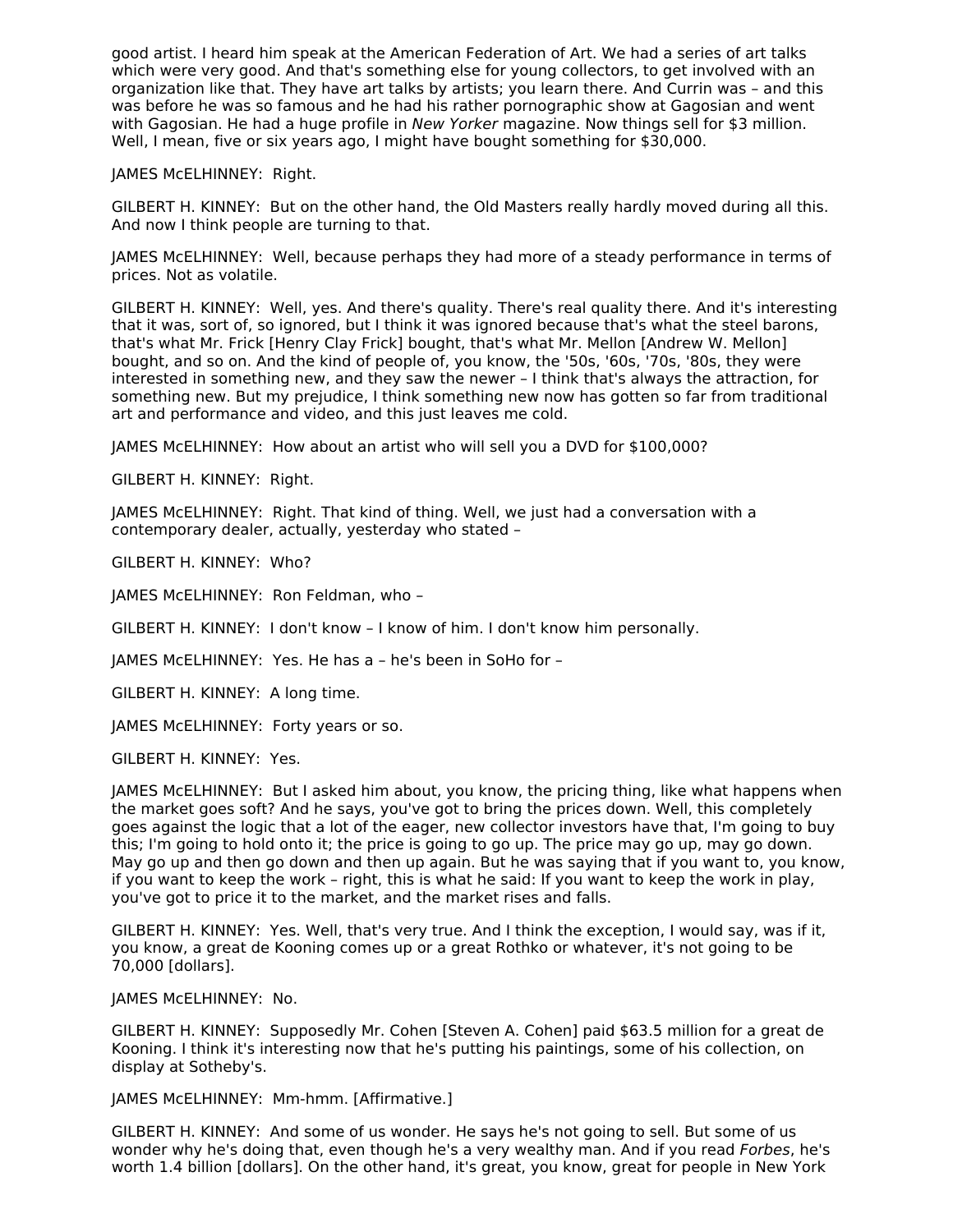good artist. I heard him speak at the American Federation of Art. We had a series of art talks which were very good. And that's something else for young collectors, to get involved with an organization like that. They have art talks by artists; you learn there. And Currin was – and this was before he was so famous and he had his rather pornographic show at Gagosian and went with Gagosian. He had a huge profile in *New Yorker* magazine. Now things sell for $3 million. Well, I mean, five or six years ago, I might have bought something for $30,000.

JAMES McELHINNEY: Right.

GILBERT H. KINNEY: But on the other hand, the Old Masters really hardly moved during all this. And now I think people are turning to that.

JAMES McELHINNEY: Well, because perhaps they had more of a steady performance in terms of prices. Not as volatile.

GILBERT H. KINNEY: Well, yes. And there's quality. There's real quality there. And it's interesting that it was, sort of, so ignored, but I think it was ignored because that's what the steel barons, that's what Mr. Frick [Henry Clay Frick] bought, that's what Mr. Mellon [Andrew W. Mellon] bought, and so on. And the kind of people of, you know, the '50s, '60s, '70s, '80s, they were interested in something new, and they saw the newer – I think that's always the attraction, for something new. But my prejudice, I think something new now has gotten so far from traditional art and performance and video, and this just leaves me cold.

JAMES McELHINNEY: How about an artist who will sell you a DVD for $100,000?

GILBERT H. KINNEY: Right.

JAMES McELHINNEY: Right. That kind of thing. Well, we just had a conversation with a contemporary dealer, actually, yesterday who stated –

GILBERT H. KINNEY: Who?

JAMES McELHINNEY: Ron Feldman, who –

GILBERT H. KINNEY: I don't know – I know of him. I don't know him personally.

JAMES McELHINNEY: Yes. He has a – he's been in SoHo for –

GILBERT H. KINNEY: A long time.

JAMES McELHINNEY: Forty years or so.

GILBERT H. KINNEY: Yes.

JAMES McELHINNEY: But I asked him about, you know, the pricing thing, like what happens when the market goes soft? And he says, you've got to bring the prices down. Well, this completely goes against the logic that a lot of the eager, new collector investors have that, I'm going to buy this; I'm going to hold onto it; the price is going to go up. The price may go up, may go down. May go up and then go down and then up again. But he was saying that if you want to, you know, if you want to keep the work – right, this is what he said: If you want to keep the work in play, you've got to price it to the market, and the market rises and falls.

GILBERT H. KINNEY: Yes. Well, that's very true. And I think the exception, I would say, was if it, you know, a great de Kooning comes up or a great Rothko or whatever, it's not going to be 70,000 [dollars].

JAMES McELHINNEY: No.

GILBERT H. KINNEY: Supposedly Mr. Cohen [Steven A. Cohen] paid $63.5 million for a great de Kooning. I think it's interesting now that he's putting his paintings, some of his collection, on display at Sotheby's.

JAMES McELHINNEY: Mm-hmm. [Affirmative.]

GILBERT H. KINNEY: And some of us wonder. He says he's not going to sell. But some of us wonder why he's doing that, even though he's a very wealthy man. And if you read *Forbes*, he's worth 1.4 billion [dollars]. On the other hand, it's great, you know, great for people in New York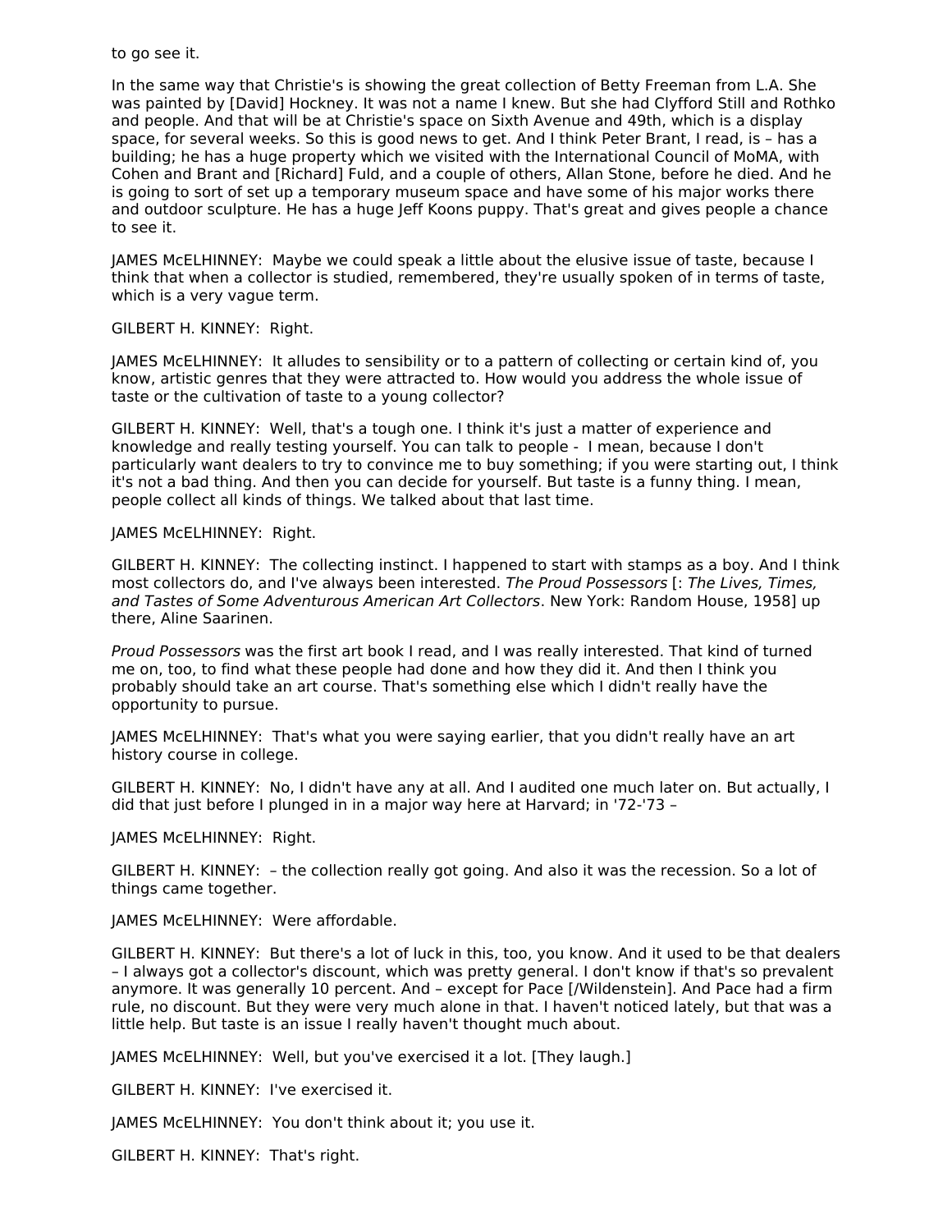to go see it.

In the same way that Christie's is showing the great collection of Betty Freeman from L.A. She was painted by [David] Hockney. It was not a name I knew. But she had Clyfford Still and Rothko and people. And that will be at Christie's space on Sixth Avenue and 49th, which is a display space, for several weeks. So this is good news to get. And I think Peter Brant, I read, is – has a building; he has a huge property which we visited with the International Council of MoMA, with Cohen and Brant and [Richard] Fuld, and a couple of others, Allan Stone, before he died. And he is going to sort of set up a temporary museum space and have some of his major works there and outdoor sculpture. He has a huge Jeff Koons puppy. That's great and gives people a chance to see it.

JAMES McELHINNEY: Maybe we could speak a little about the elusive issue of taste, because I think that when a collector is studied, remembered, they're usually spoken of in terms of taste, which is a very vague term.

GILBERT H. KINNEY: Right.

JAMES McELHINNEY: It alludes to sensibility or to a pattern of collecting or certain kind of, you know, artistic genres that they were attracted to. How would you address the whole issue of taste or the cultivation of taste to a young collector?

GILBERT H. KINNEY: Well, that's a tough one. I think it's just a matter of experience and knowledge and really testing yourself. You can talk to people - I mean, because I don't particularly want dealers to try to convince me to buy something; if you were starting out, I think it's not a bad thing. And then you can decide for yourself. But taste is a funny thing. I mean, people collect all kinds of things. We talked about that last time.

JAMES McELHINNEY: Right.

GILBERT H. KINNEY: The collecting instinct. I happened to start with stamps as a boy. And I think most collectors do, and I've always been interested. *The Proud Possessors* [: *The Lives, Times, and Tastes of Some Adventurous American Art Collectors*. New York: Random House, 1958] up there, Aline Saarinen.

*Proud Possessors* was the first art book I read, and I was really interested. That kind of turned me on, too, to find what these people had done and how they did it. And then I think you probably should take an art course. That's something else which I didn't really have the opportunity to pursue.

JAMES McELHINNEY: That's what you were saying earlier, that you didn't really have an art history course in college.

GILBERT H. KINNEY: No, I didn't have any at all. And I audited one much later on. But actually, I did that just before I plunged in in a major way here at Harvard; in '72-'73 –

JAMES McELHINNEY: Right.

GILBERT H. KINNEY: – the collection really got going. And also it was the recession. So a lot of things came together.

JAMES McELHINNEY: Were affordable.

GILBERT H. KINNEY: But there's a lot of luck in this, too, you know. And it used to be that dealers – I always got a collector's discount, which was pretty general. I don't know if that's so prevalent anymore. It was generally 10 percent. And – except for Pace [/Wildenstein]. And Pace had a firm rule, no discount. But they were very much alone in that. I haven't noticed lately, but that was a little help. But taste is an issue I really haven't thought much about.

JAMES McELHINNEY: Well, but you've exercised it a lot. [They laugh.]

GILBERT H. KINNEY: I've exercised it.

JAMES McELHINNEY: You don't think about it; you use it.

GILBERT H. KINNEY: That's right.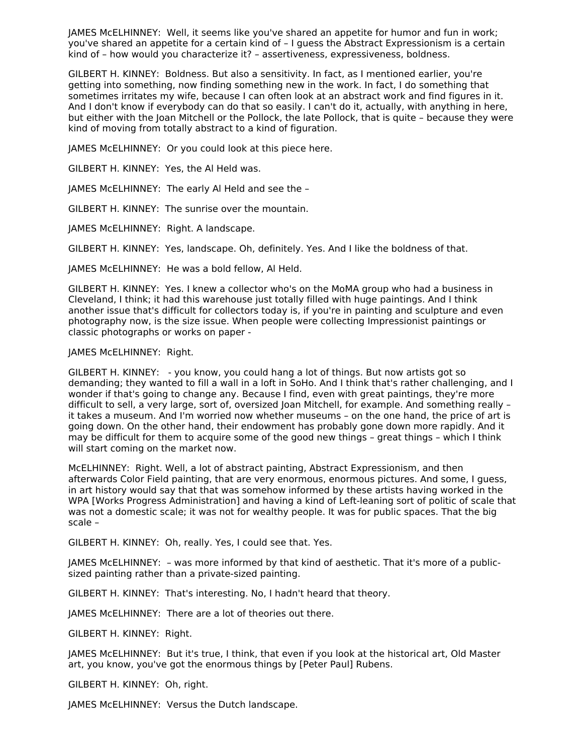JAMES McELHINNEY: Well, it seems like you've shared an appetite for humor and fun in work; you've shared an appetite for a certain kind of – I guess the Abstract Expressionism is a certain kind of – how would you characterize it? – assertiveness, expressiveness, boldness.

GILBERT H. KINNEY: Boldness. But also a sensitivity. In fact, as I mentioned earlier, you're getting into something, now finding something new in the work. In fact, I do something that sometimes irritates my wife, because I can often look at an abstract work and find figures in it. And I don't know if everybody can do that so easily. I can't do it, actually, with anything in here, but either with the Joan Mitchell or the Pollock, the late Pollock, that is quite – because they were kind of moving from totally abstract to a kind of figuration.

JAMES McELHINNEY: Or you could look at this piece here.

GILBERT H. KINNEY: Yes, the Al Held was.

JAMES McELHINNEY: The early Al Held and see the –

GILBERT H. KINNEY: The sunrise over the mountain.

JAMES McELHINNEY: Right. A landscape.

GILBERT H. KINNEY: Yes, landscape. Oh, definitely. Yes. And I like the boldness of that.

JAMES McELHINNEY: He was a bold fellow, Al Held.

GILBERT H. KINNEY: Yes. I knew a collector who's on the MoMA group who had a business in Cleveland, I think; it had this warehouse just totally filled with huge paintings. And I think another issue that's difficult for collectors today is, if you're in painting and sculpture and even photography now, is the size issue. When people were collecting Impressionist paintings or classic photographs or works on paper -

JAMES McELHINNEY: Right.

GILBERT H. KINNEY: - you know, you could hang a lot of things. But now artists got so demanding; they wanted to fill a wall in a loft in SoHo. And I think that's rather challenging, and I wonder if that's going to change any. Because I find, even with great paintings, they're more difficult to sell, a very large, sort of, oversized Joan Mitchell, for example. And something really – it takes a museum. And I'm worried now whether museums – on the one hand, the price of art is going down. On the other hand, their endowment has probably gone down more rapidly. And it may be difficult for them to acquire some of the good new things – great things – which I think will start coming on the market now.

McELHINNEY: Right. Well, a lot of abstract painting, Abstract Expressionism, and then afterwards Color Field painting, that are very enormous, enormous pictures. And some, I guess, in art history would say that that was somehow informed by these artists having worked in the WPA [Works Progress Administration] and having a kind of Left-leaning sort of politic of scale that was not a domestic scale; it was not for wealthy people. It was for public spaces. That the big scale –

GILBERT H. KINNEY: Oh, really. Yes, I could see that. Yes.

JAMES McELHINNEY: – was more informed by that kind of aesthetic. That it's more of a public-sized painting rather than a private-sized painting.

GILBERT H. KINNEY: That's interesting. No, I hadn't heard that theory.

JAMES McELHINNEY: There are a lot of theories out there.

GILBERT H. KINNEY: Right.

JAMES McELHINNEY: But it's true, I think, that even if you look at the historical art, Old Master art, you know, you've got the enormous things by [Peter Paul] Rubens.

GILBERT H. KINNEY: Oh, right.

JAMES McELHINNEY: Versus the Dutch landscape.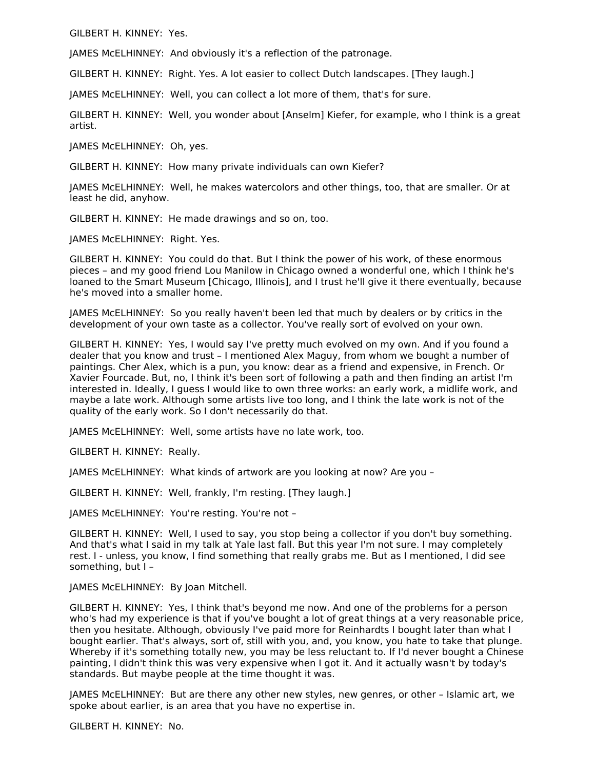GILBERT H. KINNEY: Yes.

JAMES McELHINNEY: And obviously it's a reflection of the patronage.

GILBERT H. KINNEY: Right. Yes. A lot easier to collect Dutch landscapes. [They laugh.]

JAMES McELHINNEY: Well, you can collect a lot more of them, that's for sure.

GILBERT H. KINNEY: Well, you wonder about [Anselm] Kiefer, for example, who I think is a great artist.

JAMES McELHINNEY: Oh, yes.

GILBERT H. KINNEY: How many private individuals can own Kiefer?

JAMES McELHINNEY: Well, he makes watercolors and other things, too, that are smaller. Or at least he did, anyhow.

GILBERT H. KINNEY: He made drawings and so on, too.

JAMES McELHINNEY: Right. Yes.

GILBERT H. KINNEY: You could do that. But I think the power of his work, of these enormous pieces – and my good friend Lou Manilow in Chicago owned a wonderful one, which I think he's loaned to the Smart Museum [Chicago, Illinois], and I trust he'll give it there eventually, because he's moved into a smaller home.

JAMES McELHINNEY: So you really haven't been led that much by dealers or by critics in the development of your own taste as a collector. You've really sort of evolved on your own.

GILBERT H. KINNEY: Yes, I would say I've pretty much evolved on my own. And if you found a dealer that you know and trust – I mentioned Alex Maguy, from whom we bought a number of paintings. Cher Alex, which is a pun, you know: dear as a friend and expensive, in French. Or Xavier Fourcade. But, no, I think it's been sort of following a path and then finding an artist I'm interested in. Ideally, I guess I would like to own three works: an early work, a midlife work, and maybe a late work. Although some artists live too long, and I think the late work is not of the quality of the early work. So I don't necessarily do that.

JAMES McELHINNEY: Well, some artists have no late work, too.

GILBERT H. KINNEY: Really.

JAMES McELHINNEY: What kinds of artwork are you looking at now? Are you –

GILBERT H. KINNEY: Well, frankly, I'm resting. [They laugh.]

JAMES McELHINNEY: You're resting. You're not –

GILBERT H. KINNEY: Well, I used to say, you stop being a collector if you don't buy something. And that's what I said in my talk at Yale last fall. But this year I'm not sure. I may completely rest. I - unless, you know, I find something that really grabs me. But as I mentioned, I did see something, but I –

JAMES McELHINNEY: By Joan Mitchell.

GILBERT H. KINNEY: Yes, I think that's beyond me now. And one of the problems for a person who's had my experience is that if you've bought a lot of great things at a very reasonable price, then you hesitate. Although, obviously I've paid more for Reinhardts I bought later than what I bought earlier. That's always, sort of, still with you, and, you know, you hate to take that plunge. Whereby if it's something totally new, you may be less reluctant to. If I'd never bought a Chinese painting, I didn't think this was very expensive when I got it. And it actually wasn't by today's standards. But maybe people at the time thought it was.

JAMES McELHINNEY: But are there any other new styles, new genres, or other – Islamic art, we spoke about earlier, is an area that you have no expertise in.

GILBERT H. KINNEY: No.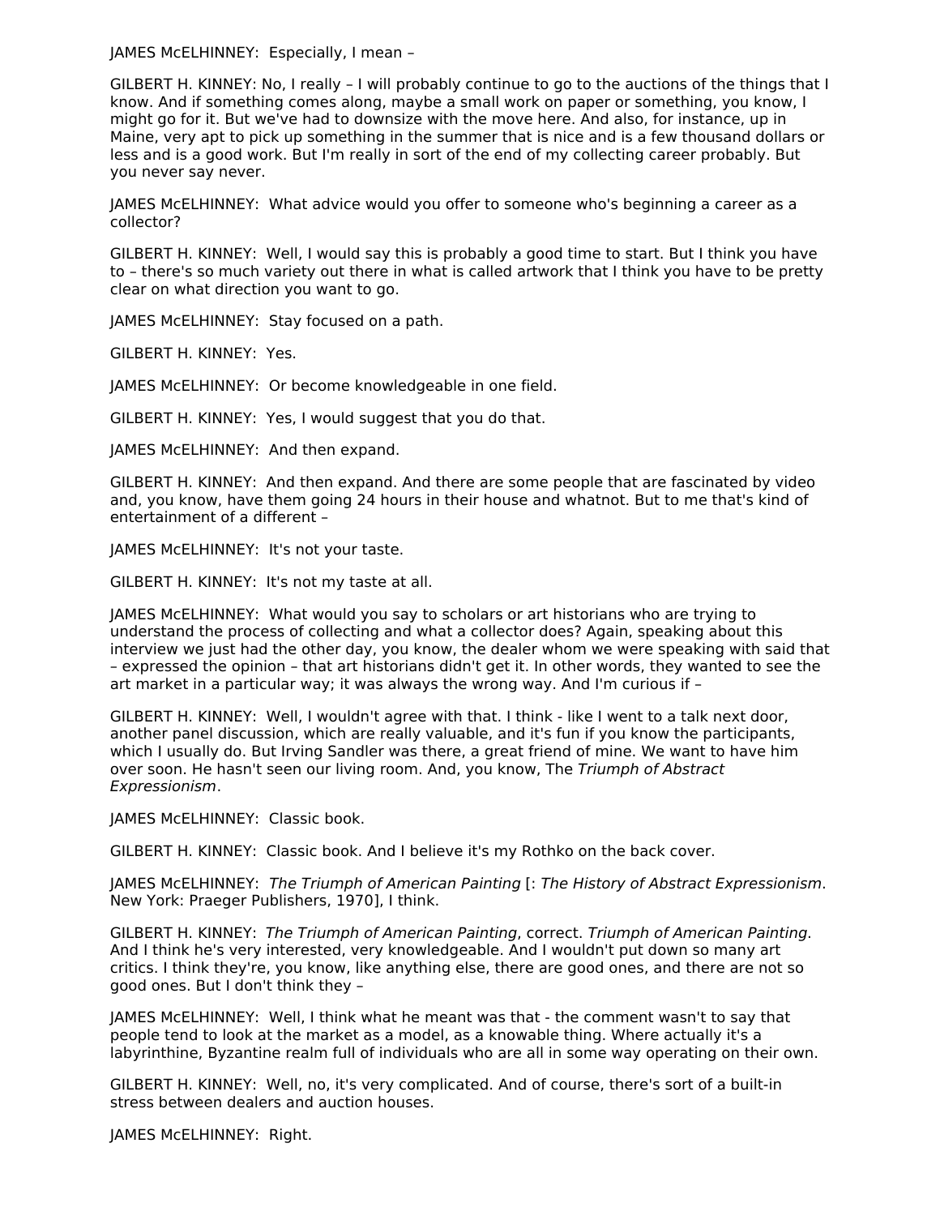JAMES McELHINNEY: Especially, I mean –

GILBERT H. KINNEY: No, I really – I will probably continue to go to the auctions of the things that I know. And if something comes along, maybe a small work on paper or something, you know, I might go for it. But we've had to downsize with the move here. And also, for instance, up in Maine, very apt to pick up something in the summer that is nice and is a few thousand dollars or less and is a good work. But I'm really in sort of the end of my collecting career probably. But you never say never.

JAMES McELHINNEY: What advice would you offer to someone who's beginning a career as a collector?

GILBERT H. KINNEY: Well, I would say this is probably a good time to start. But I think you have to – there's so much variety out there in what is called artwork that I think you have to be pretty clear on what direction you want to go.

JAMES McELHINNEY: Stay focused on a path.

GILBERT H. KINNEY: Yes.

JAMES McELHINNEY: Or become knowledgeable in one field.

GILBERT H. KINNEY: Yes, I would suggest that you do that.

JAMES McELHINNEY: And then expand.

GILBERT H. KINNEY: And then expand. And there are some people that are fascinated by video and, you know, have them going 24 hours in their house and whatnot. But to me that's kind of entertainment of a different –

JAMES McELHINNEY: It's not your taste.

GILBERT H. KINNEY: It's not my taste at all.

JAMES McELHINNEY: What would you say to scholars or art historians who are trying to understand the process of collecting and what a collector does? Again, speaking about this interview we just had the other day, you know, the dealer whom we were speaking with said that – expressed the opinion – that art historians didn't get it. In other words, they wanted to see the art market in a particular way; it was always the wrong way. And I'm curious if –

GILBERT H. KINNEY: Well, I wouldn't agree with that. I think - like I went to a talk next door, another panel discussion, which are really valuable, and it's fun if you know the participants, which I usually do. But Irving Sandler was there, a great friend of mine. We want to have him over soon. He hasn't seen our living room. And, you know, The *Triumph of Abstract Expressionism*.

JAMES McELHINNEY: Classic book.

GILBERT H. KINNEY: Classic book. And I believe it's my Rothko on the back cover.

JAMES McELHINNEY: *The Triumph of American Painting* [: *The History of Abstract Expressionism*. New York: Praeger Publishers, 1970], I think.

GILBERT H. KINNEY: *The Triumph of American Painting*, correct. *Triumph of American Painting*. And I think he's very interested, very knowledgeable. And I wouldn't put down so many art critics. I think they're, you know, like anything else, there are good ones, and there are not so good ones. But I don't think they –

JAMES McELHINNEY: Well, I think what he meant was that - the comment wasn't to say that people tend to look at the market as a model, as a knowable thing. Where actually it's a labyrinthine, Byzantine realm full of individuals who are all in some way operating on their own.

GILBERT H. KINNEY: Well, no, it's very complicated. And of course, there's sort of a built-in stress between dealers and auction houses.

JAMES McELHINNEY: Right.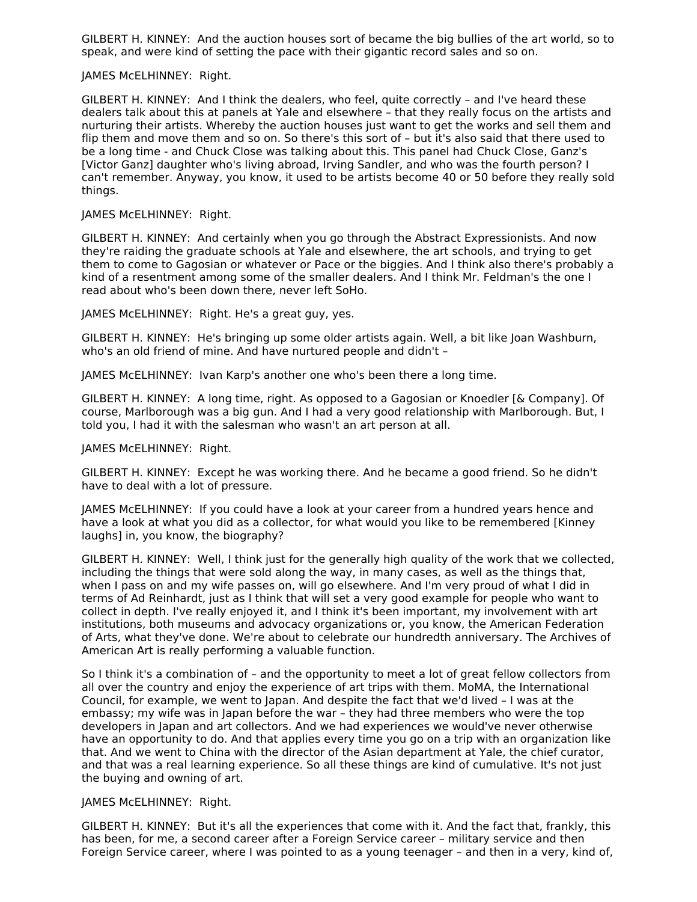GILBERT H. KINNEY: And the auction houses sort of became the big bullies of the art world, so to speak, and were kind of setting the pace with their gigantic record sales and so on.

JAMES McELHINNEY: Right.

GILBERT H. KINNEY: And I think the dealers, who feel, quite correctly – and I've heard these dealers talk about this at panels at Yale and elsewhere – that they really focus on the artists and nurturing their artists. Whereby the auction houses just want to get the works and sell them and flip them and move them and so on. So there's this sort of – but it's also said that there used to be a long time - and Chuck Close was talking about this. This panel had Chuck Close, Ganz's [Victor Ganz] daughter who's living abroad, Irving Sandler, and who was the fourth person? I can't remember. Anyway, you know, it used to be artists become 40 or 50 before they really sold things.

JAMES McELHINNEY: Right.

GILBERT H. KINNEY: And certainly when you go through the Abstract Expressionists. And now they're raiding the graduate schools at Yale and elsewhere, the art schools, and trying to get them to come to Gagosian or whatever or Pace or the biggies. And I think also there's probably a kind of a resentment among some of the smaller dealers. And I think Mr. Feldman's the one I read about who's been down there, never left SoHo.

JAMES McELHINNEY: Right. He's a great guy, yes.

GILBERT H. KINNEY: He's bringing up some older artists again. Well, a bit like Joan Washburn, who's an old friend of mine. And have nurtured people and didn't –

JAMES McELHINNEY: Ivan Karp's another one who's been there a long time.

GILBERT H. KINNEY: A long time, right. As opposed to a Gagosian or Knoedler [& Company]. Of course, Marlborough was a big gun. And I had a very good relationship with Marlborough. But, I told you, I had it with the salesman who wasn't an art person at all.

JAMES McELHINNEY: Right.

GILBERT H. KINNEY: Except he was working there. And he became a good friend. So he didn't have to deal with a lot of pressure.

JAMES McELHINNEY: If you could have a look at your career from a hundred years hence and have a look at what you did as a collector, for what would you like to be remembered [Kinney laughs] in, you know, the biography?

GILBERT H. KINNEY: Well, I think just for the generally high quality of the work that we collected, including the things that were sold along the way, in many cases, as well as the things that, when I pass on and my wife passes on, will go elsewhere. And I'm very proud of what I did in terms of Ad Reinhardt, just as I think that will set a very good example for people who want to collect in depth. I've really enjoyed it, and I think it's been important, my involvement with art institutions, both museums and advocacy organizations or, you know, the American Federation of Arts, what they've done. We're about to celebrate our hundredth anniversary. The Archives of American Art is really performing a valuable function.

So I think it's a combination of – and the opportunity to meet a lot of great fellow collectors from all over the country and enjoy the experience of art trips with them. MoMA, the International Council, for example, we went to Japan. And despite the fact that we'd lived – I was at the embassy; my wife was in Japan before the war – they had three members who were the top developers in Japan and art collectors. And we had experiences we would've never otherwise have an opportunity to do. And that applies every time you go on a trip with an organization like that. And we went to China with the director of the Asian department at Yale, the chief curator, and that was a real learning experience. So all these things are kind of cumulative. It's not just the buying and owning of art.

JAMES McELHINNEY: Right.

GILBERT H. KINNEY: But it's all the experiences that come with it. And the fact that, frankly, this has been, for me, a second career after a Foreign Service career – military service and then Foreign Service career, where I was pointed to as a young teenager – and then in a very, kind of,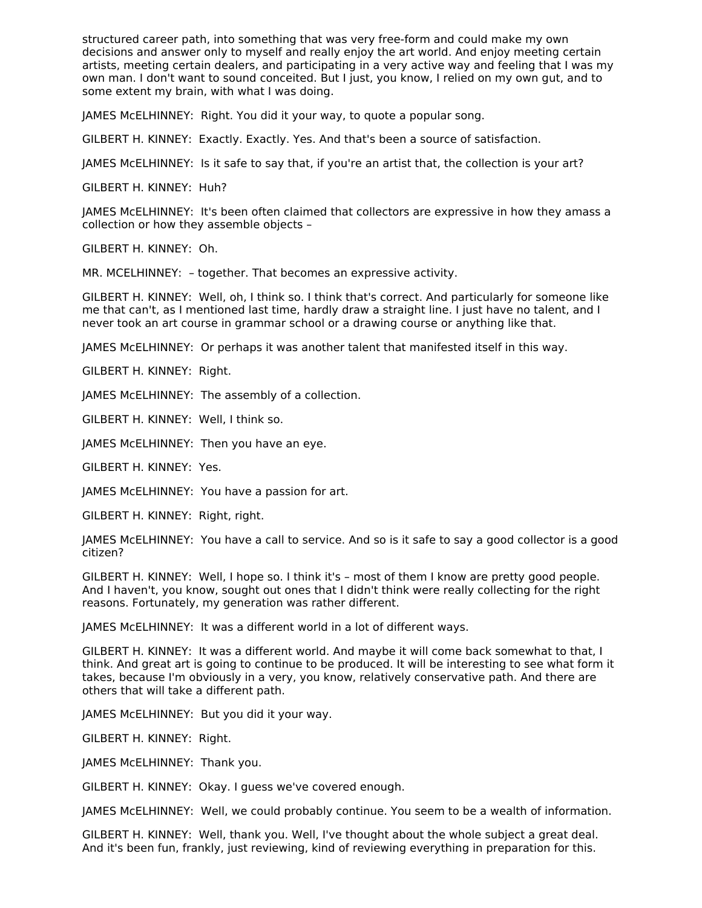structured career path, into something that was very free-form and could make my own decisions and answer only to myself and really enjoy the art world. And enjoy meeting certain artists, meeting certain dealers, and participating in a very active way and feeling that I was my own man. I don't want to sound conceited. But I just, you know, I relied on my own gut, and to some extent my brain, with what I was doing.

JAMES McELHINNEY: Right. You did it your way, to quote a popular song.

GILBERT H. KINNEY: Exactly. Exactly. Yes. And that's been a source of satisfaction.

JAMES McELHINNEY: Is it safe to say that, if you're an artist that, the collection is your art?

GILBERT H. KINNEY: Huh?

JAMES McELHINNEY: It's been often claimed that collectors are expressive in how they amass a collection or how they assemble objects –

GILBERT H. KINNEY: Oh.

MR. MCELHINNEY: – together. That becomes an expressive activity.

GILBERT H. KINNEY: Well, oh, I think so. I think that's correct. And particularly for someone like me that can't, as I mentioned last time, hardly draw a straight line. I just have no talent, and I never took an art course in grammar school or a drawing course or anything like that.

JAMES McELHINNEY: Or perhaps it was another talent that manifested itself in this way.

GILBERT H. KINNEY: Right.

JAMES McELHINNEY: The assembly of a collection.

GILBERT H. KINNEY: Well, I think so.

JAMES McELHINNEY: Then you have an eye.

GILBERT H. KINNEY: Yes.

JAMES McELHINNEY: You have a passion for art.

GILBERT H. KINNEY: Right, right.

JAMES McELHINNEY: You have a call to service. And so is it safe to say a good collector is a good citizen?

GILBERT H. KINNEY: Well, I hope so. I think it's – most of them I know are pretty good people. And I haven't, you know, sought out ones that I didn't think were really collecting for the right reasons. Fortunately, my generation was rather different.

JAMES McELHINNEY: It was a different world in a lot of different ways.

GILBERT H. KINNEY: It was a different world. And maybe it will come back somewhat to that, I think. And great art is going to continue to be produced. It will be interesting to see what form it takes, because I'm obviously in a very, you know, relatively conservative path. And there are others that will take a different path.

JAMES McELHINNEY: But you did it your way.

GILBERT H. KINNEY: Right.

JAMES McELHINNEY: Thank you.

GILBERT H. KINNEY: Okay. I guess we've covered enough.

JAMES McELHINNEY: Well, we could probably continue. You seem to be a wealth of information.

GILBERT H. KINNEY: Well, thank you. Well, I've thought about the whole subject a great deal. And it's been fun, frankly, just reviewing, kind of reviewing everything in preparation for this.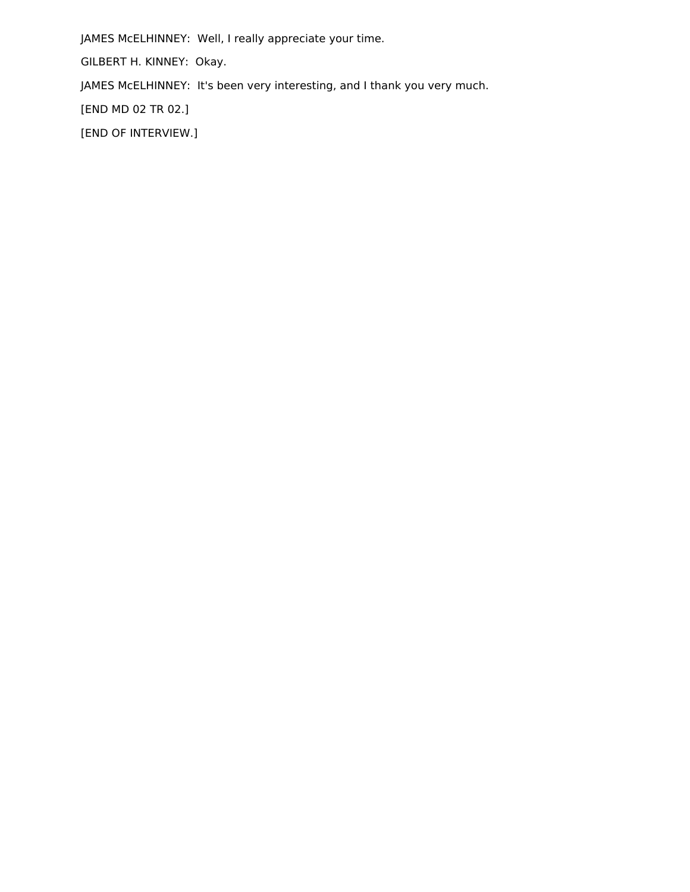JAMES McELHINNEY:  Well, I really appreciate your time.

GILBERT H. KINNEY:  Okay.

JAMES McELHINNEY:  It's been very interesting, and I thank you very much.

[END MD 02 TR 02.]

[END OF INTERVIEW.]